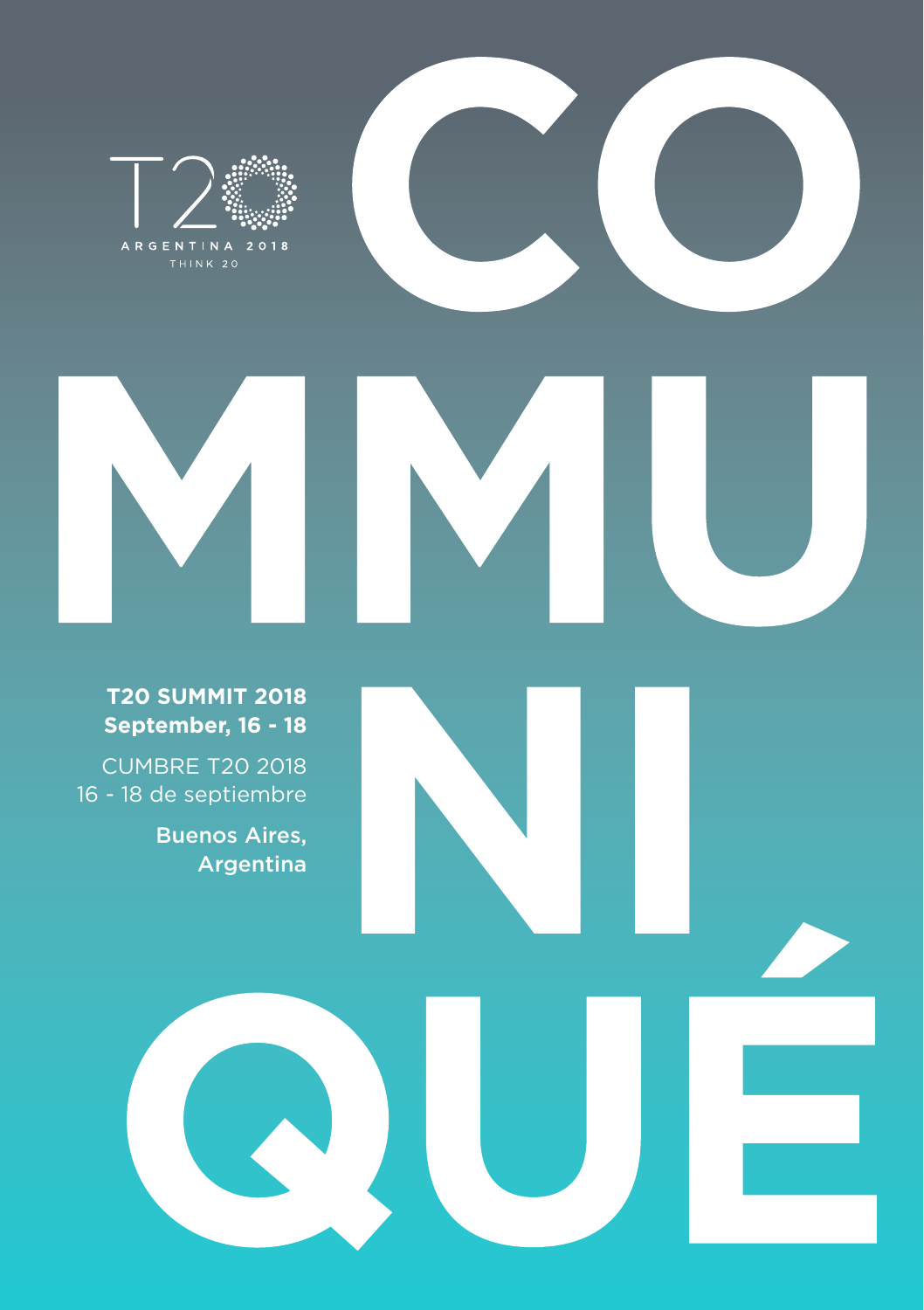T20

ARGENTINA 2018

THINK 20

# COMMUNIQUÉ

**T20 SUMMIT 2018**
**September, 16 - 18**

CUMBRE T20 2018
16 - 18 de septiembre

Buenos Aires,
Argentina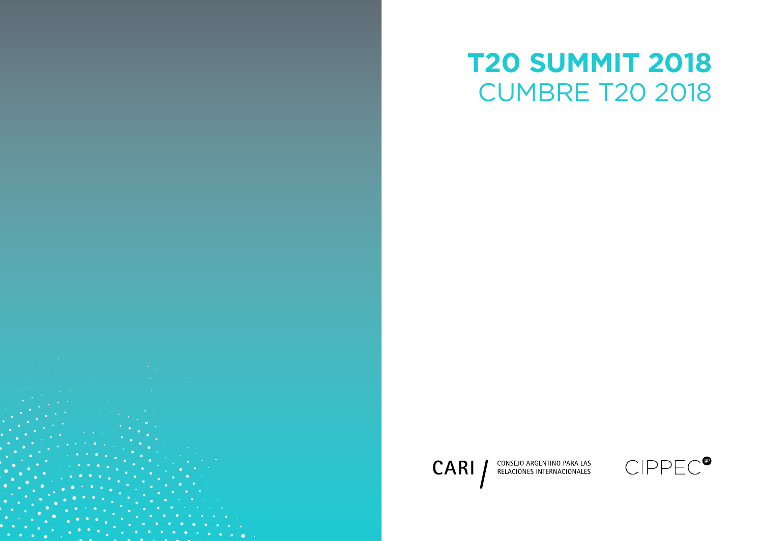# T20 SUMMIT 2018
## CUMBRE T20 2018

CARI / CONSEJO ARGENTINO PARA LAS RELACIONES INTERNACIONALES

CIPPEC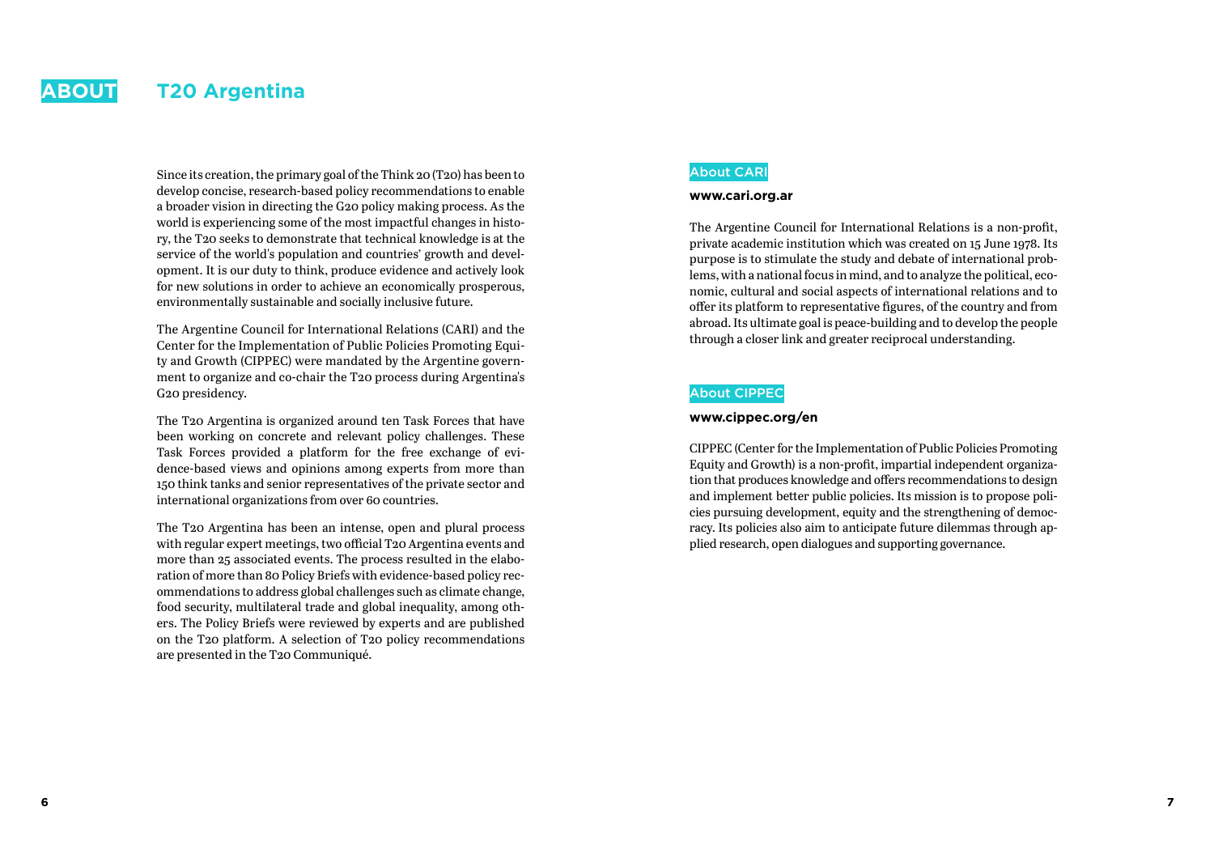# ABOUT T20 Argentina

Since its creation, the primary goal of the Think 20 (T20) has been to develop concise, research-based policy recommendations to enable a broader vision in directing the G20 policy making process. As the world is experiencing some of the most impactful changes in history, the T20 seeks to demonstrate that technical knowledge is at the service of the world's population and countries' growth and development. It is our duty to think, produce evidence and actively look for new solutions in order to achieve an economically prosperous, environmentally sustainable and socially inclusive future.

The Argentine Council for International Relations (CARI) and the Center for the Implementation of Public Policies Promoting Equity and Growth (CIPPEC) were mandated by the Argentine government to organize and co-chair the T20 process during Argentina's G20 presidency.

The T20 Argentina is organized around ten Task Forces that have been working on concrete and relevant policy challenges. These Task Forces provided a platform for the free exchange of evidence-based views and opinions among experts from more than 150 think tanks and senior representatives of the private sector and international organizations from over 60 countries.

The T20 Argentina has been an intense, open and plural process with regular expert meetings, two official T20 Argentina events and more than 25 associated events. The process resulted in the elaboration of more than 80 Policy Briefs with evidence-based policy recommendations to address global challenges such as climate change, food security, multilateral trade and global inequality, among others. The Policy Briefs were reviewed by experts and are published on the T20 platform. A selection of T20 policy recommendations are presented in the T20 Communiqué.

## About CARI

**www.cari.org.ar**

The Argentine Council for International Relations is a non-profit, private academic institution which was created on 15 June 1978. Its purpose is to stimulate the study and debate of international problems, with a national focus in mind, and to analyze the political, economic, cultural and social aspects of international relations and to offer its platform to representative figures, of the country and from abroad. Its ultimate goal is peace-building and to develop the people through a closer link and greater reciprocal understanding.

## About CIPPEC

**www.cippec.org/en**

CIPPEC (Center for the Implementation of Public Policies Promoting Equity and Growth) is a non-profit, impartial independent organization that produces knowledge and offers recommendations to design and implement better public policies. Its mission is to propose policies pursuing development, equity and the strengthening of democracy. Its policies also aim to anticipate future dilemmas through applied research, open dialogues and supporting governance.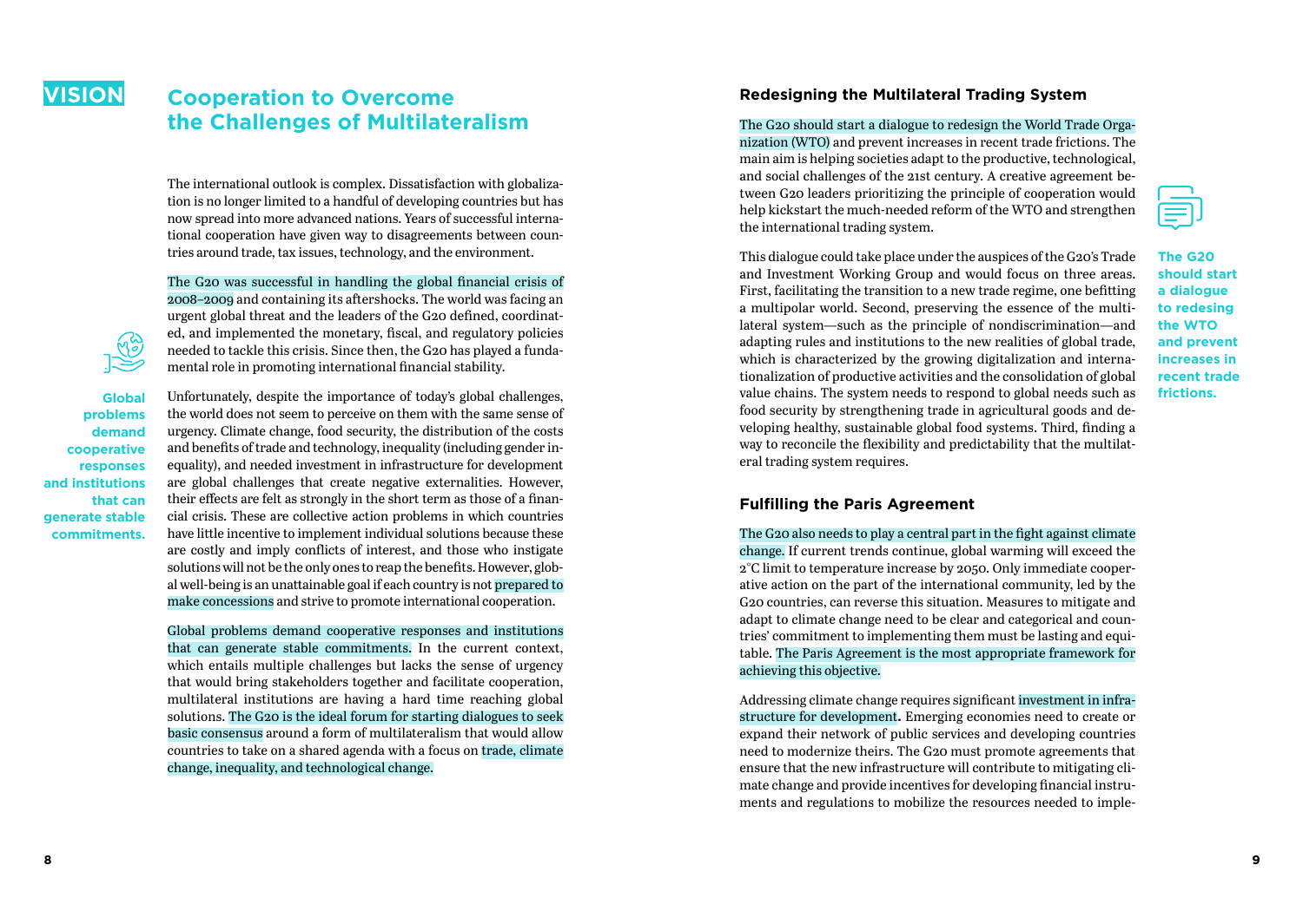VISION

# Cooperation to Overcome the Challenges of Multilateralism

The international outlook is complex. Dissatisfaction with globalization is no longer limited to a handful of developing countries but has now spread into more advanced nations. Years of successful international cooperation have given way to disagreements between countries around trade, tax issues, technology, and the environment.

The G20 was successful in handling the global financial crisis of 2008–2009 and containing its aftershocks. The world was facing an urgent global threat and the leaders of the G20 defined, coordinated, and implemented the monetary, fiscal, and regulatory policies needed to tackle this crisis. Since then, the G20 has played a fundamental role in promoting international financial stability.

**Global problems demand cooperative responses and institutions that can generate stable commitments.**

Unfortunately, despite the importance of today's global challenges, the world does not seem to perceive on them with the same sense of urgency. Climate change, food security, the distribution of the costs and benefits of trade and technology, inequality (including gender inequality), and needed investment in infrastructure for development are global challenges that create negative externalities. However, their effects are felt as strongly in the short term as those of a financial crisis. These are collective action problems in which countries have little incentive to implement individual solutions because these are costly and imply conflicts of interest, and those who instigate solutions will not be the only ones to reap the benefits. However, global well-being is an unattainable goal if each country is not prepared to make concessions and strive to promote international cooperation.

Global problems demand cooperative responses and institutions that can generate stable commitments. In the current context, which entails multiple challenges but lacks the sense of urgency that would bring stakeholders together and facilitate cooperation, multilateral institutions are having a hard time reaching global solutions. The G20 is the ideal forum for starting dialogues to seek basic consensus around a form of multilateralism that would allow countries to take on a shared agenda with a focus on trade, climate change, inequality, and technological change.

## Redesigning the Multilateral Trading System

The G20 should start a dialogue to redesign the World Trade Organization (WTO) and prevent increases in recent trade frictions. The main aim is helping societies adapt to the productive, technological, and social challenges of the 21st century. A creative agreement between G20 leaders prioritizing the principle of cooperation would help kickstart the much-needed reform of the WTO and strengthen the international trading system.

**The G20 should start a dialogue to redesing the WTO and prevent increases in recent trade frictions.**

This dialogue could take place under the auspices of the G20's Trade and Investment Working Group and would focus on three areas. First, facilitating the transition to a new trade regime, one befitting a multipolar world. Second, preserving the essence of the multilateral system—such as the principle of nondiscrimination—and adapting rules and institutions to the new realities of global trade, which is characterized by the growing digitalization and internationalization of productive activities and the consolidation of global value chains. The system needs to respond to global needs such as food security by strengthening trade in agricultural goods and developing healthy, sustainable global food systems. Third, finding a way to reconcile the flexibility and predictability that the multilateral trading system requires.

## Fulfilling the Paris Agreement

The G20 also needs to play a central part in the fight against climate change. If current trends continue, global warming will exceed the 2°C limit to temperature increase by 2050. Only immediate cooperative action on the part of the international community, led by the G20 countries, can reverse this situation. Measures to mitigate and adapt to climate change need to be clear and categorical and countries' commitment to implementing them must be lasting and equitable. The Paris Agreement is the most appropriate framework for achieving this objective.

Addressing climate change requires significant investment in infrastructure for development**.** Emerging economies need to create or expand their network of public services and developing countries need to modernize theirs. The G20 must promote agreements that ensure that the new infrastructure will contribute to mitigating climate change and provide incentives for developing financial instruments and regulations to mobilize the resources needed to imple-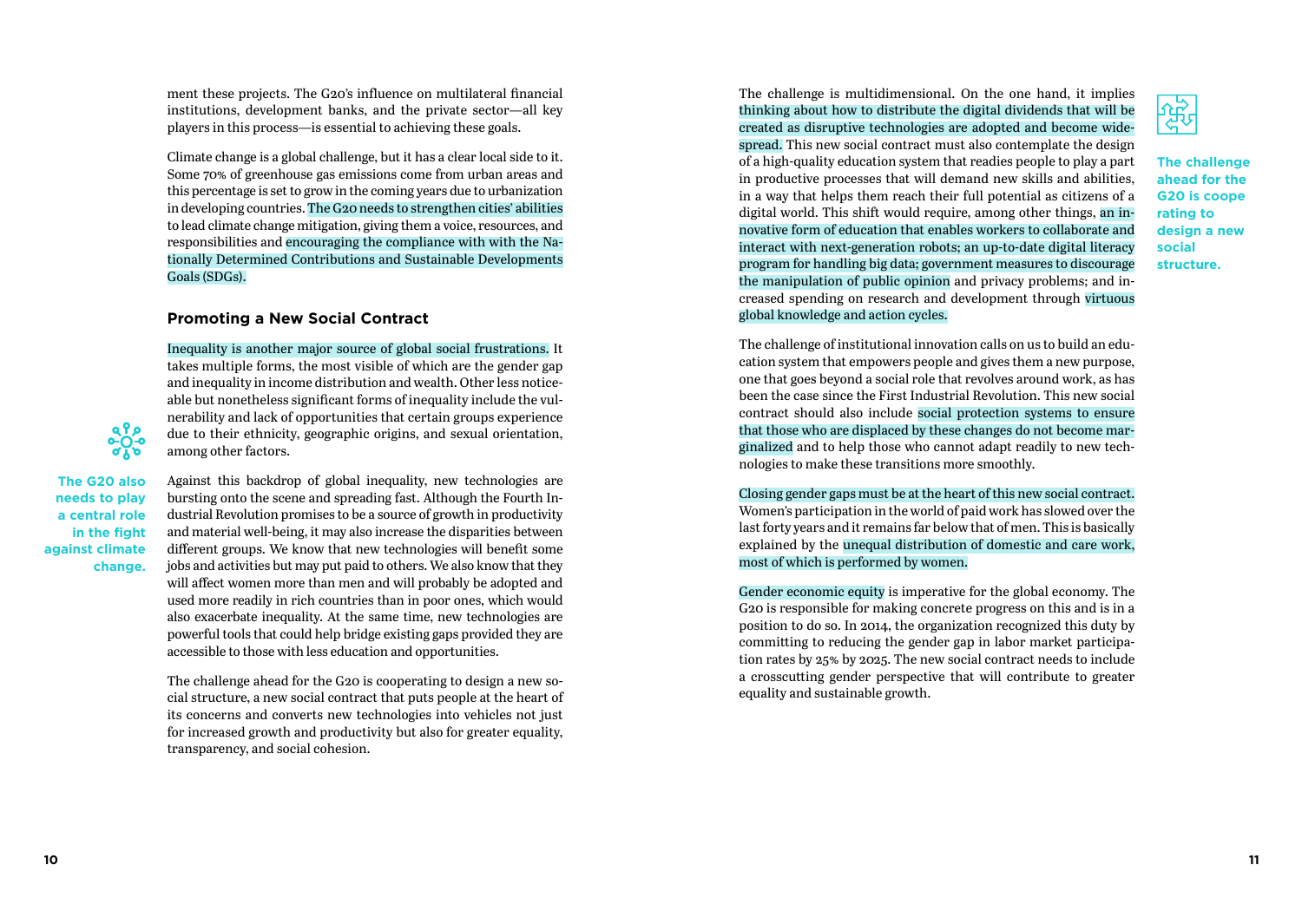ment these projects. The G20's influence on multilateral financial institutions, development banks, and the private sector—all key players in this process—is essential to achieving these goals.

Climate change is a global challenge, but it has a clear local side to it. Some 70% of greenhouse gas emissions come from urban areas and this percentage is set to grow in the coming years due to urbanization in developing countries. The G20 needs to strengthen cities' abilities to lead climate change mitigation, giving them a voice, resources, and responsibilities and encouraging the compliance with with the Nationally Determined Contributions and Sustainable Developments Goals (SDGs).

## Promoting a New Social Contract

Inequality is another major source of global social frustrations. It takes multiple forms, the most visible of which are the gender gap and inequality in income distribution and wealth. Other less noticeable but nonetheless significant forms of inequality include the vulnerability and lack of opportunities that certain groups experience due to their ethnicity, geographic origins, and sexual orientation, among other factors.

**The G20 also needs to play a central role in the fight against climate change.**

Against this backdrop of global inequality, new technologies are bursting onto the scene and spreading fast. Although the Fourth Industrial Revolution promises to be a source of growth in productivity and material well-being, it may also increase the disparities between different groups. We know that new technologies will benefit some jobs and activities but may put paid to others. We also know that they will affect women more than men and will probably be adopted and used more readily in rich countries than in poor ones, which would also exacerbate inequality. At the same time, new technologies are powerful tools that could help bridge existing gaps provided they are accessible to those with less education and opportunities.

The challenge ahead for the G20 is cooperating to design a new social structure, a new social contract that puts people at the heart of its concerns and converts new technologies into vehicles not just for increased growth and productivity but also for greater equality, transparency, and social cohesion.

The challenge is multidimensional. On the one hand, it implies thinking about how to distribute the digital dividends that will be created as disruptive technologies are adopted and become widespread. This new social contract must also contemplate the design of a high-quality education system that readies people to play a part in productive processes that will demand new skills and abilities, in a way that helps them reach their full potential as citizens of a digital world. This shift would require, among other things, an innovative form of education that enables workers to collaborate and interact with next-generation robots; an up-to-date digital literacy program for handling big data; government measures to discourage the manipulation of public opinion and privacy problems; and increased spending on research and development through virtuous global knowledge and action cycles.

**The challenge ahead for the G20 is cooperating to design a new social structure.**

The challenge of institutional innovation calls on us to build an education system that empowers people and gives them a new purpose, one that goes beyond a social role that revolves around work, as has been the case since the First Industrial Revolution. This new social contract should also include social protection systems to ensure that those who are displaced by these changes do not become marginalized and to help those who cannot adapt readily to new technologies to make these transitions more smoothly.

Closing gender gaps must be at the heart of this new social contract. Women's participation in the world of paid work has slowed over the last forty years and it remains far below that of men. This is basically explained by the unequal distribution of domestic and care work, most of which is performed by women.

Gender economic equity is imperative for the global economy. The G20 is responsible for making concrete progress on this and is in a position to do so. In 2014, the organization recognized this duty by committing to reducing the gender gap in labor market participation rates by 25% by 2025. The new social contract needs to include a crosscutting gender perspective that will contribute to greater equality and sustainable growth.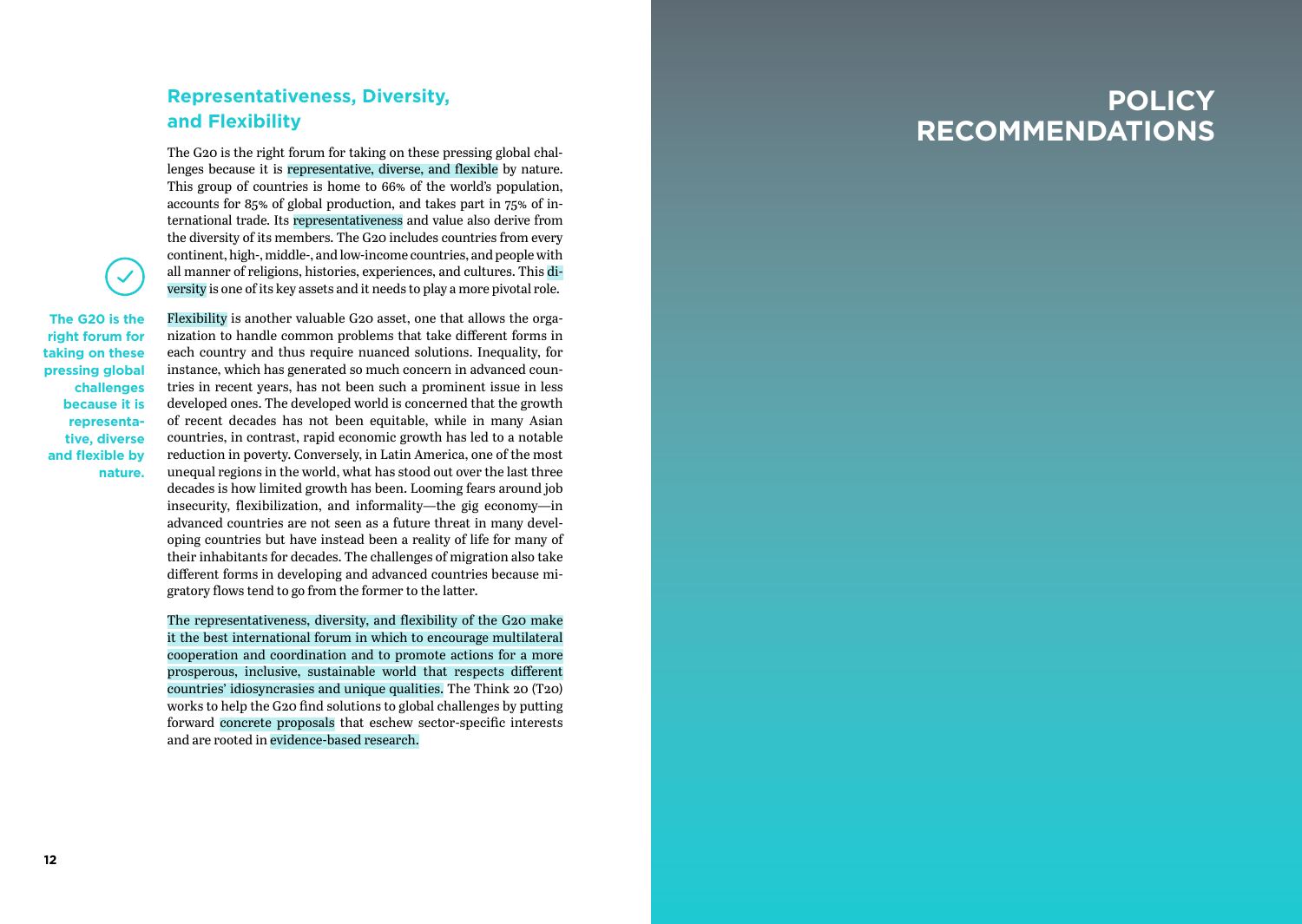## Representativeness, Diversity, and Flexibility

The G20 is the right forum for taking on these pressing global challenges because it is representative, diverse, and flexible by nature. This group of countries is home to 66% of the world's population, accounts for 85% of global production, and takes part in 75% of international trade. Its representativeness and value also derive from the diversity of its members. The G20 includes countries from every continent, high-, middle-, and low-income countries, and people with all manner of religions, histories, experiences, and cultures. This diversity is one of its key assets and it needs to play a more pivotal role.

**The G20 is the right forum for taking on these pressing global challenges because it is representative, diverse and flexible by nature.**

Flexibility is another valuable G20 asset, one that allows the organization to handle common problems that take different forms in each country and thus require nuanced solutions. Inequality, for instance, which has generated so much concern in advanced countries in recent years, has not been such a prominent issue in less developed ones. The developed world is concerned that the growth of recent decades has not been equitable, while in many Asian countries, in contrast, rapid economic growth has led to a notable reduction in poverty. Conversely, in Latin America, one of the most unequal regions in the world, what has stood out over the last three decades is how limited growth has been. Looming fears around job insecurity, flexibilization, and informality—the gig economy—in advanced countries are not seen as a future threat in many developing countries but have instead been a reality of life for many of their inhabitants for decades. The challenges of migration also take different forms in developing and advanced countries because migratory flows tend to go from the former to the latter.

The representativeness, diversity, and flexibility of the G20 make it the best international forum in which to encourage multilateral cooperation and coordination and to promote actions for a more prosperous, inclusive, sustainable world that respects different countries' idiosyncrasies and unique qualities. The Think 20 (T20) works to help the G20 find solutions to global challenges by putting forward concrete proposals that eschew sector-specific interests and are rooted in evidence-based research.

# POLICY RECOMMENDATIONS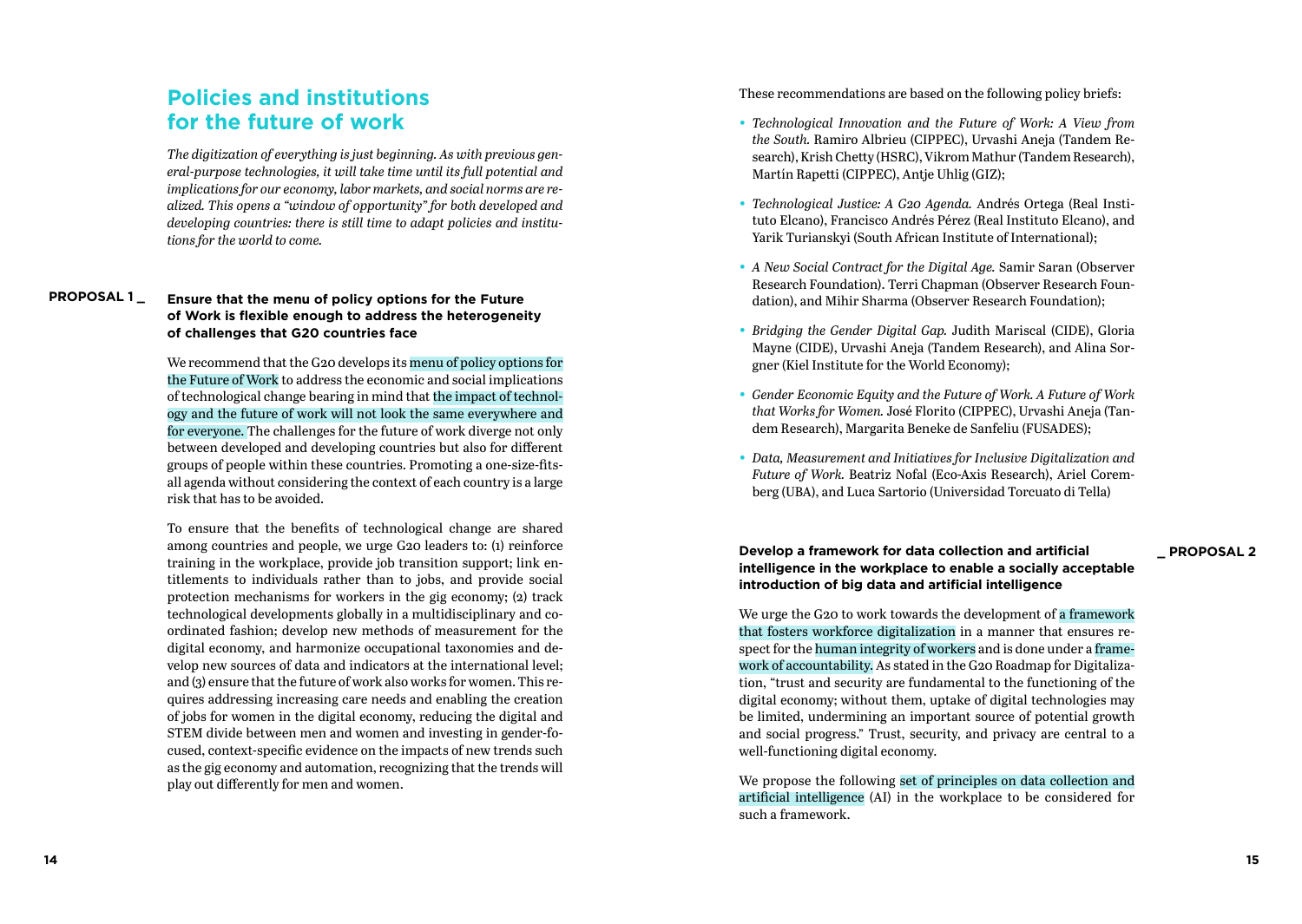## Policies and institutions for the future of work

*The digitization of everything is just beginning. As with previous general-purpose technologies, it will take time until its full potential and implications for our economy, labor markets, and social norms are realized. This opens a "window of opportunity" for both developed and developing countries: there is still time to adapt policies and institutions for the world to come.*

### PROPOSAL 1 _ Ensure that the menu of policy options for the Future of Work is flexible enough to address the heterogeneity of challenges that G20 countries face

We recommend that the G20 develops its menu of policy options for the Future of Work to address the economic and social implications of technological change bearing in mind that the impact of technology and the future of work will not look the same everywhere and for everyone. The challenges for the future of work diverge not only between developed and developing countries but also for different groups of people within these countries. Promoting a one-size-fits-all agenda without considering the context of each country is a large risk that has to be avoided.

To ensure that the benefits of technological change are shared among countries and people, we urge G20 leaders to: (1) reinforce training in the workplace, provide job transition support; link entitlements to individuals rather than to jobs, and provide social protection mechanisms for workers in the gig economy; (2) track technological developments globally in a multidisciplinary and coordinated fashion; develop new methods of measurement for the digital economy, and harmonize occupational taxonomies and develop new sources of data and indicators at the international level; and (3) ensure that the future of work also works for women. This requires addressing increasing care needs and enabling the creation of jobs for women in the digital economy, reducing the digital and STEM divide between men and women and investing in gender-focused, context-specific evidence on the impacts of new trends such as the gig economy and automation, recognizing that the trends will play out differently for men and women.

These recommendations are based on the following policy briefs:

- *Technological Innovation and the Future of Work: A View from the South.* Ramiro Albrieu (CIPPEC), Urvashi Aneja (Tandem Research), Krish Chetty (HSRC), Vikrom Mathur (Tandem Research), Martín Rapetti (CIPPEC), Antje Uhlig (GIZ);
- *Technological Justice: A G20 Agenda.* Andrés Ortega (Real Instituto Elcano), Francisco Andrés Pérez (Real Instituto Elcano), and Yarik Turianskyi (South African Institute of International);
- *A New Social Contract for the Digital Age.* Samir Saran (Observer Research Foundation). Terri Chapman (Observer Research Foundation), and Mihir Sharma (Observer Research Foundation);
- *Bridging the Gender Digital Gap.* Judith Mariscal (CIDE), Gloria Mayne (CIDE), Urvashi Aneja (Tandem Research), and Alina Sorgner (Kiel Institute for the World Economy);
- *Gender Economic Equity and the Future of Work. A Future of Work that Works for Women.* José Florito (CIPPEC), Urvashi Aneja (Tandem Research), Margarita Beneke de Sanfeliu (FUSADES);
- *Data, Measurement and Initiatives for Inclusive Digitalization and Future of Work.* Beatriz Nofal (Eco-Axis Research), Ariel Coremberg (UBA), and Luca Sartorio (Universidad Torcuato di Tella)

### PROPOSAL 2 _ Develop a framework for data collection and artificial intelligence in the workplace to enable a socially acceptable introduction of big data and artificial intelligence

We urge the G20 to work towards the development of a framework that fosters workforce digitalization in a manner that ensures respect for the human integrity of workers and is done under a framework of accountability. As stated in the G20 Roadmap for Digitalization, "trust and security are fundamental to the functioning of the digital economy; without them, uptake of digital technologies may be limited, undermining an important source of potential growth and social progress." Trust, security, and privacy are central to a well-functioning digital economy.

We propose the following set of principles on data collection and artificial intelligence (AI) in the workplace to be considered for such a framework.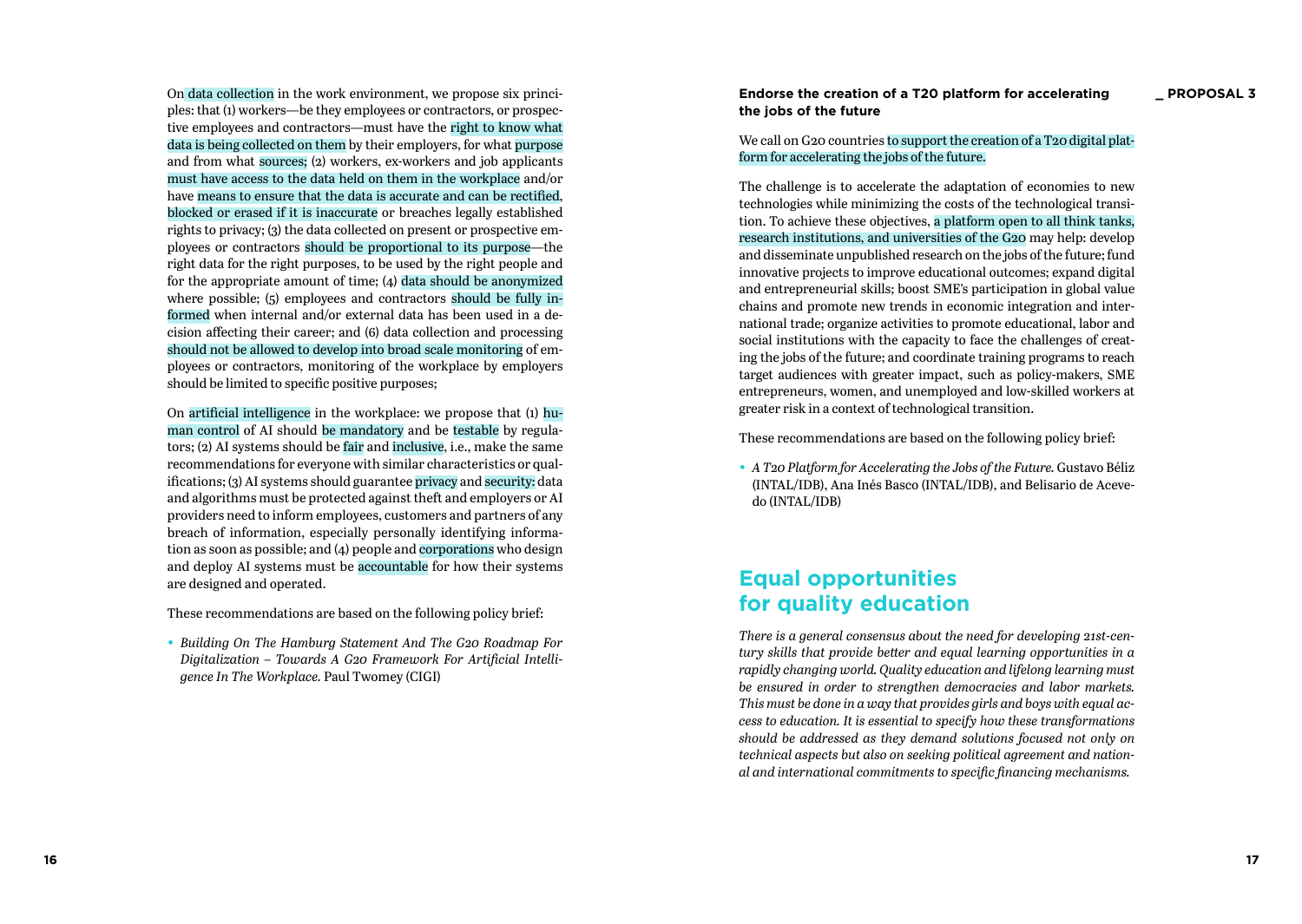On data collection in the work environment, we propose six principles: that (1) workers—be they employees or contractors, or prospective employees and contractors—must have the right to know what data is being collected on them by their employers, for what purpose and from what sources; (2) workers, ex-workers and job applicants must have access to the data held on them in the workplace and/or have means to ensure that the data is accurate and can be rectified, blocked or erased if it is inaccurate or breaches legally established rights to privacy; (3) the data collected on present or prospective employees or contractors should be proportional to its purpose—the right data for the right purposes, to be used by the right people and for the appropriate amount of time; (4) data should be anonymized where possible; (5) employees and contractors should be fully informed when internal and/or external data has been used in a decision affecting their career; and (6) data collection and processing should not be allowed to develop into broad scale monitoring of employees or contractors, monitoring of the workplace by employers should be limited to specific positive purposes;

On artificial intelligence in the workplace: we propose that (1) human control of AI should be mandatory and be testable by regulators; (2) AI systems should be fair and inclusive, i.e., make the same recommendations for everyone with similar characteristics or qualifications; (3) AI systems should guarantee privacy and security: data and algorithms must be protected against theft and employers or AI providers need to inform employees, customers and partners of any breach of information, especially personally identifying information as soon as possible; and (4) people and corporations who design and deploy AI systems must be accountable for how their systems are designed and operated.

These recommendations are based on the following policy brief:

- *Building On The Hamburg Statement And The G20 Roadmap For Digitalization – Towards A G20 Framework For Artificial Intelligence In The Workplace.* Paul Twomey (CIGI)

### Endorse the creation of a T20 platform for accelerating the jobs of the future

**_ PROPOSAL 3**

We call on G20 countries to support the creation of a T20 digital platform for accelerating the jobs of the future.

The challenge is to accelerate the adaptation of economies to new technologies while minimizing the costs of the technological transition. To achieve these objectives, a platform open to all think tanks, research institutions, and universities of the G20 may help: develop and disseminate unpublished research on the jobs of the future; fund innovative projects to improve educational outcomes; expand digital and entrepreneurial skills; boost SME's participation in global value chains and promote new trends in economic integration and international trade; organize activities to promote educational, labor and social institutions with the capacity to face the challenges of creating the jobs of the future; and coordinate training programs to reach target audiences with greater impact, such as policy-makers, SME entrepreneurs, women, and unemployed and low-skilled workers at greater risk in a context of technological transition.

These recommendations are based on the following policy brief:

- *A T20 Platform for Accelerating the Jobs of the Future.* Gustavo Béliz (INTAL/IDB), Ana Inés Basco (INTAL/IDB), and Belisario de Acevedo (INTAL/IDB)

## Equal opportunities for quality education

*There is a general consensus about the need for developing 21st-century skills that provide better and equal learning opportunities in a rapidly changing world. Quality education and lifelong learning must be ensured in order to strengthen democracies and labor markets. This must be done in a way that provides girls and boys with equal access to education. It is essential to specify how these transformations should be addressed as they demand solutions focused not only on technical aspects but also on seeking political agreement and national and international commitments to specific financing mechanisms.*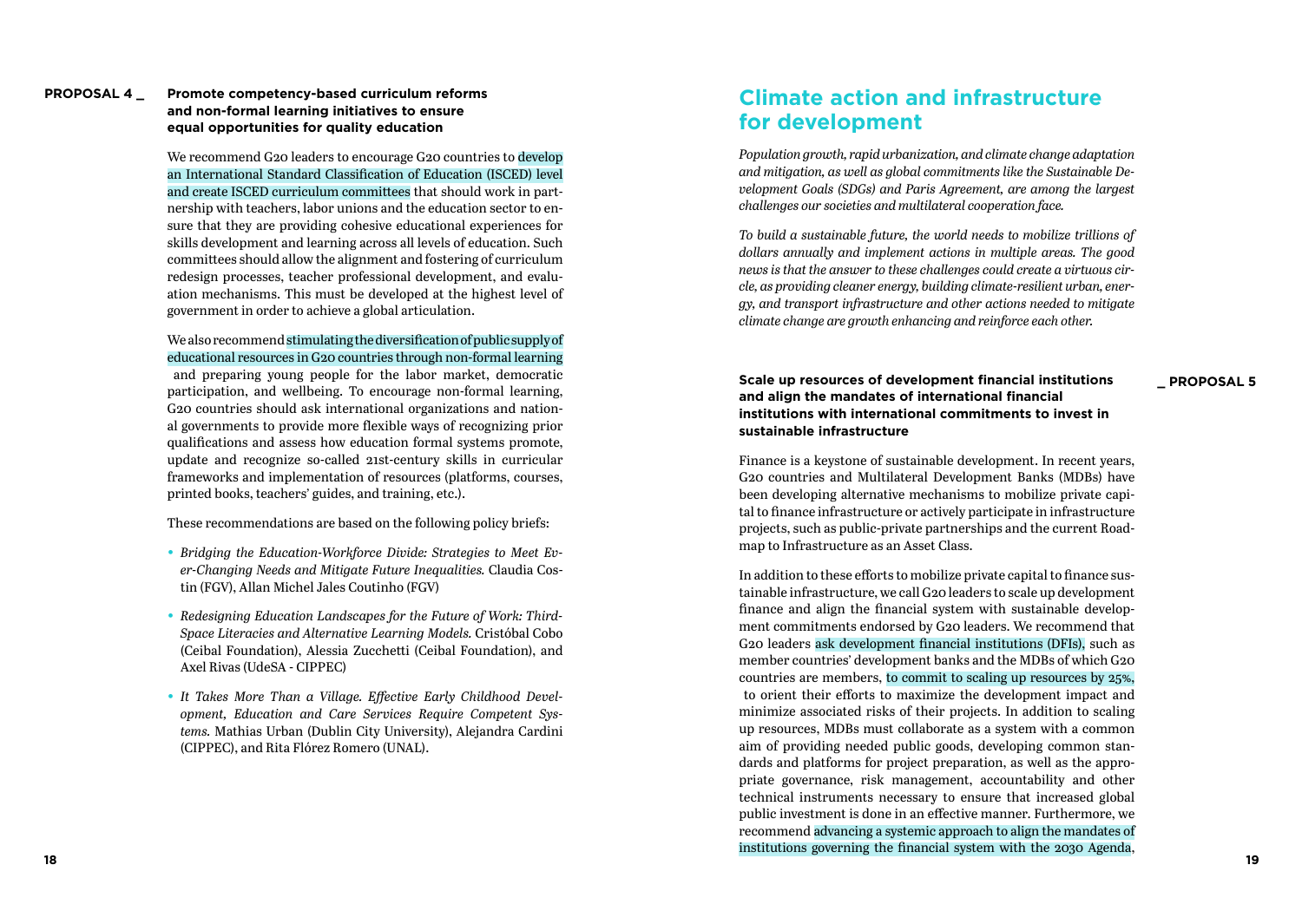**PROPOSAL 4 _ Promote competency-based curriculum reforms and non-formal learning initiatives to ensure equal opportunities for quality education**

We recommend G20 leaders to encourage G20 countries to develop an International Standard Classification of Education (ISCED) level and create ISCED curriculum committees that should work in partnership with teachers, labor unions and the education sector to ensure that they are providing cohesive educational experiences for skills development and learning across all levels of education. Such committees should allow the alignment and fostering of curriculum redesign processes, teacher professional development, and evaluation mechanisms. This must be developed at the highest level of government in order to achieve a global articulation.

We also recommend stimulating the diversification of public supply of educational resources in G20 countries through non-formal learning and preparing young people for the labor market, democratic participation, and wellbeing. To encourage non-formal learning, G20 countries should ask international organizations and national governments to provide more flexible ways of recognizing prior qualifications and assess how education formal systems promote, update and recognize so-called 21st-century skills in curricular frameworks and implementation of resources (platforms, courses, printed books, teachers' guides, and training, etc.).

These recommendations are based on the following policy briefs:

- *Bridging the Education-Workforce Divide: Strategies to Meet Ever-Changing Needs and Mitigate Future Inequalities.* Claudia Costin (FGV), Allan Michel Jales Coutinho (FGV)
- *Redesigning Education Landscapes for the Future of Work: Third-Space Literacies and Alternative Learning Models.* Cristóbal Cobo (Ceibal Foundation), Alessia Zucchetti (Ceibal Foundation), and Axel Rivas (UdeSA - CIPPEC)
- *It Takes More Than a Village. Effective Early Childhood Development, Education and Care Services Require Competent Systems.* Mathias Urban (Dublin City University), Alejandra Cardini (CIPPEC), and Rita Flórez Romero (UNAL).

# Climate action and infrastructure for development

*Population growth, rapid urbanization, and climate change adaptation and mitigation, as well as global commitments like the Sustainable Development Goals (SDGs) and Paris Agreement, are among the largest challenges our societies and multilateral cooperation face.*

*To build a sustainable future, the world needs to mobilize trillions of dollars annually and implement actions in multiple areas. The good news is that the answer to these challenges could create a virtuous circle, as providing cleaner energy, building climate-resilient urban, energy, and transport infrastructure and other actions needed to mitigate climate change are growth enhancing and reinforce each other.*

**_ PROPOSAL 5 Scale up resources of development financial institutions and align the mandates of international financial institutions with international commitments to invest in sustainable infrastructure**

Finance is a keystone of sustainable development. In recent years, G20 countries and Multilateral Development Banks (MDBs) have been developing alternative mechanisms to mobilize private capital to finance infrastructure or actively participate in infrastructure projects, such as public-private partnerships and the current Roadmap to Infrastructure as an Asset Class.

In addition to these efforts to mobilize private capital to finance sustainable infrastructure, we call G20 leaders to scale up development finance and align the financial system with sustainable development commitments endorsed by G20 leaders. We recommend that G20 leaders ask development financial institutions (DFIs), such as member countries' development banks and the MDBs of which G20 countries are members, to commit to scaling up resources by 25%, to orient their efforts to maximize the development impact and minimize associated risks of their projects. In addition to scaling up resources, MDBs must collaborate as a system with a common aim of providing needed public goods, developing common standards and platforms for project preparation, as well as the appropriate governance, risk management, accountability and other technical instruments necessary to ensure that increased global public investment is done in an effective manner. Furthermore, we recommend advancing a systemic approach to align the mandates of institutions governing the financial system with the 2030 Agenda,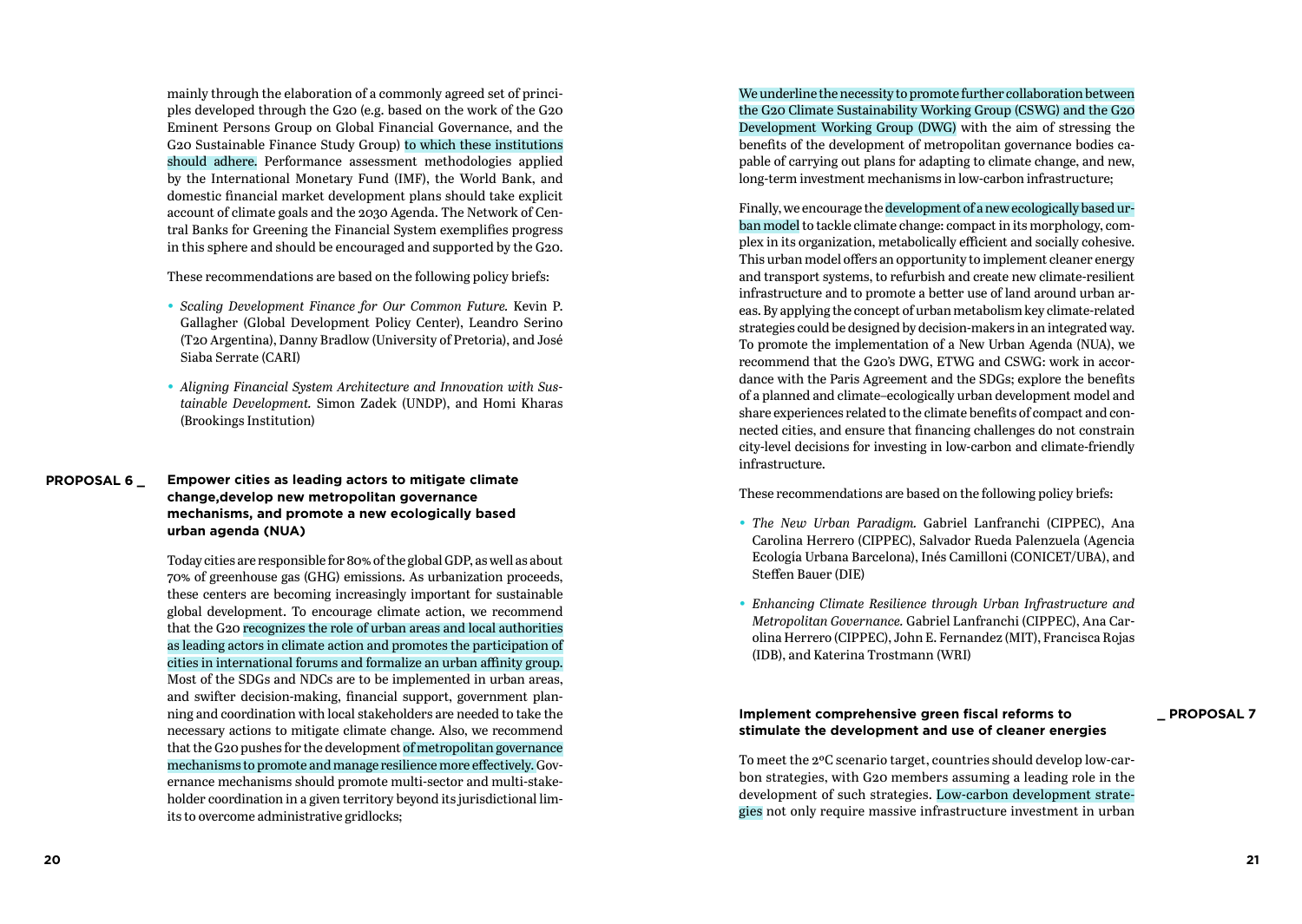mainly through the elaboration of a commonly agreed set of principles developed through the G20 (e.g. based on the work of the G20 Eminent Persons Group on Global Financial Governance, and the G20 Sustainable Finance Study Group) to which these institutions should adhere. Performance assessment methodologies applied by the International Monetary Fund (IMF), the World Bank, and domestic financial market development plans should take explicit account of climate goals and the 2030 Agenda. The Network of Central Banks for Greening the Financial System exemplifies progress in this sphere and should be encouraged and supported by the G20.

These recommendations are based on the following policy briefs:

- *Scaling Development Finance for Our Common Future.* Kevin P. Gallagher (Global Development Policy Center), Leandro Serino (T20 Argentina), Danny Bradlow (University of Pretoria), and José Siaba Serrate (CARI)
- *Aligning Financial System Architecture and Innovation with Sustainable Development.* Simon Zadek (UNDP), and Homi Kharas (Brookings Institution)

## PROPOSAL 6 _ Empower cities as leading actors to mitigate climate change,develop new metropolitan governance mechanisms, and promote a new ecologically based urban agenda (NUA)

Today cities are responsible for 80% of the global GDP, as well as about 70% of greenhouse gas (GHG) emissions. As urbanization proceeds, these centers are becoming increasingly important for sustainable global development. To encourage climate action, we recommend that the G20 recognizes the role of urban areas and local authorities as leading actors in climate action and promotes the participation of cities in international forums and formalize an urban affinity group. Most of the SDGs and NDCs are to be implemented in urban areas, and swifter decision-making, financial support, government planning and coordination with local stakeholders are needed to take the necessary actions to mitigate climate change. Also, we recommend that the G20 pushes for the development of metropolitan governance mechanisms to promote and manage resilience more effectively. Governance mechanisms should promote multi-sector and multi-stakeholder coordination in a given territory beyond its jurisdictional limits to overcome administrative gridlocks;

We underline the necessity to promote further collaboration between the G20 Climate Sustainability Working Group (CSWG) and the G20 Development Working Group (DWG) with the aim of stressing the benefits of the development of metropolitan governance bodies capable of carrying out plans for adapting to climate change, and new, long-term investment mechanisms in low-carbon infrastructure;

Finally, we encourage the development of a new ecologically based urban model to tackle climate change: compact in its morphology, complex in its organization, metabolically efficient and socially cohesive. This urban model offers an opportunity to implement cleaner energy and transport systems, to refurbish and create new climate-resilient infrastructure and to promote a better use of land around urban areas. By applying the concept of urban metabolism key climate-related strategies could be designed by decision-makers in an integrated way. To promote the implementation of a New Urban Agenda (NUA), we recommend that the G20's DWG, ETWG and CSWG: work in accordance with the Paris Agreement and the SDGs; explore the benefits of a planned and climate–ecologically urban development model and share experiences related to the climate benefits of compact and connected cities, and ensure that financing challenges do not constrain city-level decisions for investing in low-carbon and climate-friendly infrastructure.

These recommendations are based on the following policy briefs:

- *The New Urban Paradigm.* Gabriel Lanfranchi (CIPPEC), Ana Carolina Herrero (CIPPEC), Salvador Rueda Palenzuela (Agencia Ecología Urbana Barcelona), Inés Camilloni (CONICET/UBA), and Steffen Bauer (DIE)
- *Enhancing Climate Resilience through Urban Infrastructure and Metropolitan Governance.* Gabriel Lanfranchi (CIPPEC), Ana Carolina Herrero (CIPPEC), John E. Fernandez (MIT), Francisca Rojas (IDB), and Katerina Trostmann (WRI)

## _ PROPOSAL 7 Implement comprehensive green fiscal reforms to stimulate the development and use of cleaner energies

To meet the 2ºC scenario target, countries should develop low-carbon strategies, with G20 members assuming a leading role in the development of such strategies. Low-carbon development strategies not only require massive infrastructure investment in urban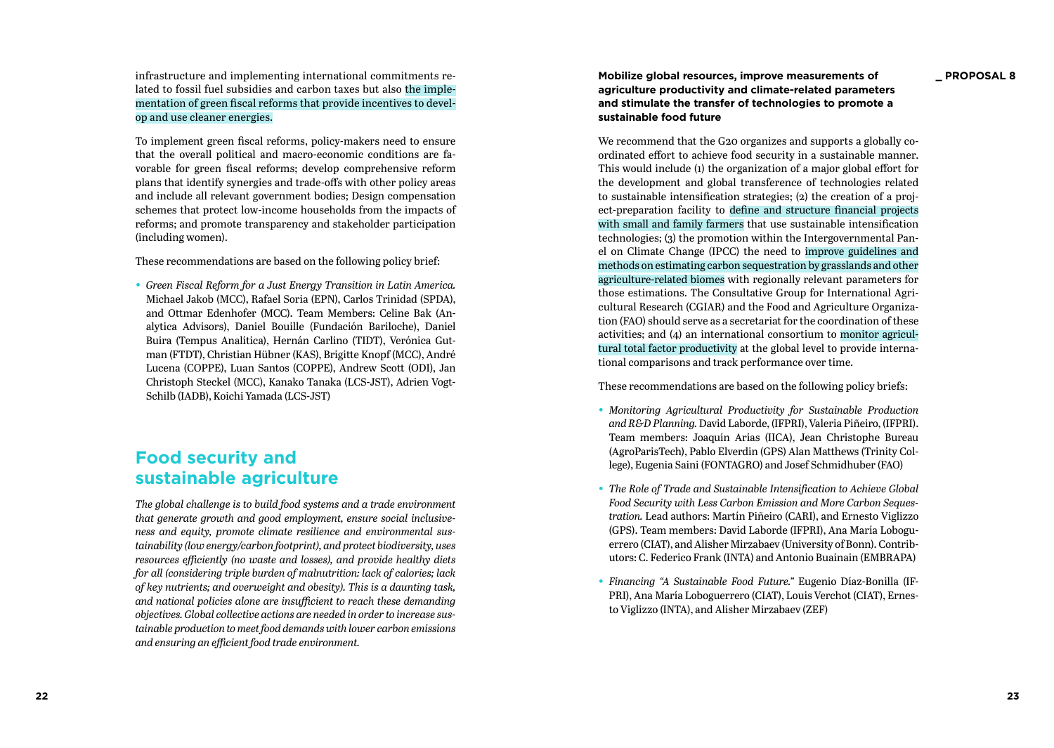infrastructure and implementing international commitments related to fossil fuel subsidies and carbon taxes but also the implementation of green fiscal reforms that provide incentives to develop and use cleaner energies.

To implement green fiscal reforms, policy-makers need to ensure that the overall political and macro-economic conditions are favorable for green fiscal reforms; develop comprehensive reform plans that identify synergies and trade-offs with other policy areas and include all relevant government bodies; Design compensation schemes that protect low-income households from the impacts of reforms; and promote transparency and stakeholder participation (including women).

These recommendations are based on the following policy brief:

- *Green Fiscal Reform for a Just Energy Transition in Latin America.* Michael Jakob (MCC), Rafael Soria (EPN), Carlos Trinidad (SPDA), and Ottmar Edenhofer (MCC). Team Members: Celine Bak (Analytica Advisors), Daniel Bouille (Fundación Bariloche), Daniel Buira (Tempus Analítica), Hernán Carlino (TIDT), Verónica Gutman (FTDT), Christian Hübner (KAS), Brigitte Knopf (MCC), André Lucena (COPPE), Luan Santos (COPPE), Andrew Scott (ODI), Jan Christoph Steckel (MCC), Kanako Tanaka (LCS-JST), Adrien Vogt-Schilb (IADB), Koichi Yamada (LCS-JST)

## Food security and sustainable agriculture

*The global challenge is to build food systems and a trade environment that generate growth and good employment, ensure social inclusiveness and equity, promote climate resilience and environmental sustainability (low energy/carbon footprint), and protect biodiversity, uses resources efficiently (no waste and losses), and provide healthy diets for all (considering triple burden of malnutrition: lack of calories; lack of key nutrients; and overweight and obesity). This is a daunting task, and national policies alone are insufficient to reach these demanding objectives. Global collective actions are needed in order to increase sustainable production to meet food demands with lower carbon emissions and ensuring an efficient food trade environment.*

### Mobilize global resources, improve measurements of agriculture productivity and climate-related parameters and stimulate the transfer of technologies to promote a sustainable food future

**_ PROPOSAL 8**

We recommend that the G20 organizes and supports a globally coordinated effort to achieve food security in a sustainable manner. This would include (1) the organization of a major global effort for the development and global transference of technologies related to sustainable intensification strategies; (2) the creation of a project-preparation facility to define and structure financial projects with small and family farmers that use sustainable intensification technologies; (3) the promotion within the Intergovernmental Panel on Climate Change (IPCC) the need to improve guidelines and methods on estimating carbon sequestration by grasslands and other agriculture-related biomes with regionally relevant parameters for those estimations. The Consultative Group for International Agricultural Research (CGIAR) and the Food and Agriculture Organization (FAO) should serve as a secretariat for the coordination of these activities; and (4) an international consortium to monitor agricultural total factor productivity at the global level to provide international comparisons and track performance over time.

These recommendations are based on the following policy briefs:

- *Monitoring Agricultural Productivity for Sustainable Production and R&D Planning.* David Laborde, (IFPRI), Valeria Piñeiro, (IFPRI). Team members: Joaquín Arias (IICA), Jean Christophe Bureau (AgroParisTech), Pablo Elverdin (GPS) Alan Matthews (Trinity College), Eugenia Saini (FONTAGRO) and Josef Schmidhuber (FAO)
- *The Role of Trade and Sustainable Intensification to Achieve Global Food Security with Less Carbon Emission and More Carbon Sequestration.* Lead authors: Martín Piñeiro (CARI), and Ernesto Viglizzo (GPS). Team members: David Laborde (IFPRI), Ana María Loboguerrero (CIAT), and Alisher Mirzabaev (University of Bonn). Contributors: C. Federico Frank (INTA) and Antonio Buainain (EMBRAPA)
- *Financing "A Sustainable Food Future."* Eugenio Díaz-Bonilla (IFPRI), Ana María Loboguerrero (CIAT), Louis Verchot (CIAT), Ernesto Viglizzo (INTA), and Alisher Mirzabaev (ZEF)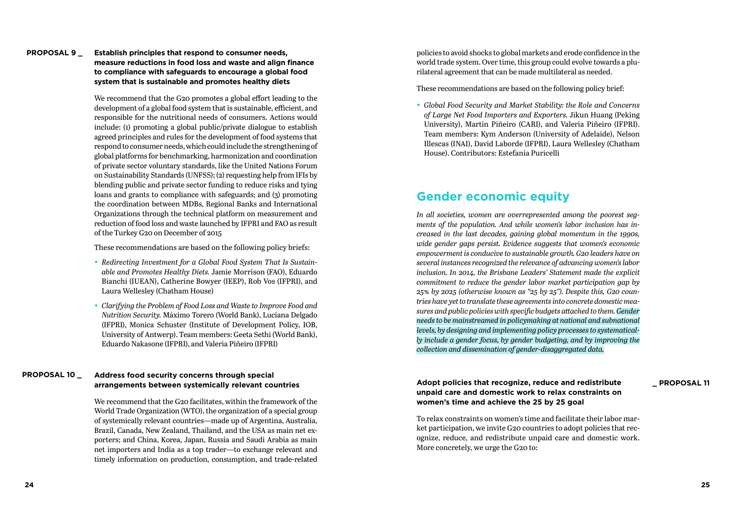**PROPOSAL 9 _ Establish principles that respond to consumer needs, measure reductions in food loss and waste and align finance to compliance with safeguards to encourage a global food system that is sustainable and promotes healthy diets**

We recommend that the G20 promotes a global effort leading to the development of a global food system that is sustainable, efficient, and responsible for the nutritional needs of consumers. Actions would include: (1) promoting a global public/private dialogue to establish agreed principles and rules for the development of food systems that respond to consumer needs, which could include the strengthening of global platforms for benchmarking, harmonization and coordination of private sector voluntary standards, like the United Nations Forum on Sustainability Standards (UNFSS); (2) requesting help from IFIs by blending public and private sector funding to reduce risks and tying loans and grants to compliance with safeguards; and (3) promoting the coordination between MDBs, Regional Banks and International Organizations through the technical platform on measurement and reduction of food loss and waste launched by IFPRI and FAO as result of the Turkey G20 on December of 2015

These recommendations are based on the following policy briefs:

- *Redirecting Investment for a Global Food System That Is Sustainable and Promotes Healthy Diets.* Jamie Morrison (FAO), Eduardo Bianchi (IUEAN), Catherine Bowyer (IEEP), Rob Vos (IFPRI), and Laura Wellesley (Chatham House)
- *Clarifying the Problem of Food Loss and Waste to Improve Food and Nutrition Security.* Máximo Torero (World Bank), Luciana Delgado (IFPRI), Monica Schuster (Institute of Development Policy, IOB, University of Antwerp). Team members: Geeta Sethi (World Bank), Eduardo Nakasone (IFPRI), and Valeria Piñeiro (IFPRI)

**PROPOSAL 10 _ Address food security concerns through special arrangements between systemically relevant countries**

We recommend that the G20 facilitates, within the framework of the World Trade Organization (WTO), the organization of a special group of systemically relevant countries—made up of Argentina, Australia, Brazil, Canada, New Zealand, Thailand, and the USA as main net exporters; and China, Korea, Japan, Russia and Saudi Arabia as main net importers and India as a top trader—to exchange relevant and timely information on production, consumption, and trade-related policies to avoid shocks to global markets and erode confidence in the world trade system. Over time, this group could evolve towards a plurilateral agreement that can be made multilateral as needed.

These recommendations are based on the following policy brief:

- *Global Food Security and Market Stability: the Role and Concerns of Large Net Food Importers and Exporters.* Jikun Huang (Peking University), Martín Piñeiro (CARI), and Valeria Piñeiro (IFPRI). Team members: Kym Anderson (University of Adelaide), Nelson Illescas (INAI), David Laborde (IFPRI), Laura Wellesley (Chatham House). Contributors: Estefanía Puricelli

## Gender economic equity

*In all societies, women are overrepresented among the poorest segments of the population. And while women's labor inclusion has increased in the last decades, gaining global momentum in the 1990s, wide gender gaps persist. Evidence suggests that women's economic empowerment is conducive to sustainable growth. G20 leaders have on several instances recognized the relevance of advancing women's labor inclusion. In 2014, the Brisbane Leaders' Statement made the explicit commitment to reduce the gender labor market participation gap by 25% by 2025 (otherwise known as "25 by 25"). Despite this, G20 countries have yet to translate these agreements into concrete domestic measures and public policies with specific budgets attached to them. Gender needs to be mainstreamed in policymaking at national and subnational levels, by designing and implementing policy processes to systematically include a gender focus, by gender budgeting, and by improving the collection and dissemination of gender-disaggregated data.*

**Adopt policies that recognize, reduce and redistribute unpaid care and domestic work to relax constraints on women's time and achieve the 25 by 25 goal _ PROPOSAL 11**

To relax constraints on women's time and facilitate their labor market participation, we invite G20 countries to adopt policies that recognize, reduce, and redistribute unpaid care and domestic work. More concretely, we urge the G20 to: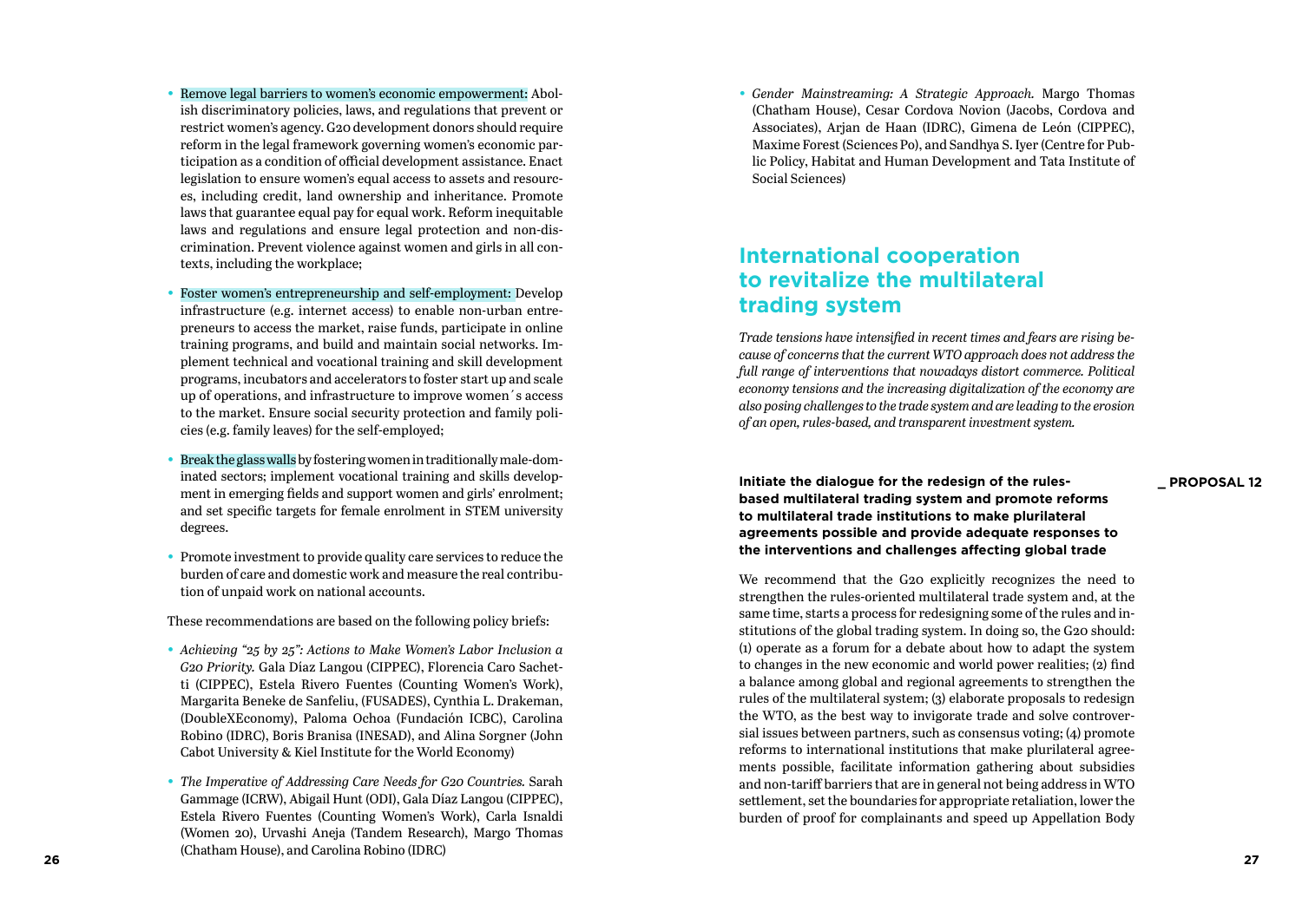- Remove legal barriers to women's economic empowerment: Abolish discriminatory policies, laws, and regulations that prevent or restrict women's agency. G20 development donors should require reform in the legal framework governing women's economic participation as a condition of official development assistance. Enact legislation to ensure women's equal access to assets and resources, including credit, land ownership and inheritance. Promote laws that guarantee equal pay for equal work. Reform inequitable laws and regulations and ensure legal protection and non-discrimination. Prevent violence against women and girls in all contexts, including the workplace;

- Foster women's entrepreneurship and self-employment: Develop infrastructure (e.g. internet access) to enable non-urban entrepreneurs to access the market, raise funds, participate in online training programs, and build and maintain social networks. Implement technical and vocational training and skill development programs, incubators and accelerators to foster start up and scale up of operations, and infrastructure to improve women´s access to the market. Ensure social security protection and family policies (e.g. family leaves) for the self-employed;

- Break the glass walls by fostering women in traditionally male-dominated sectors; implement vocational training and skills development in emerging fields and support women and girls' enrolment; and set specific targets for female enrolment in STEM university degrees.

- Promote investment to provide quality care services to reduce the burden of care and domestic work and measure the real contribution of unpaid work on national accounts.

These recommendations are based on the following policy briefs:

- *Achieving "25 by 25": Actions to Make Women's Labor Inclusion a G20 Priority.* Gala Díaz Langou (CIPPEC), Florencia Caro Sachetti (CIPPEC), Estela Rivero Fuentes (Counting Women's Work), Margarita Beneke de Sanfeliu, (FUSADES), Cynthia L. Drakeman, (DoubleXEconomy), Paloma Ochoa (Fundación ICBC), Carolina Robino (IDRC), Boris Branisa (INESAD), and Alina Sorgner (John Cabot University & Kiel Institute for the World Economy)

- *The Imperative of Addressing Care Needs for G20 Countries.* Sarah Gammage (ICRW), Abigail Hunt (ODI), Gala Díaz Langou (CIPPEC), Estela Rivero Fuentes (Counting Women's Work), Carla Isnaldi (Women 20), Urvashi Aneja (Tandem Research), Margo Thomas (Chatham House), and Carolina Robino (IDRC)

- *Gender Mainstreaming: A Strategic Approach.* Margo Thomas (Chatham House), Cesar Cordova Novion (Jacobs, Cordova and Associates), Arjan de Haan (IDRC), Gimena de León (CIPPEC), Maxime Forest (Sciences Po), and Sandhya S. Iyer (Centre for Public Policy, Habitat and Human Development and Tata Institute of Social Sciences)

## International cooperation to revitalize the multilateral trading system

*Trade tensions have intensified in recent times and fears are rising because of concerns that the current WTO approach does not address the full range of interventions that nowadays distort commerce. Political economy tensions and the increasing digitalization of the economy are also posing challenges to the trade system and are leading to the erosion of an open, rules-based, and transparent investment system.*

**_ PROPOSAL 12**

**Initiate the dialogue for the redesign of the rules-based multilateral trading system and promote reforms to multilateral trade institutions to make plurilateral agreements possible and provide adequate responses to the interventions and challenges affecting global trade**

We recommend that the G20 explicitly recognizes the need to strengthen the rules-oriented multilateral trade system and, at the same time, starts a process for redesigning some of the rules and institutions of the global trading system. In doing so, the G20 should: (1) operate as a forum for a debate about how to adapt the system to changes in the new economic and world power realities; (2) find a balance among global and regional agreements to strengthen the rules of the multilateral system; (3) elaborate proposals to redesign the WTO, as the best way to invigorate trade and solve controversial issues between partners, such as consensus voting; (4) promote reforms to international institutions that make plurilateral agreements possible, facilitate information gathering about subsidies and non-tariff barriers that are in general not being address in WTO settlement, set the boundaries for appropriate retaliation, lower the burden of proof for complainants and speed up Appellation Body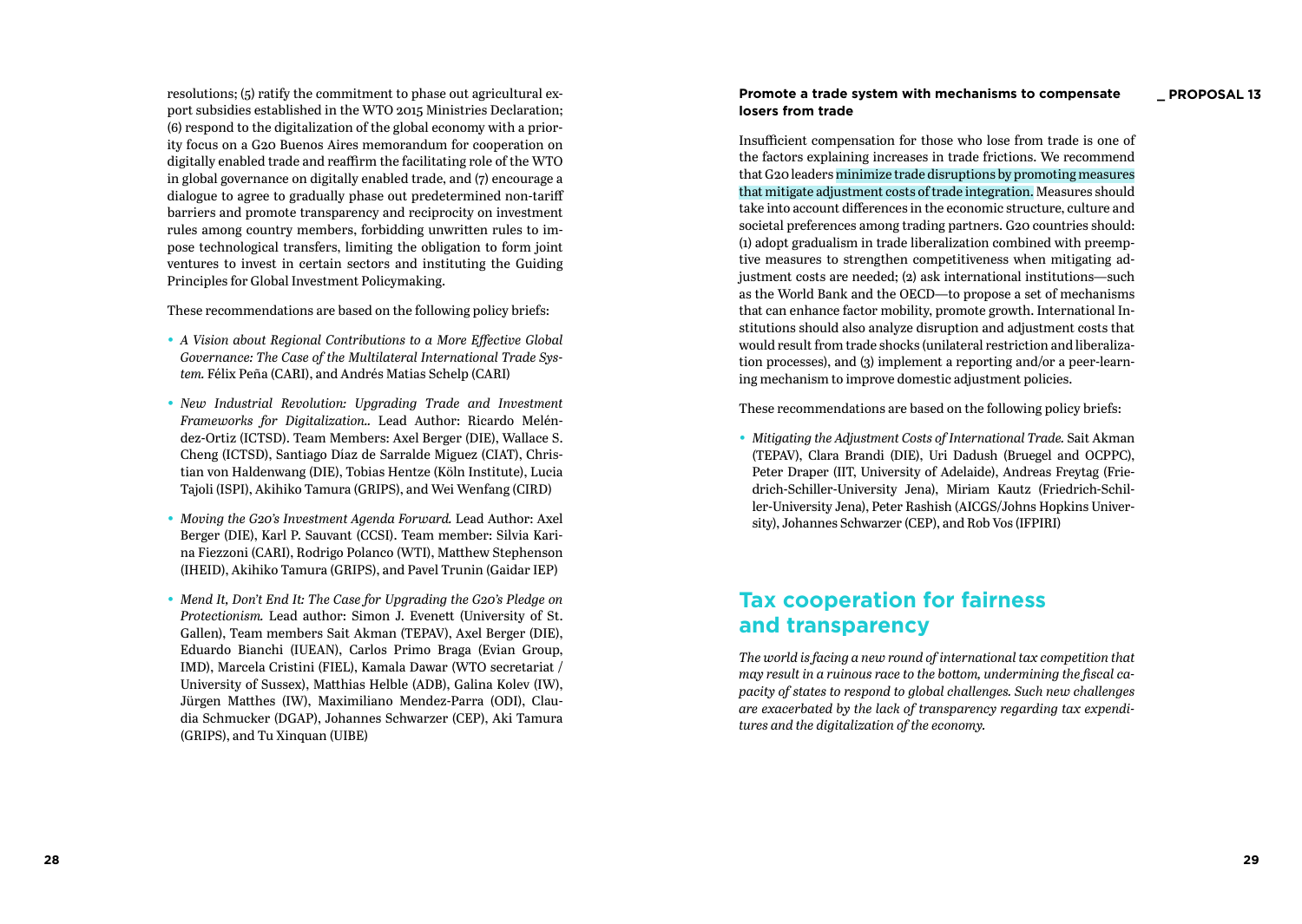resolutions; (5) ratify the commitment to phase out agricultural export subsidies established in the WTO 2015 Ministries Declaration; (6) respond to the digitalization of the global economy with a priority focus on a G20 Buenos Aires memorandum for cooperation on digitally enabled trade and reaffirm the facilitating role of the WTO in global governance on digitally enabled trade, and (7) encourage a dialogue to agree to gradually phase out predetermined non-tariff barriers and promote transparency and reciprocity on investment rules among country members, forbidding unwritten rules to impose technological transfers, limiting the obligation to form joint ventures to invest in certain sectors and instituting the Guiding Principles for Global Investment Policymaking.

These recommendations are based on the following policy briefs:

- *A Vision about Regional Contributions to a More Effective Global Governance: The Case of the Multilateral International Trade System.* Félix Peña (CARI), and Andrés Matias Schelp (CARI)
- *New Industrial Revolution: Upgrading Trade and Investment Frameworks for Digitalization..* Lead Author: Ricardo Meléndez-Ortiz (ICTSD). Team Members: Axel Berger (DIE), Wallace S. Cheng (ICTSD), Santiago Díaz de Sarralde Miguez (CIAT), Christian von Haldenwang (DIE), Tobias Hentze (Köln Institute), Lucia Tajoli (ISPI), Akihiko Tamura (GRIPS), and Wei Wenfang (CIRD)
- *Moving the G20's Investment Agenda Forward.* Lead Author: Axel Berger (DIE), Karl P. Sauvant (CCSI). Team member: Silvia Karina Fiezzoni (CARI), Rodrigo Polanco (WTI), Matthew Stephenson (IHEID), Akihiko Tamura (GRIPS), and Pavel Trunin (Gaidar IEP)
- *Mend It, Don't End It: The Case for Upgrading the G20's Pledge on Protectionism.* Lead author: Simon J. Evenett (University of St. Gallen), Team members Sait Akman (TEPAV), Axel Berger (DIE), Eduardo Bianchi (IUEAN), Carlos Primo Braga (Evian Group, IMD), Marcela Cristini (FIEL), Kamala Dawar (WTO secretariat / University of Sussex), Matthias Helble (ADB), Galina Kolev (IW), Jürgen Matthes (IW), Maximiliano Mendez-Parra (ODI), Claudia Schmucker (DGAP), Johannes Schwarzer (CEP), Aki Tamura (GRIPS), and Tu Xinquan (UIBE)

**_ PROPOSAL 13**

**Promote a trade system with mechanisms to compensate losers from trade**

Insufficient compensation for those who lose from trade is one of the factors explaining increases in trade frictions. We recommend that G20 leaders minimize trade disruptions by promoting measures that mitigate adjustment costs of trade integration. Measures should take into account differences in the economic structure, culture and societal preferences among trading partners. G20 countries should: (1) adopt gradualism in trade liberalization combined with preemptive measures to strengthen competitiveness when mitigating adjustment costs are needed; (2) ask international institutions—such as the World Bank and the OECD—to propose a set of mechanisms that can enhance factor mobility, promote growth. International Institutions should also analyze disruption and adjustment costs that would result from trade shocks (unilateral restriction and liberalization processes), and (3) implement a reporting and/or a peer-learning mechanism to improve domestic adjustment policies.

These recommendations are based on the following policy briefs:

- *Mitigating the Adjustment Costs of International Trade.* Sait Akman (TEPAV), Clara Brandi (DIE), Uri Dadush (Bruegel and OCPPC), Peter Draper (IIT, University of Adelaide), Andreas Freytag (Friedrich-Schiller-University Jena), Miriam Kautz (Friedrich-Schiller-University Jena), Peter Rashish (AICGS/Johns Hopkins University), Johannes Schwarzer (CEP), and Rob Vos (IFPIRI)

## Tax cooperation for fairness and transparency

*The world is facing a new round of international tax competition that may result in a ruinous race to the bottom, undermining the fiscal capacity of states to respond to global challenges. Such new challenges are exacerbated by the lack of transparency regarding tax expenditures and the digitalization of the economy.*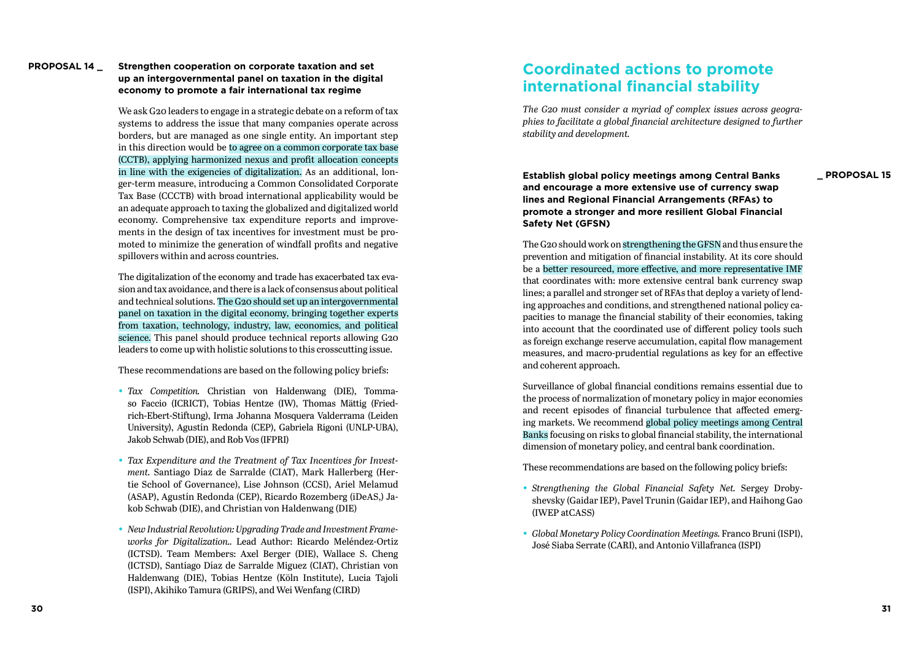**PROPOSAL 14 _** **Strengthen cooperation on corporate taxation and set up an intergovernmental panel on taxation in the digital economy to promote a fair international tax regime**

We ask G20 leaders to engage in a strategic debate on a reform of tax systems to address the issue that many companies operate across borders, but are managed as one single entity. An important step in this direction would be to agree on a common corporate tax base (CCTB), applying harmonized nexus and profit allocation concepts in line with the exigencies of digitalization. As an additional, longer-term measure, introducing a Common Consolidated Corporate Tax Base (CCCTB) with broad international applicability would be an adequate approach to taxing the globalized and digitalized world economy. Comprehensive tax expenditure reports and improvements in the design of tax incentives for investment must be promoted to minimize the generation of windfall profits and negative spillovers within and across countries.

The digitalization of the economy and trade has exacerbated tax evasion and tax avoidance, and there is a lack of consensus about political and technical solutions. The G20 should set up an intergovernmental panel on taxation in the digital economy, bringing together experts from taxation, technology, industry, law, economics, and political science. This panel should produce technical reports allowing G20 leaders to come up with holistic solutions to this crosscutting issue.

These recommendations are based on the following policy briefs:

- *Tax Competition.* Christian von Haldenwang (DIE), Tommaso Faccio (ICRICT), Tobias Hentze (IW), Thomas Mättig (Friedrich-Ebert-Stiftung), Irma Johanna Mosquera Valderrama (Leiden University), Agustín Redonda (CEP), Gabriela Rigoni (UNLP-UBA), Jakob Schwab (DIE), and Rob Vos (IFPRI)
- *Tax Expenditure and the Treatment of Tax Incentives for Investment.* Santiago Díaz de Sarralde (CIAT), Mark Hallerberg (Hertie School of Governance), Lise Johnson (CCSI), Ariel Melamud (ASAP), Agustín Redonda (CEP), Ricardo Rozemberg (iDeAS,) Jakob Schwab (DIE), and Christian von Haldenwang (DIE)
- *New Industrial Revolution: Upgrading Trade and Investment Frameworks for Digitalization..* Lead Author: Ricardo Meléndez-Ortiz (ICTSD). Team Members: Axel Berger (DIE), Wallace S. Cheng (ICTSD), Santiago Díaz de Sarralde Miguez (CIAT), Christian von Haldenwang (DIE), Tobias Hentze (Köln Institute), Lucia Tajoli (ISPI), Akihiko Tamura (GRIPS), and Wei Wenfang (CIRD)

## Coordinated actions to promote international financial stability

*The G20 must consider a myriad of complex issues across geographies to facilitate a global financial architecture designed to further stability and development.*

**_ PROPOSAL 15** **Establish global policy meetings among Central Banks and encourage a more extensive use of currency swap lines and Regional Financial Arrangements (RFAs) to promote a stronger and more resilient Global Financial Safety Net (GFSN)**

The G20 should work on strengthening the GFSN and thus ensure the prevention and mitigation of financial instability. At its core should be a better resourced, more effective, and more representative IMF that coordinates with: more extensive central bank currency swap lines; a parallel and stronger set of RFAs that deploy a variety of lending approaches and conditions, and strengthened national policy capacities to manage the financial stability of their economies, taking into account that the coordinated use of different policy tools such as foreign exchange reserve accumulation, capital flow management measures, and macro-prudential regulations as key for an effective and coherent approach.

Surveillance of global financial conditions remains essential due to the process of normalization of monetary policy in major economies and recent episodes of financial turbulence that affected emerging markets. We recommend global policy meetings among Central Banks focusing on risks to global financial stability, the international dimension of monetary policy, and central bank coordination.

These recommendations are based on the following policy briefs:

- *Strengthening the Global Financial Safety Net.* Sergey Drobyshevsky (Gaidar IEP), Pavel Trunin (Gaidar IEP), and Haihong Gao (IWEP atCASS)
- *Global Monetary Policy Coordination Meetings.* Franco Bruni (ISPI), José Siaba Serrate (CARI), and Antonio Villafranca (ISPI)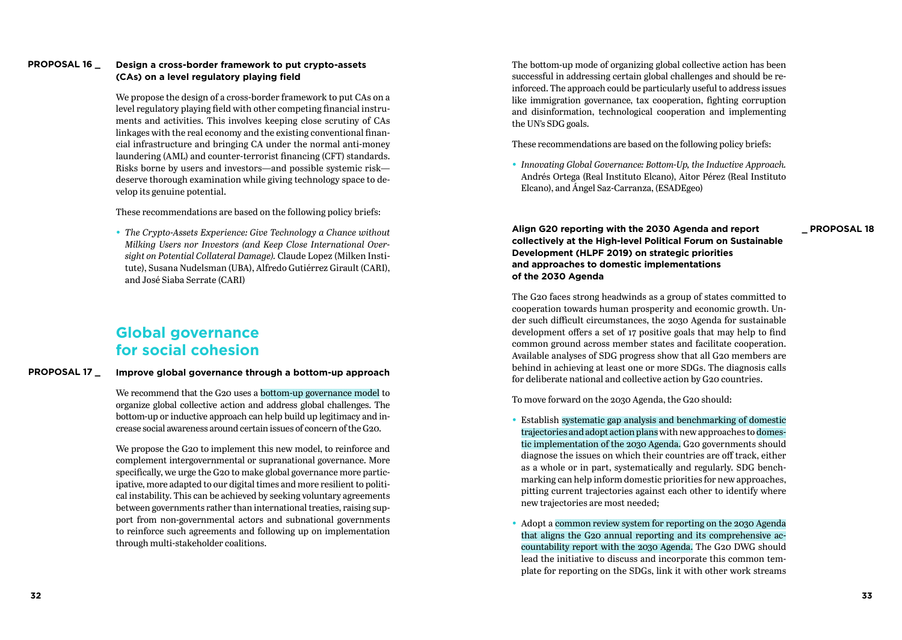**PROPOSAL 16 _** **Design a cross-border framework to put crypto-assets (CAs) on a level regulatory playing field**

We propose the design of a cross-border framework to put CAs on a level regulatory playing field with other competing financial instruments and activities. This involves keeping close scrutiny of CAs linkages with the real economy and the existing conventional financial infrastructure and bringing CA under the normal anti-money laundering (AML) and counter-terrorist financing (CFT) standards. Risks borne by users and investors—and possible systemic risk—deserve thorough examination while giving technology space to develop its genuine potential.

These recommendations are based on the following policy briefs:

- *The Crypto-Assets Experience: Give Technology a Chance without Milking Users nor Investors (and Keep Close International Oversight on Potential Collateral Damage).* Claude Lopez (Milken Institute), Susana Nudelsman (UBA), Alfredo Gutiérrez Girault (CARI), and José Siaba Serrate (CARI)

## Global governance for social cohesion

**PROPOSAL 17 _** **Improve global governance through a bottom-up approach**

We recommend that the G20 uses a bottom-up governance model to organize global collective action and address global challenges. The bottom-up or inductive approach can help build up legitimacy and increase social awareness around certain issues of concern of the G20.

We propose the G20 to implement this new model, to reinforce and complement intergovernmental or supranational governance. More specifically, we urge the G20 to make global governance more participative, more adapted to our digital times and more resilient to political instability. This can be achieved by seeking voluntary agreements between governments rather than international treaties, raising support from non-governmental actors and subnational governments to reinforce such agreements and following up on implementation through multi-stakeholder coalitions.

The bottom-up mode of organizing global collective action has been successful in addressing certain global challenges and should be reinforced. The approach could be particularly useful to address issues like immigration governance, tax cooperation, fighting corruption and disinformation, technological cooperation and implementing the UN's SDG goals.

These recommendations are based on the following policy briefs:

- *Innovating Global Governance: Bottom-Up, the Inductive Approach.* Andrés Ortega (Real Instituto Elcano), Aitor Pérez (Real Instituto Elcano), and Ángel Saz-Carranza, (ESADEgeo)

**_ PROPOSAL 18** **Align G20 reporting with the 2030 Agenda and report collectively at the High-level Political Forum on Sustainable Development (HLPF 2019) on strategic priorities and approaches to domestic implementations of the 2030 Agenda**

The G20 faces strong headwinds as a group of states committed to cooperation towards human prosperity and economic growth. Under such difficult circumstances, the 2030 Agenda for sustainable development offers a set of 17 positive goals that may help to find common ground across member states and facilitate cooperation. Available analyses of SDG progress show that all G20 members are behind in achieving at least one or more SDGs. The diagnosis calls for deliberate national and collective action by G20 countries.

To move forward on the 2030 Agenda, the G20 should:

- Establish systematic gap analysis and benchmarking of domestic trajectories and adopt action plans with new approaches to domestic implementation of the 2030 Agenda. G20 governments should diagnose the issues on which their countries are off track, either as a whole or in part, systematically and regularly. SDG benchmarking can help inform domestic priorities for new approaches, pitting current trajectories against each other to identify where new trajectories are most needed;
- Adopt a common review system for reporting on the 2030 Agenda that aligns the G20 annual reporting and its comprehensive accountability report with the 2030 Agenda. The G20 DWG should lead the initiative to discuss and incorporate this common template for reporting on the SDGs, link it with other work streams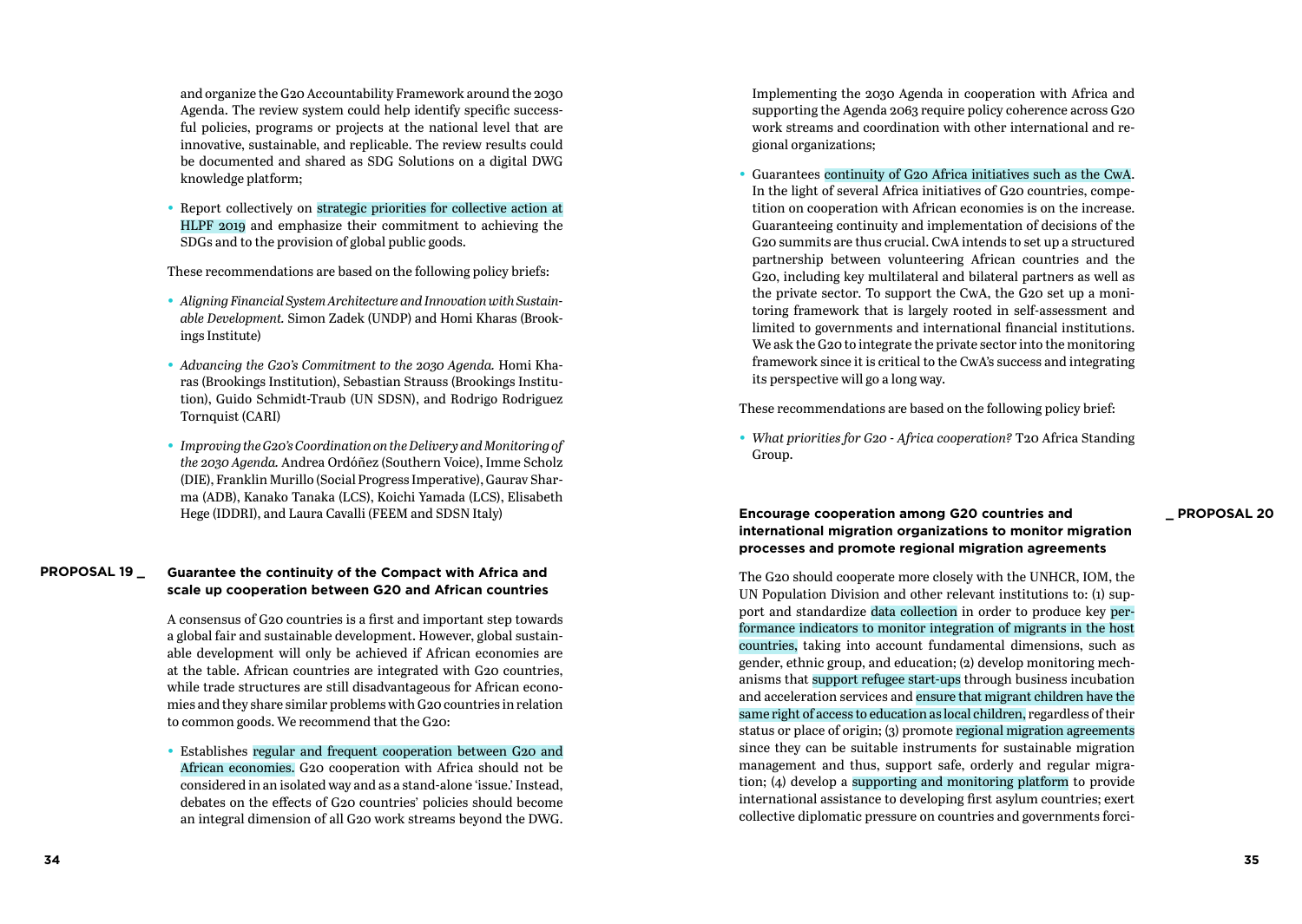and organize the G20 Accountability Framework around the 2030 Agenda. The review system could help identify specific successful policies, programs or projects at the national level that are innovative, sustainable, and replicable. The review results could be documented and shared as SDG Solutions on a digital DWG knowledge platform;

- Report collectively on strategic priorities for collective action at HLPF 2019 and emphasize their commitment to achieving the SDGs and to the provision of global public goods.

These recommendations are based on the following policy briefs:

- *Aligning Financial System Architecture and Innovation with Sustainable Development.* Simon Zadek (UNDP) and Homi Kharas (Brookings Institute)
- *Advancing the G20's Commitment to the 2030 Agenda.* Homi Kharas (Brookings Institution), Sebastian Strauss (Brookings Institution), Guido Schmidt-Traub (UN SDSN), and Rodrigo Rodriguez Tornquist (CARI)
- *Improving the G20's Coordination on the Delivery and Monitoring of the 2030 Agenda.* Andrea Ordóñez (Southern Voice), Imme Scholz (DIE), Franklin Murillo (Social Progress Imperative), Gaurav Sharma (ADB), Kanako Tanaka (LCS), Koichi Yamada (LCS), Elisabeth Hege (IDDRI), and Laura Cavalli (FEEM and SDSN Italy)

## PROPOSAL 19 _ Guarantee the continuity of the Compact with Africa and scale up cooperation between G20 and African countries

A consensus of G20 countries is a first and important step towards a global fair and sustainable development. However, global sustainable development will only be achieved if African economies are at the table. African countries are integrated with G20 countries, while trade structures are still disadvantageous for African economies and they share similar problems with G20 countries in relation to common goods. We recommend that the G20:

- Establishes regular and frequent cooperation between G20 and African economies. G20 cooperation with Africa should not be considered in an isolated way and as a stand-alone 'issue.' Instead, debates on the effects of G20 countries' policies should become an integral dimension of all G20 work streams beyond the DWG. Implementing the 2030 Agenda in cooperation with Africa and supporting the Agenda 2063 require policy coherence across G20 work streams and coordination with other international and regional organizations;
- Guarantees continuity of G20 Africa initiatives such as the CwA. In the light of several Africa initiatives of G20 countries, competition on cooperation with African economies is on the increase. Guaranteeing continuity and implementation of decisions of the G20 summits are thus crucial. CwA intends to set up a structured partnership between volunteering African countries and the G20, including key multilateral and bilateral partners as well as the private sector. To support the CwA, the G20 set up a monitoring framework that is largely rooted in self-assessment and limited to governments and international financial institutions. We ask the G20 to integrate the private sector into the monitoring framework since it is critical to the CwA's success and integrating its perspective will go a long way.

These recommendations are based on the following policy brief:

- *What priorities for G20 - Africa cooperation?* T20 Africa Standing Group.

## _ PROPOSAL 20 Encourage cooperation among G20 countries and international migration organizations to monitor migration processes and promote regional migration agreements

The G20 should cooperate more closely with the UNHCR, IOM, the UN Population Division and other relevant institutions to: (1) support and standardize data collection in order to produce key performance indicators to monitor integration of migrants in the host countries, taking into account fundamental dimensions, such as gender, ethnic group, and education; (2) develop monitoring mechanisms that support refugee start-ups through business incubation and acceleration services and ensure that migrant children have the same right of access to education as local children, regardless of their status or place of origin; (3) promote regional migration agreements since they can be suitable instruments for sustainable migration management and thus, support safe, orderly and regular migration; (4) develop a supporting and monitoring platform to provide international assistance to developing first asylum countries; exert collective diplomatic pressure on countries and governments forci-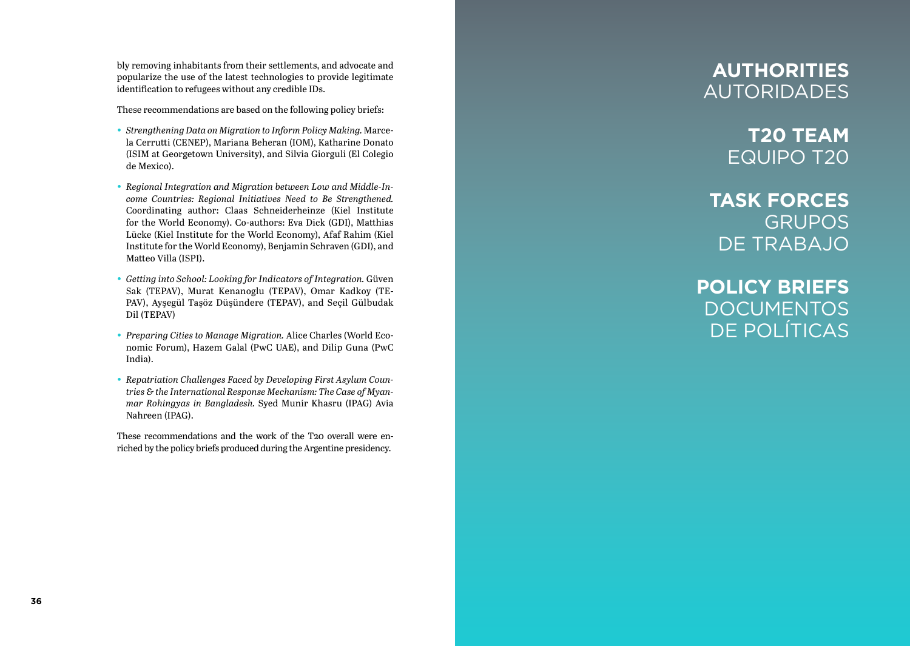bly removing inhabitants from their settlements, and advocate and popularize the use of the latest technologies to provide legitimate identification to refugees without any credible IDs.

These recommendations are based on the following policy briefs:

- *Strengthening Data on Migration to Inform Policy Making.* Marcela Cerrutti (CENEP), Mariana Beheran (IOM), Katharine Donato (ISIM at Georgetown University), and Silvia Giorguli (El Colegio de Mexico).
- *Regional Integration and Migration between Low and Middle-Income Countries: Regional Initiatives Need to Be Strengthened.* Coordinating author: Claas Schneiderheinze (Kiel Institute for the World Economy). Co-authors: Eva Dick (GDI), Matthias Lücke (Kiel Institute for the World Economy), Afaf Rahim (Kiel Institute for the World Economy), Benjamin Schraven (GDI), and Matteo Villa (ISPI).
- *Getting into School: Looking for Indicators of Integration.* Güven Sak (TEPAV), Murat Kenanoglu (TEPAV), Omar Kadkoy (TEPAV), Ayşegül Taşöz Düşündere (TEPAV), and Seçil Gülbudak Dil (TEPAV)
- *Preparing Cities to Manage Migration.* Alice Charles (World Economic Forum), Hazem Galal (PwC UAE), and Dilip Guna (PwC India).
- *Repatriation Challenges Faced by Developing First Asylum Countries & the International Response Mechanism: The Case of Myanmar Rohingyas in Bangladesh.* Syed Munir Khasru (IPAG) Avia Nahreen (IPAG).

These recommendations and the work of the T20 overall were enriched by the policy briefs produced during the Argentine presidency.

**AUTHORITIES**
AUTORIDADES

**T20 TEAM**
EQUIPO T20

**TASK FORCES**
GRUPOS DE TRABAJO

**POLICY BRIEFS**
DOCUMENTOS DE POLÍTICAS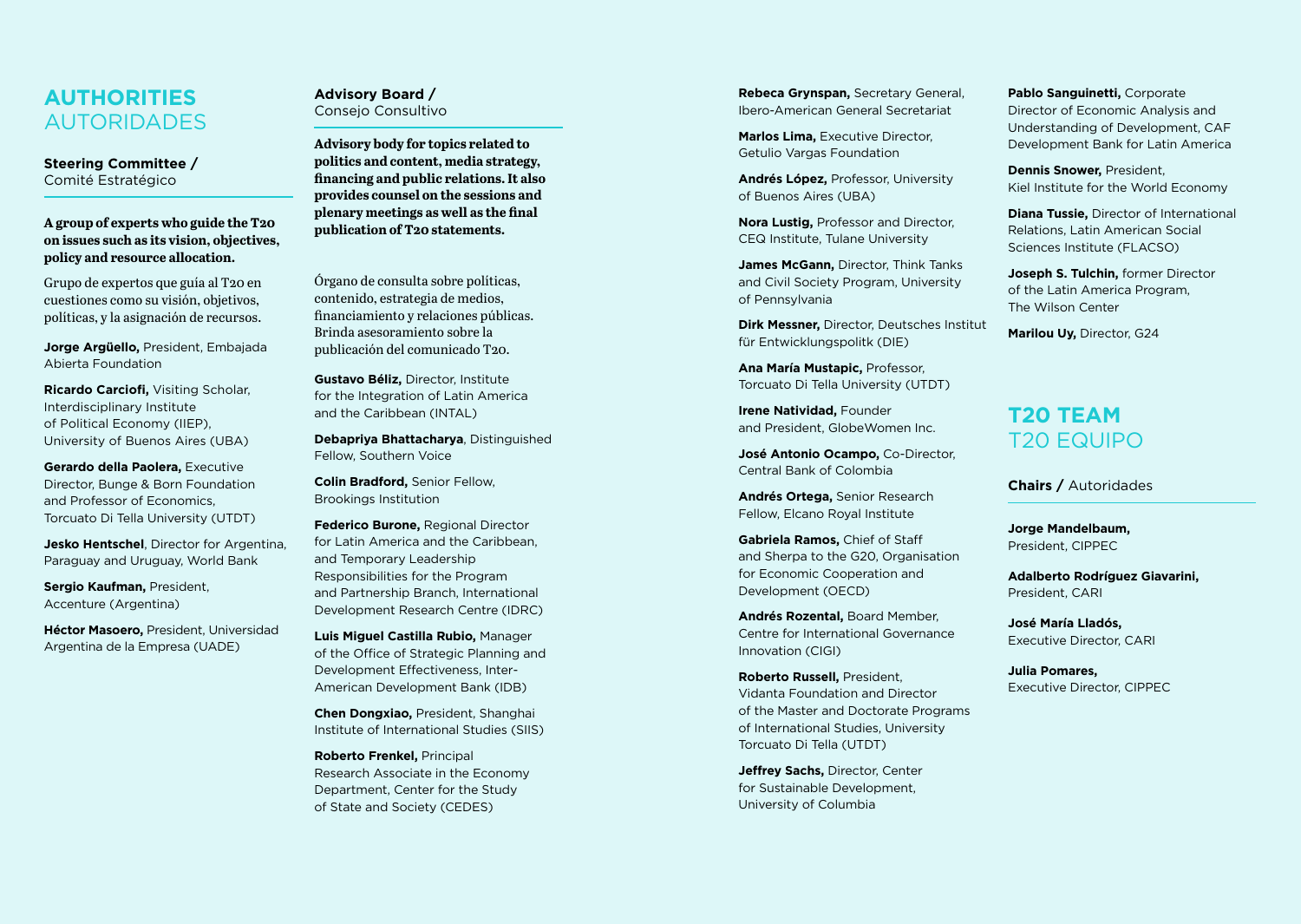# AUTHORITIES
# AUTORIDADES

## Steering Committee / Comité Estratégico

**A group of experts who guide the T20 on issues such as its vision, objectives, policy and resource allocation.**

Grupo de expertos que guía al T20 en cuestiones como su visión, objetivos, políticas, y la asignación de recursos.

**Jorge Argüello,** President, Embajada Abierta Foundation

**Ricardo Carciofi,** Visiting Scholar, Interdisciplinary Institute of Political Economy (IIEP), University of Buenos Aires (UBA)

**Gerardo della Paolera,** Executive Director, Bunge & Born Foundation and Professor of Economics, Torcuato Di Tella University (UTDT)

**Jesko Hentschel**, Director for Argentina, Paraguay and Uruguay, World Bank

**Sergio Kaufman,** President, Accenture (Argentina)

**Héctor Masoero,** President, Universidad Argentina de la Empresa (UADE)

## Advisory Board / Consejo Consultivo

**Advisory body for topics related to politics and content, media strategy, financing and public relations. It also provides counsel on the sessions and plenary meetings as well as the final publication of T20 statements.**

Órgano de consulta sobre políticas, contenido, estrategia de medios, financiamiento y relaciones públicas. Brinda asesoramiento sobre la publicación del comunicado T20.

**Gustavo Béliz,** Director, Institute for the Integration of Latin America and the Caribbean (INTAL)

**Debapriya Bhattacharya**, Distinguished Fellow, Southern Voice

**Colin Bradford,** Senior Fellow, Brookings Institution

**Federico Burone,** Regional Director for Latin America and the Caribbean, and Temporary Leadership Responsibilities for the Program and Partnership Branch, International Development Research Centre (IDRC)

**Luis Miguel Castilla Rubio,** Manager of the Office of Strategic Planning and Development Effectiveness, Inter-American Development Bank (IDB)

**Chen Dongxiao,** President, Shanghai Institute of International Studies (SIIS)

**Roberto Frenkel,** Principal Research Associate in the Economy Department, Center for the Study of State and Society (CEDES)

**Rebeca Grynspan,** Secretary General, Ibero-American General Secretariat

**Marlos Lima,** Executive Director, Getulio Vargas Foundation

**Andrés López,** Professor, University of Buenos Aires (UBA)

**Nora Lustig,** Professor and Director, CEQ Institute, Tulane University

**James McGann,** Director, Think Tanks and Civil Society Program, University of Pennsylvania

**Dirk Messner,** Director, Deutsches Institut für Entwicklungspolitk (DIE)

**Ana María Mustapic,** Professor, Torcuato Di Tella University (UTDT)

**Irene Natividad,** Founder and President, GlobeWomen Inc.

**José Antonio Ocampo,** Co-Director, Central Bank of Colombia

**Andrés Ortega,** Senior Research Fellow, Elcano Royal Institute

**Gabriela Ramos,** Chief of Staff and Sherpa to the G20, Organisation for Economic Cooperation and Development (OECD)

**Andrés Rozental,** Board Member, Centre for International Governance Innovation (CIGI)

**Roberto Russell,** President, Vidanta Foundation and Director of the Master and Doctorate Programs of International Studies, University Torcuato Di Tella (UTDT)

**Jeffrey Sachs,** Director, Center for Sustainable Development, University of Columbia

**Pablo Sanguinetti,** Corporate Director of Economic Analysis and Understanding of Development, CAF Development Bank for Latin America

**Dennis Snower,** President, Kiel Institute for the World Economy

**Diana Tussie,** Director of International Relations, Latin American Social Sciences Institute (FLACSO)

**Joseph S. Tulchin,** former Director of the Latin America Program, The Wilson Center

**Marilou Uy,** Director, G24

# T20 TEAM
# T20 EQUIPO

## Chairs / Autoridades

**Jorge Mandelbaum,** President, CIPPEC

**Adalberto Rodríguez Giavarini,** President, CARI

**José María Lladós,** Executive Director, CARI

**Julia Pomares,** Executive Director, CIPPEC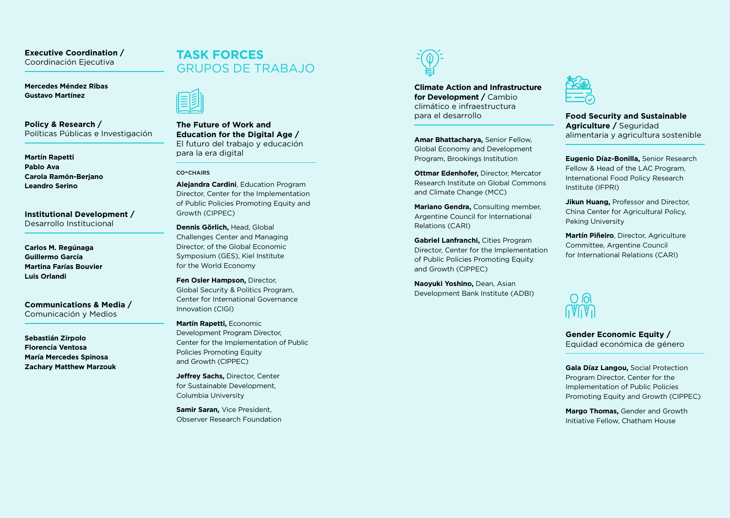**Executive Coordination /**
Coordinación Ejecutiva

**Mercedes Méndez Ribas**
**Gustavo Martínez**

**Policy & Research /**
Políticas Públicas e Investigación

**Martín Rapetti**
**Pablo Ava**
**Carola Ramón-Berjano**
**Leandro Serino**

**Institutional Development /**
Desarrollo Institucional

**Carlos M. Regúnaga**
**Guillermo García**
**Martina Farías Bouvier**
**Luis Orlandi**

**Communications & Media /**
Comunicación y Medios

**Sebastián Zírpolo**
**Florencia Ventosa**
**María Mercedes Spinosa**
**Zachary Matthew Marzouk**

# TASK FORCES
## GRUPOS DE TRABAJO

### The Future of Work and Education for the Digital Age / El futuro del trabajo y educación para la era digital

CO-CHAIRS

**Alejandra Cardini**, Education Program Director, Center for the Implementation of Public Policies Promoting Equity and Growth (CIPPEC)

**Dennis Görlich,** Head, Global Challenges Center and Managing Director, of the Global Economic Symposium (GES), Kiel Institute for the World Economy

**Fen Osler Hampson,** Director, Global Security & Politics Program, Center for International Governance Innovation (CIGI)

**Martín Rapetti,** Economic Development Program Director, Center for the Implementation of Public Policies Promoting Equity and Growth (CIPPEC)

**Jeffrey Sachs,** Director, Center for Sustainable Development, Columbia University

**Samir Saran,** Vice President, Observer Research Foundation

### Climate Action and Infrastructure for Development / Cambio climático e infraestructura para el desarrollo

**Amar Bhattacharya,** Senior Fellow, Global Economy and Development Program, Brookings Institution

**Ottmar Edenhofer,** Director, Mercator Research Institute on Global Commons and Climate Change (MCC)

**Mariano Gendra,** Consulting member, Argentine Council for International Relations (CARI)

**Gabriel Lanfranchi,** Cities Program Director, Center for the Implementation of Public Policies Promoting Equity and Growth (CIPPEC)

**Naoyuki Yoshino,** Dean, Asian Development Bank Institute (ADBI)

### Food Security and Sustainable Agriculture / Seguridad alimentaria y agricultura sostenible

**Eugenio Díaz-Bonilla,** Senior Research Fellow & Head of the LAC Program, International Food Policy Research Institute (IFPRI)

**Jikun Huang,** Professor and Director, China Center for Agricultural Policy, Peking University

**Martín Piñeiro**, Director, Agriculture Committee, Argentine Council for International Relations (CARI)

### Gender Economic Equity / Equidad económica de género

**Gala Díaz Langou,** Social Protection Program Director, Center for the Implementation of Public Policies Promoting Equity and Growth (CIPPEC)

**Margo Thomas,** Gender and Growth Initiative Fellow, Chatham House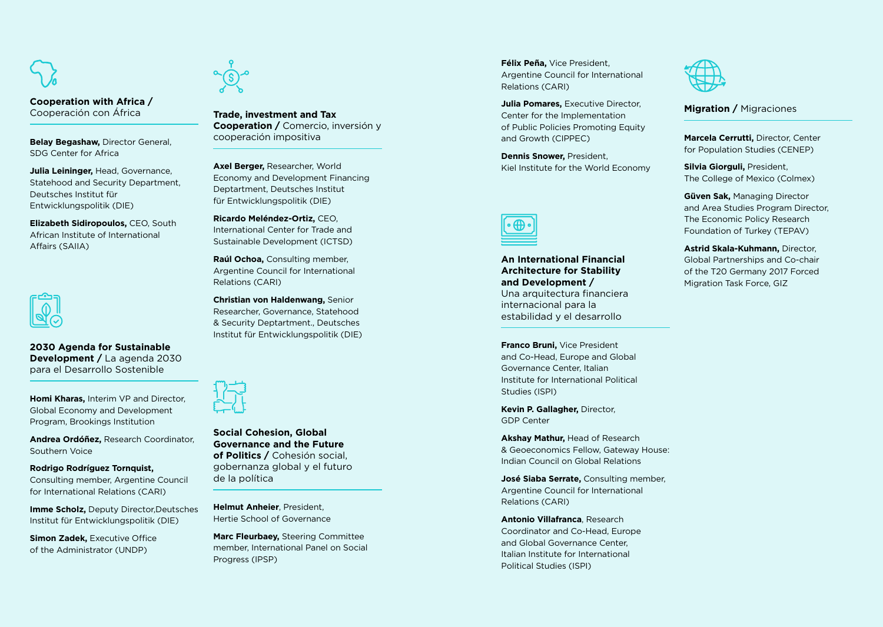## Cooperation with Africa / Cooperación con África

**Belay Begashaw,** Director General, SDG Center for Africa

**Julia Leininger,** Head, Governance, Statehood and Security Department, Deutsches Institut für Entwicklungspolitik (DIE)

**Elizabeth Sidiropoulos,** CEO, South African Institute of International Affairs (SAIIA)

## 2030 Agenda for Sustainable Development / La agenda 2030 para el Desarrollo Sostenible

**Homi Kharas,** Interim VP and Director, Global Economy and Development Program, Brookings Institution

**Andrea Ordóñez,** Research Coordinator, Southern Voice

**Rodrigo Rodríguez Tornquist,** Consulting member, Argentine Council for International Relations (CARI)

**Imme Scholz,** Deputy Director,Deutsches Institut für Entwicklungspolitik (DIE)

**Simon Zadek,** Executive Office of the Administrator (UNDP)

## Trade, investment and Tax Cooperation / Comercio, inversión y cooperación impositiva

**Axel Berger,** Researcher, World Economy and Development Financing Deptartment, Deutsches Institut für Entwicklungspolitik (DIE)

**Ricardo Meléndez-Ortiz,** CEO, International Center for Trade and Sustainable Development (ICTSD)

**Raúl Ochoa,** Consulting member, Argentine Council for International Relations (CARI)

**Christian von Haldenwang,** Senior Researcher, Governance, Statehood & Security Deptartment., Deutsches Institut für Entwicklungspolitik (DIE)

## Social Cohesion, Global Governance and the Future of Politics / Cohesión social, gobernanza global y el futuro de la política

**Helmut Anheier**, President, Hertie School of Governance

**Marc Fleurbaey,** Steering Committee member, International Panel on Social Progress (IPSP)

**Félix Peña,** Vice President, Argentine Council for International Relations (CARI)

**Julia Pomares,** Executive Director, Center for the Implementation of Public Policies Promoting Equity and Growth (CIPPEC)

**Dennis Snower,** President, Kiel Institute for the World Economy

## An International Financial Architecture for Stability and Development / Una arquitectura financiera internacional para la estabilidad y el desarrollo

**Franco Bruni,** Vice President and Co-Head, Europe and Global Governance Center, Italian Institute for International Political Studies (ISPI)

**Kevin P. Gallagher,** Director, GDP Center

**Akshay Mathur,** Head of Research & Geoeconomics Fellow, Gateway House: Indian Council on Global Relations

**José Siaba Serrate,** Consulting member, Argentine Council for International Relations (CARI)

**Antonio Villafranca**, Research Coordinator and Co-Head, Europe and Global Governance Center, Italian Institute for International Political Studies (ISPI)

## Migration / Migraciones

**Marcela Cerrutti,** Director, Center for Population Studies (CENEP)

**Silvia Giorguli,** President, The College of Mexico (Colmex)

**Güven Sak,** Managing Director and Area Studies Program Director, The Economic Policy Research Foundation of Turkey (TEPAV)

**Astrid Skala-Kuhmann,** Director, Global Partnerships and Co-chair of the T20 Germany 2017 Forced Migration Task Force, GIZ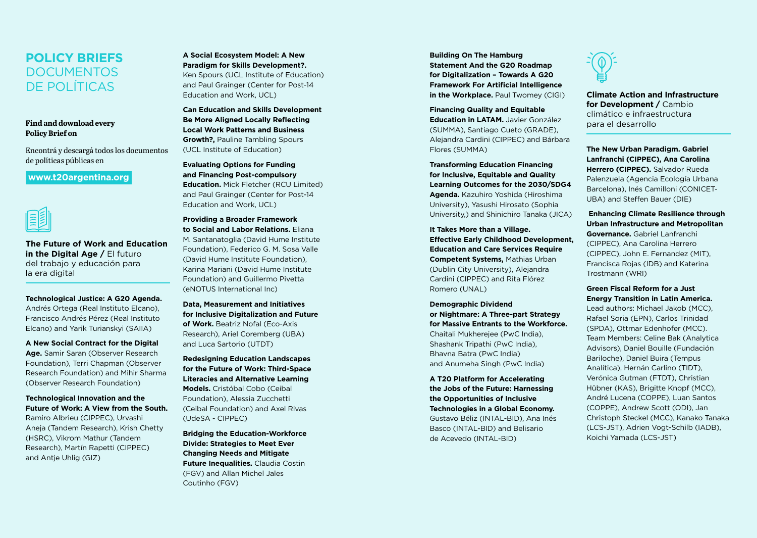# POLICY BRIEFS
# DOCUMENTOS DE POLÍTICAS

**Find and download every Policy Brief on**

Encontrá y descargá todos los documentos de políticas públicas en

**www.t20argentina.org**

## The Future of Work and Education in the Digital Age / El futuro del trabajo y educación para la era digital

**Technological Justice: A G20 Agenda.** Andrés Ortega (Real Instituto Elcano), Francisco Andrés Pérez (Real Instituto Elcano) and Yarik Turianskyi (SAIIA)

**A New Social Contract for the Digital Age.** Samir Saran (Observer Research Foundation), Terri Chapman (Observer Research Foundation) and Mihir Sharma (Observer Research Foundation)

**Technological Innovation and the Future of Work: A View from the South.** Ramiro Albrieu (CIPPEC), Urvashi Aneja (Tandem Research), Krish Chetty (HSRC), Vikrom Mathur (Tandem Research), Martín Rapetti (CIPPEC) and Antje Uhlig (GIZ)

**A Social Ecosystem Model: A New Paradigm for Skills Development?.** Ken Spours (UCL Institute of Education) and Paul Grainger (Center for Post-14 Education and Work, UCL)

**Can Education and Skills Development Be More Aligned Locally Reflecting Local Work Patterns and Business Growth?,** Pauline Tambling Spours (UCL Institute of Education)

**Evaluating Options for Funding and Financing Post-compulsory Education.** Mick Fletcher (RCU Limited) and Paul Grainger (Center for Post-14 Education and Work, UCL)

**Providing a Broader Framework to Social and Labor Relations.** Eliana M. Santanatoglia (David Hume Institute Foundation), Federico G. M. Sosa Valle (David Hume Institute Foundation), Karina Mariani (David Hume Institute Foundation) and Guillermo Pivetta (eNOTUS International Inc)

**Data, Measurement and Initiatives for Inclusive Digitalization and Future of Work.** Beatriz Nofal (Eco-Axis Research), Ariel Coremberg (UBA) and Luca Sartorio (UTDT)

**Redesigning Education Landscapes for the Future of Work: Third-Space Literacies and Alternative Learning Models.** Cristóbal Cobo (Ceibal Foundation), Alessia Zucchetti (Ceibal Foundation) and Axel Rivas (UdeSA - CIPPEC)

**Bridging the Education-Workforce Divide: Strategies to Meet Ever Changing Needs and Mitigate Future Inequalities.** Claudia Costin (FGV) and Allan Michel Jales Coutinho (FGV)

**Building On The Hamburg Statement And the G20 Roadmap for Digitalization – Towards A G20 Framework For Artificial Intelligence in the Workplace.** Paul Twomey (CIGI)

**Financing Quality and Equitable Education in LATAM.** Javier González (SUMMA), Santiago Cueto (GRADE), Alejandra Cardini (CIPPEC) and Bárbara Flores (SUMMA)

**Transforming Education Financing for Inclusive, Equitable and Quality Learning Outcomes for the 2030/SDG4 Agenda.** Kazuhiro Yoshida (Hiroshima University), Yasushi Hirosato (Sophia University,) and Shinichiro Tanaka (JICA)

**It Takes More than a Village. Effective Early Childhood Development, Education and Care Services Require Competent Systems,** Mathias Urban (Dublin City University), Alejandra Cardini (CIPPEC) and Rita Flórez Romero (UNAL)

**Demographic Dividend or Nightmare: A Three-part Strategy for Massive Entrants to the Workforce.** Chaitali Mukherejee (PwC India), Shashank Tripathi (PwC India), Bhavna Batra (PwC India) and Anumeha Singh (PwC India)

**A T20 Platform for Accelerating the Jobs of the Future: Harnessing the Opportunities of Inclusive Technologies in a Global Economy.** Gustavo Béliz (INTAL-BID), Ana Inés Basco (INTAL-BID) and Belisario de Acevedo (INTAL-BID)

## Climate Action and Infrastructure for Development / Cambio climático e infraestructura para el desarrollo

**The New Urban Paradigm. Gabriel Lanfranchi (CIPPEC), Ana Carolina Herrero (CIPPEC).** Salvador Rueda Palenzuela (Agencia Ecología Urbana Barcelona), Inés Camilloni (CONICET-UBA) and Steffen Bauer (DIE)

**Enhancing Climate Resilience through Urban Infrastructure and Metropolitan Governance.** Gabriel Lanfranchi (CIPPEC), Ana Carolina Herrero (CIPPEC), John E. Fernandez (MIT), Francisca Rojas (IDB) and Katerina Trostmann (WRI)

**Green Fiscal Reform for a Just Energy Transition in Latin America.** Lead authors: Michael Jakob (MCC), Rafael Soria (EPN), Carlos Trinidad (SPDA), Ottmar Edenhofer (MCC). Team Members: Celine Bak (Analytica Advisors), Daniel Bouille (Fundación Bariloche), Daniel Buira (Tempus Analítica), Hernán Carlino (TIDT), Verónica Gutman (FTDT), Christian Hübner (KAS), Brigitte Knopf (MCC), André Lucena (COPPE), Luan Santos (COPPE), Andrew Scott (ODI), Jan Christoph Steckel (MCC), Kanako Tanaka (LCS-JST), Adrien Vogt-Schilb (IADB), Koichi Yamada (LCS-JST)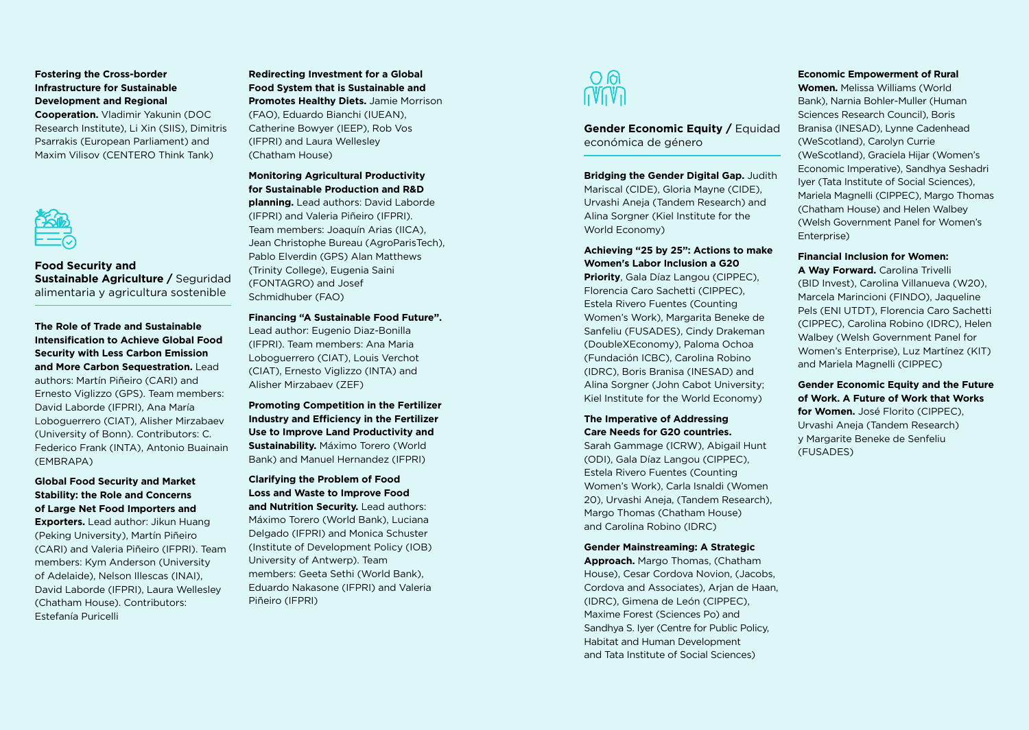**Fostering the Cross-border Infrastructure for Sustainable Development and Regional Cooperation.** Vladimir Yakunin (DOC Research Institute), Li Xin (SIIS), Dimitris Psarrakis (European Parliament) and Maxim Vilisov (CENTERO Think Tank)

## Food Security and Sustainable Agriculture / Seguridad alimentaria y agricultura sostenible

**The Role of Trade and Sustainable Intensification to Achieve Global Food Security with Less Carbon Emission and More Carbon Sequestration.** Lead authors: Martín Piñeiro (CARI) and Ernesto Viglizzo (GPS). Team members: David Laborde (IFPRI), Ana María Loboguerrero (CIAT), Alisher Mirzabaev (University of Bonn). Contributors: C. Federico Frank (INTA), Antonio Buainain (EMBRAPA)

**Global Food Security and Market Stability: the Role and Concerns of Large Net Food Importers and Exporters.** Lead author: Jikun Huang (Peking University), Martín Piñeiro (CARI) and Valeria Piñeiro (IFPRI). Team members: Kym Anderson (University of Adelaide), Nelson Illescas (INAI), David Laborde (IFPRI), Laura Wellesley (Chatham House). Contributors: Estefanía Puricelli

**Redirecting Investment for a Global Food System that is Sustainable and Promotes Healthy Diets.** Jamie Morrison (FAO), Eduardo Bianchi (IUEAN), Catherine Bowyer (IEEP), Rob Vos (IFPRI) and Laura Wellesley (Chatham House)

**Monitoring Agricultural Productivity for Sustainable Production and R&D planning.** Lead authors: David Laborde (IFPRI) and Valeria Piñeiro (IFPRI). Team members: Joaquín Arias (IICA), Jean Christophe Bureau (AgroParisTech), Pablo Elverdin (GPS) Alan Matthews (Trinity College), Eugenia Saini (FONTAGRO) and Josef Schmidhuber (FAO)

**Financing "A Sustainable Food Future".** Lead author: Eugenio Diaz-Bonilla (IFPRI). Team members: Ana Maria Loboguerrero (CIAT), Louis Verchot (CIAT), Ernesto Viglizzo (INTA) and Alisher Mirzabaev (ZEF)

**Promoting Competition in the Fertilizer Industry and Efficiency in the Fertilizer Use to Improve Land Productivity and Sustainability.** Máximo Torero (World Bank) and Manuel Hernandez (IFPRI)

**Clarifying the Problem of Food Loss and Waste to Improve Food and Nutrition Security.** Lead authors: Máximo Torero (World Bank), Luciana Delgado (IFPRI) and Monica Schuster (Institute of Development Policy (IOB) University of Antwerp). Team members: Geeta Sethi (World Bank), Eduardo Nakasone (IFPRI) and Valeria Piñeiro (IFPRI)

## Gender Economic Equity / Equidad económica de género

**Bridging the Gender Digital Gap.** Judith Mariscal (CIDE), Gloria Mayne (CIDE), Urvashi Aneja (Tandem Research) and Alina Sorgner (Kiel Institute for the World Economy)

**Achieving "25 by 25": Actions to make Women's Labor Inclusion a G20 Priority**, Gala Díaz Langou (CIPPEC), Florencia Caro Sachetti (CIPPEC), Estela Rivero Fuentes (Counting Women's Work), Margarita Beneke de Sanfeliu (FUSADES), Cindy Drakeman (DoubleXEconomy), Paloma Ochoa (Fundación ICBC), Carolina Robino (IDRC), Boris Branisa (INESAD) and Alina Sorgner (John Cabot University; Kiel Institute for the World Economy)

**The Imperative of Addressing Care Needs for G20 countries.** Sarah Gammage (ICRW), Abigail Hunt (ODI), Gala Díaz Langou (CIPPEC), Estela Rivero Fuentes (Counting Women's Work), Carla Isnaldi (Women 20), Urvashi Aneja, (Tandem Research), Margo Thomas (Chatham House) and Carolina Robino (IDRC)

**Gender Mainstreaming: A Strategic Approach.** Margo Thomas, (Chatham House), Cesar Cordova Novion, (Jacobs, Cordova and Associates), Arjan de Haan, (IDRC), Gimena de León (CIPPEC), Maxime Forest (Sciences Po) and Sandhya S. Iyer (Centre for Public Policy, Habitat and Human Development and Tata Institute of Social Sciences)

**Economic Empowerment of Rural Women.** Melissa Williams (World Bank), Narnia Bohler-Muller (Human Sciences Research Council), Boris Branisa (INESAD), Lynne Cadenhead (WeScotland), Carolyn Currie (WeScotland), Graciela Hijar (Women's Economic Imperative), Sandhya Seshadri Iyer (Tata Institute of Social Sciences), Mariela Magnelli (CIPPEC), Margo Thomas (Chatham House) and Helen Walbey (Welsh Government Panel for Women's Enterprise)

**Financial Inclusion for Women: A Way Forward.** Carolina Trivelli (BID Invest), Carolina Villanueva (W20), Marcela Marincioni (FINDO), Jaqueline Pels (ENI UTDT), Florencia Caro Sachetti (CIPPEC), Carolina Robino (IDRC), Helen Walbey (Welsh Government Panel for Women's Enterprise), Luz Martínez (KIT) and Mariela Magnelli (CIPPEC)

**Gender Economic Equity and the Future of Work. A Future of Work that Works for Women.** José Florito (CIPPEC), Urvashi Aneja (Tandem Research) y Margarite Beneke de Senfeliu (FUSADES)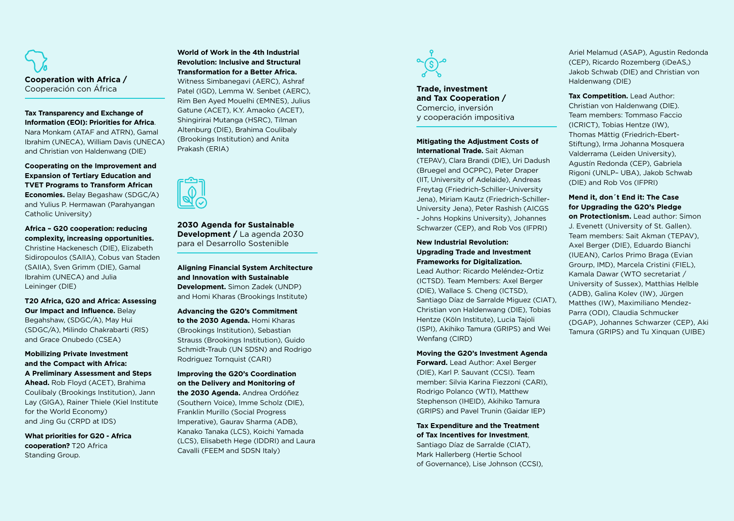## Cooperation with Africa / Cooperación con África

**Tax Transparency and Exchange of Information (EOI): Priorities for Africa**. Nara Monkam (ATAF and ATRN), Gamal Ibrahim (UNECA), William Davis (UNECA) and Christian von Haldenwang (DIE)

**Cooperating on the Improvement and Expansion of Tertiary Education and TVET Programs to Transform African Economies.** Belay Begashaw (SDGC/A) and Yulius P. Hermawan (Parahyangan Catholic University)

**Africa – G20 cooperation: reducing complexity, increasing opportunities.** Christine Hackenesch (DIE), Elizabeth Sidiropoulos (SAIIA), Cobus van Staden (SAIIA), Sven Grimm (DIE), Gamal Ibrahim (UNECA) and Julia Leininger (DIE)

**T20 Africa, G20 and Africa: Assessing Our Impact and Influence.** Belay Begahshaw, (SDGC/A), May Hui (SDGC/A), Milindo Chakrabarti (RIS) and Grace Onubedo (CSEA)

**Mobilizing Private Investment and the Compact with Africa: A Preliminary Assessment and Steps Ahead.** Rob Floyd (ACET), Brahima Coulibaly (Brookings Institution), Jann Lay (GIGA), Rainer Thiele (Kiel Institute for the World Economy) and Jing Gu (CRPD at IDS)

**What priorities for G20 - Africa cooperation?** T20 Africa Standing Group.

**World of Work in the 4th Industrial Revolution: Inclusive and Structural Transformation for a Better Africa.** Witness Simbanegavi (AERC), Ashraf Patel (IGD), Lemma W. Senbet (AERC), Rim Ben Ayed Mouelhi (EMNES), Julius Gatune (ACET), K.Y. Amaoko (ACET), Shingirirai Mutanga (HSRC), Tilman Altenburg (DIE), Brahima Coulibaly (Brookings Institution) and Anita Prakash (ERIA)

## 2030 Agenda for Sustainable Development / La agenda 2030 para el Desarrollo Sostenible

**Aligning Financial System Architecture and Innovation with Sustainable Development.** Simon Zadek (UNDP) and Homi Kharas (Brookings Institute)

**Advancing the G20's Commitment to the 2030 Agenda.** Homi Kharas (Brookings Institution), Sebastian Strauss (Brookings Institution), Guido Schmidt-Traub (UN SDSN) and Rodrigo Rodriguez Tornquist (CARI)

**Improving the G20's Coordination on the Delivery and Monitoring of the 2030 Agenda.** Andrea Ordóñez (Southern Voice), Imme Scholz (DIE), Franklin Murillo (Social Progress Imperative), Gaurav Sharma (ADB), Kanako Tanaka (LCS), Koichi Yamada (LCS), Elisabeth Hege (IDDRI) and Laura Cavalli (FEEM and SDSN Italy)

## Trade, investment and Tax Cooperation / Comercio, inversión y cooperación impositiva

**Mitigating the Adjustment Costs of International Trade.** Sait Akman (TEPAV), Clara Brandi (DIE), Uri Dadush (Bruegel and OCPPC), Peter Draper (IIT, University of Adelaide), Andreas Freytag (Friedrich-Schiller-University Jena), Miriam Kautz (Friedrich-Schiller-University Jena), Peter Rashish (AICGS - Johns Hopkins University), Johannes Schwarzer (CEP), and Rob Vos (IFPRI)

**New Industrial Revolution: Upgrading Trade and Investment Frameworks for Digitalization.** Lead Author: Ricardo Meléndez-Ortiz (ICTSD). Team Members: Axel Berger (DIE), Wallace S. Cheng (ICTSD), Santiago Díaz de Sarralde Miguez (CIAT), Christian von Haldenwang (DIE), Tobias Hentze (Köln Institute), Lucia Tajoli (ISPI), Akihiko Tamura (GRIPS) and Wei Wenfang (CIRD)

**Moving the G20's Investment Agenda Forward.** Lead Author: Axel Berger (DIE), Karl P. Sauvant (CCSI). Team member: Silvia Karina Fiezzoni (CARI), Rodrigo Polanco (WTI), Matthew Stephenson (IHEID), Akihiko Tamura (GRIPS) and Pavel Trunin (Gaidar IEP)

**Tax Expenditure and the Treatment of Tax Incentives for Investment**, Santiago Díaz de Sarralde (CIAT), Mark Hallerberg (Hertie School of Governance), Lise Johnson (CCSI), Ariel Melamud (ASAP), Agustin Redonda (CEP), Ricardo Rozemberg (iDeAS,) Jakob Schwab (DIE) and Christian von Haldenwang (DIE)

**Tax Competition.** Lead Author: Christian von Haldenwang (DIE). Team members: Tommaso Faccio (ICRICT), Tobias Hentze (IW), Thomas Mättig (Friedrich-Ebert-Stiftung), Irma Johanna Mosquera Valderrama (Leiden University), Agustín Redonda (CEP), Gabriela Rigoni (UNLP– UBA), Jakob Schwab (DIE) and Rob Vos (IFPRI)

**Mend it, don´t End it: The Case for Upgrading the G20's Pledge on Protectionism.** Lead author: Simon J. Evenett (University of St. Gallen). Team members: Sait Akman (TEPAV), Axel Berger (DIE), Eduardo Bianchi (IUEAN), Carlos Primo Braga (Evian Grourp, IMD), Marcela Cristini (FIEL), Kamala Dawar (WTO secretariat / University of Sussex), Matthias Helble (ADB), Galina Kolev (IW), Jürgen Matthes (IW), Maximiliano Mendez-Parra (ODI), Claudia Schmucker (DGAP), Johannes Schwarzer (CEP), Aki Tamura (GRIPS) and Tu Xinquan (UIBE)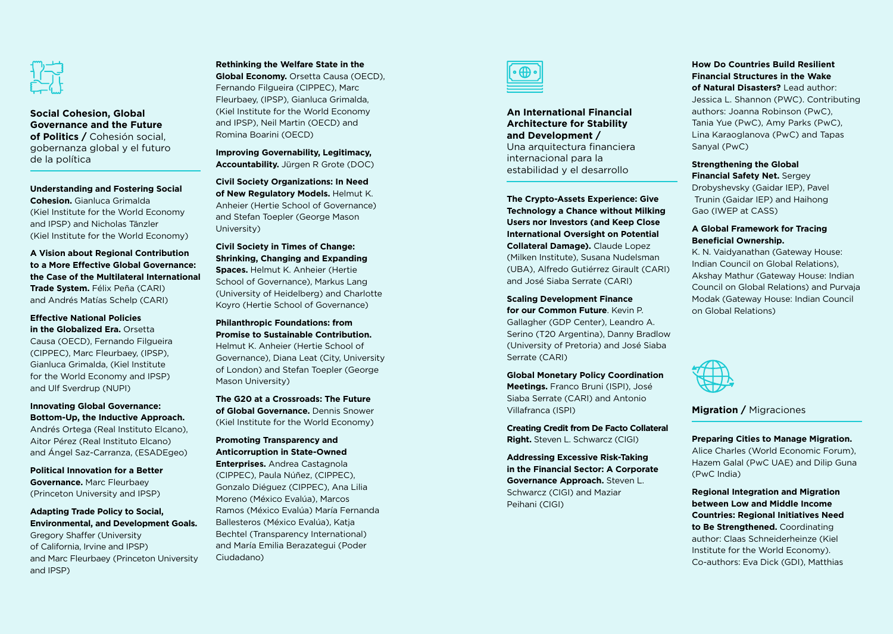## Social Cohesion, Global Governance and the Future of Politics / Cohesión social, gobernanza global y el futuro de la política

**Understanding and Fostering Social Cohesion.** Gianluca Grimalda (Kiel Institute for the World Economy and IPSP) and Nicholas Tänzler (Kiel Institute for the World Economy)

**A Vision about Regional Contribution to a More Effective Global Governance: the Case of the Multilateral International Trade System.** Félix Peña (CARI) and Andrés Matías Schelp (CARI)

**Effective National Policies in the Globalized Era.** Orsetta Causa (OECD), Fernando Filgueira (CIPPEC), Marc Fleurbaey, (IPSP), Gianluca Grimalda, (Kiel Institute for the World Economy and IPSP) and Ulf Sverdrup (NUPI)

**Innovating Global Governance: Bottom-Up, the Inductive Approach.** Andrés Ortega (Real Instituto Elcano), Aitor Pérez (Real Instituto Elcano) and Ángel Saz-Carranza, (ESADEgeo)

**Political Innovation for a Better Governance.** Marc Fleurbaey (Princeton University and IPSP)

**Adapting Trade Policy to Social, Environmental, and Development Goals.** Gregory Shaffer (University of California, Irvine and IPSP) and Marc Fleurbaey (Princeton University and IPSP)

**Rethinking the Welfare State in the Global Economy.** Orsetta Causa (OECD), Fernando Filgueira (CIPPEC), Marc Fleurbaey, (IPSP), Gianluca Grimalda, (Kiel Institute for the World Economy and IPSP), Neil Martin (OECD) and Romina Boarini (OECD)

**Improving Governability, Legitimacy, Accountability.** Jürgen R Grote (DOC)

**Civil Society Organizations: In Need of New Regulatory Models.** Helmut K. Anheier (Hertie School of Governance) and Stefan Toepler (George Mason University)

**Civil Society in Times of Change: Shrinking, Changing and Expanding Spaces.** Helmut K. Anheier (Hertie School of Governance), Markus Lang (University of Heidelberg) and Charlotte Koyro (Hertie School of Governance)

**Philanthropic Foundations: from Promise to Sustainable Contribution.** Helmut K. Anheier (Hertie School of Governance), Diana Leat (City, University of London) and Stefan Toepler (George Mason University)

**The G20 at a Crossroads: The Future of Global Governance.** Dennis Snower (Kiel Institute for the World Economy)

**Promoting Transparency and Anticorruption in State-Owned Enterprises.** Andrea Castagnola (CIPPEC), Paula Núñez, (CIPPEC), Gonzalo Diéguez (CIPPEC), Ana Lilia Moreno (México Evalúa), Marcos Ramos (México Evalúa) María Fernanda Ballesteros (México Evalúa), Katja Bechtel (Transparency International) and María Emilia Berazategui (Poder Ciudadano)

## An International Financial Architecture for Stability and Development / Una arquitectura financiera internacional para la estabilidad y el desarrollo

**The Crypto-Assets Experience: Give Technology a Chance without Milking Users nor Investors (and Keep Close International Oversight on Potential Collateral Damage).** Claude Lopez (Milken Institute), Susana Nudelsman (UBA), Alfredo Gutiérrez Girault (CARI) and José Siaba Serrate (CARI)

**Scaling Development Finance for our Common Future**. Kevin P. Gallagher (GDP Center), Leandro A. Serino (T20 Argentina), Danny Bradlow (University of Pretoria) and José Siaba Serrate (CARI)

**Global Monetary Policy Coordination Meetings.** Franco Bruni (ISPI), José Siaba Serrate (CARI) and Antonio Villafranca (ISPI)

**Creating Credit from De Facto Collateral Right.** Steven L. Schwarcz (CIGI)

**Addressing Excessive Risk-Taking in the Financial Sector: A Corporate Governance Approach.** Steven L. Schwarcz (CIGI) and Maziar Peihani (CIGI)

**How Do Countries Build Resilient Financial Structures in the Wake of Natural Disasters?** Lead author: Jessica L. Shannon (PWC). Contributing authors: Joanna Robinson (PwC), Tania Yue (PwC), Amy Parks (PwC), Lina Karaoglanova (PwC) and Tapas Sanyal (PwC)

**Strengthening the Global Financial Safety Net.** Sergey Drobyshevsky (Gaidar IEP), Pavel Trunin (Gaidar IEP) and Haihong Gao (IWEP at CASS)

**A Global Framework for Tracing Beneficial Ownership.** K. N. Vaidyanathan (Gateway House: Indian Council on Global Relations), Akshay Mathur (Gateway House: Indian Council on Global Relations) and Purvaja Modak (Gateway House: Indian Council on Global Relations)

## Migration / Migraciones

**Preparing Cities to Manage Migration.** Alice Charles (World Economic Forum), Hazem Galal (PwC UAE) and Dilip Guna (PwC India)

**Regional Integration and Migration between Low and Middle Income Countries: Regional Initiatives Need to Be Strengthened.** Coordinating author: Claas Schneiderheinze (Kiel Institute for the World Economy). Co-authors: Eva Dick (GDI), Matthias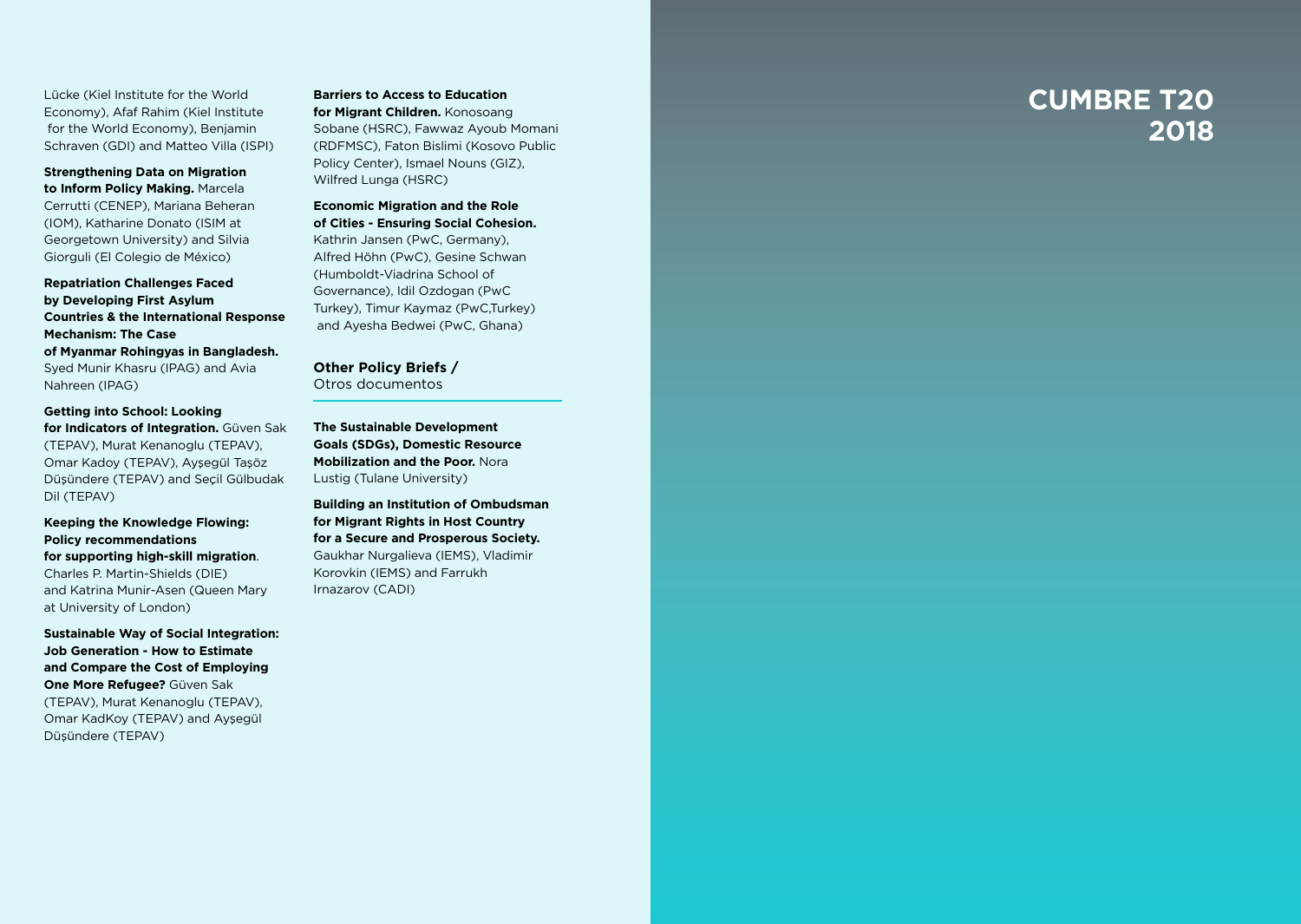Lücke (Kiel Institute for the World Economy), Afaf Rahim (Kiel Institute for the World Economy), Benjamin Schraven (GDI) and Matteo Villa (ISPI)

**Strengthening Data on Migration to Inform Policy Making.** Marcela Cerrutti (CENEP), Mariana Beheran (IOM), Katharine Donato (ISIM at Georgetown University) and Silvia Giorguli (El Colegio de México)

**Repatriation Challenges Faced by Developing First Asylum Countries & the International Response Mechanism: The Case of Myanmar Rohingyas in Bangladesh.** Syed Munir Khasru (IPAG) and Avia Nahreen (IPAG)

**Getting into School: Looking for Indicators of Integration.** Güven Sak (TEPAV), Murat Kenanoglu (TEPAV), Omar Kadoy (TEPAV), Ayşegül Taşöz Düşündere (TEPAV) and Seçil Gülbudak Dil (TEPAV)

**Keeping the Knowledge Flowing: Policy recommendations for supporting high-skill migration**. Charles P. Martin-Shields (DIE) and Katrina Munir-Asen (Queen Mary at University of London)

**Sustainable Way of Social Integration: Job Generation - How to Estimate and Compare the Cost of Employing One More Refugee?** Güven Sak (TEPAV), Murat Kenanoglu (TEPAV), Omar KadKoy (TEPAV) and Ayşegül Düşündere (TEPAV)

**Barriers to Access to Education for Migrant Children.** Konosoang Sobane (HSRC), Fawwaz Ayoub Momani (RDFMSC), Faton Bislimi (Kosovo Public Policy Center), Ismael Nouns (GIZ), Wilfred Lunga (HSRC)

**Economic Migration and the Role of Cities - Ensuring Social Cohesion.** Kathrin Jansen (PwC, Germany), Alfred Höhn (PwC), Gesine Schwan (Humboldt-Viadrina School of Governance), Idil Ozdogan (PwC Turkey), Timur Kaymaz (PwC,Turkey) and Ayesha Bedwei (PwC, Ghana)

## Other Policy Briefs / Otros documentos

**The Sustainable Development Goals (SDGs), Domestic Resource Mobilization and the Poor.** Nora Lustig (Tulane University)

**Building an Institution of Ombudsman for Migrant Rights in Host Country for a Secure and Prosperous Society.** Gaukhar Nurgalieva (IEMS), Vladimir Korovkin (IEMS) and Farrukh Irnazarov (CADI)

# CUMBRE T20 2018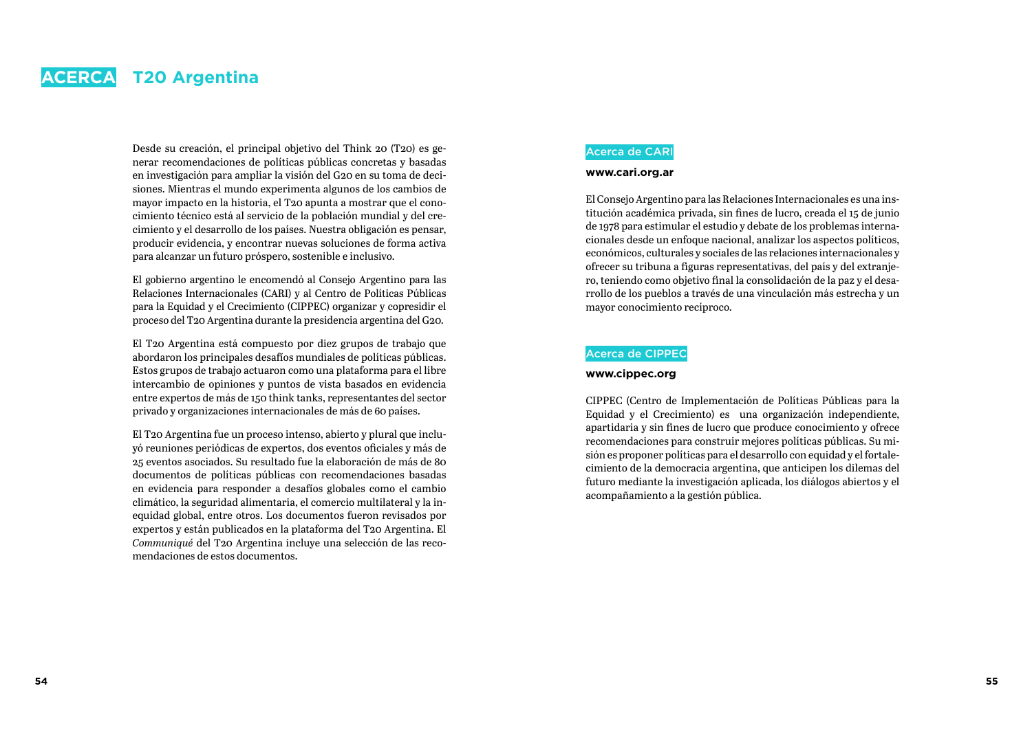# ACERCA T20 Argentina

Desde su creación, el principal objetivo del Think 20 (T20) es generar recomendaciones de políticas públicas concretas y basadas en investigación para ampliar la visión del G20 en su toma de decisiones. Mientras el mundo experimenta algunos de los cambios de mayor impacto en la historia, el T20 apunta a mostrar que el conocimiento técnico está al servicio de la población mundial y del crecimiento y el desarrollo de los países. Nuestra obligación es pensar, producir evidencia, y encontrar nuevas soluciones de forma activa para alcanzar un futuro próspero, sostenible e inclusivo.

El gobierno argentino le encomendó al Consejo Argentino para las Relaciones Internacionales (CARI) y al Centro de Políticas Públicas para la Equidad y el Crecimiento (CIPPEC) organizar y copresidir el proceso del T20 Argentina durante la presidencia argentina del G20.

El T20 Argentina está compuesto por diez grupos de trabajo que abordaron los principales desafíos mundiales de políticas públicas. Estos grupos de trabajo actuaron como una plataforma para el libre intercambio de opiniones y puntos de vista basados en evidencia entre expertos de más de 150 think tanks, representantes del sector privado y organizaciones internacionales de más de 60 países.

El T20 Argentina fue un proceso intenso, abierto y plural que incluyó reuniones periódicas de expertos, dos eventos oficiales y más de 25 eventos asociados. Su resultado fue la elaboración de más de 80 documentos de políticas públicas con recomendaciones basadas en evidencia para responder a desafíos globales como el cambio climático, la seguridad alimentaria, el comercio multilateral y la inequidad global, entre otros. Los documentos fueron revisados por expertos y están publicados en la plataforma del T20 Argentina. El *Communiqué* del T20 Argentina incluye una selección de las recomendaciones de estos documentos.

## Acerca de CARI

**www.cari.org.ar**

El Consejo Argentino para las Relaciones Internacionales es una institución académica privada, sin fines de lucro, creada el 15 de junio de 1978 para estimular el estudio y debate de los problemas internacionales desde un enfoque nacional, analizar los aspectos políticos, económicos, culturales y sociales de las relaciones internacionales y ofrecer su tribuna a figuras representativas, del país y del extranjero, teniendo como objetivo final la consolidación de la paz y el desarrollo de los pueblos a través de una vinculación más estrecha y un mayor conocimiento recíproco.

## Acerca de CIPPEC

**www.cippec.org**

CIPPEC (Centro de Implementación de Políticas Públicas para la Equidad y el Crecimiento) es una organización independiente, apartidaria y sin fines de lucro que produce conocimiento y ofrece recomendaciones para construir mejores políticas públicas. Su misión es proponer políticas para el desarrollo con equidad y el fortalecimiento de la democracia argentina, que anticipen los dilemas del futuro mediante la investigación aplicada, los diálogos abiertos y el acompañamiento a la gestión pública.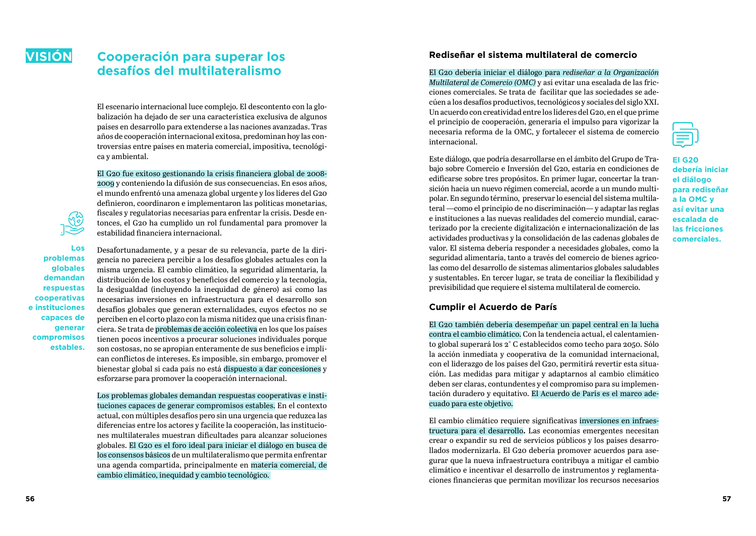# VISIÓN

## Cooperación para superar los desafíos del multilateralismo

El escenario internacional luce complejo. El descontento con la globalización ha dejado de ser una característica exclusiva de algunos países en desarrollo para extenderse a las naciones avanzadas. Tras años de cooperación internacional exitosa, predominan hoy las controversias entre países en materia comercial, impositiva, tecnológica y ambiental.

El G20 fue exitoso gestionando la crisis financiera global de 2008-2009 y conteniendo la difusión de sus consecuencias. En esos años, el mundo enfrentó una amenaza global urgente y los líderes del G20 definieron, coordinaron e implementaron las políticas monetarias, fiscales y regulatorias necesarias para enfrentar la crisis. Desde entonces, el G20 ha cumplido un rol fundamental para promover la estabilidad financiera internacional.

**Los problemas globales demandan respuestas cooperativas e instituciones capaces de generar compromisos estables.**

Desafortunadamente, y a pesar de su relevancia, parte de la dirigencia no pareciera percibir a los desafíos globales actuales con la misma urgencia. El cambio climático, la seguridad alimentaria, la distribución de los costos y beneficios del comercio y la tecnología, la desigualdad (incluyendo la inequidad de género) así como las necesarias inversiones en infraestructura para el desarrollo son desafíos globales que generan externalidades, cuyos efectos no se perciben en el corto plazo con la misma nitidez que una crisis financiera. Se trata de problemas de acción colectiva en los que los países tienen pocos incentivos a procurar soluciones individuales porque son costosas, no se apropian enteramente de sus beneficios e implican conflictos de intereses. Es imposible, sin embargo, promover el bienestar global si cada país no está dispuesto a dar concesiones y esforzarse para promover la cooperación internacional.

Los problemas globales demandan respuestas cooperativas e instituciones capaces de generar compromisos estables. En el contexto actual, con múltiples desafíos pero sin una urgencia que reduzca las diferencias entre los actores y facilite la cooperación, las instituciones multilaterales muestran dificultades para alcanzar soluciones globales. El G20 es el foro ideal para iniciar el diálogo en busca de los consensos básicos de un multilateralismo que permita enfrentar una agenda compartida, principalmente en materia comercial, de cambio climático, inequidad y cambio tecnológico.

### Rediseñar el sistema multilateral de comercio

El G20 debería iniciar el diálogo para *rediseñar a la Organización Multilateral de Comercio (OMC)* y así evitar una escalada de las fricciones comerciales. Se trata de facilitar que las sociedades se adecúen a los desafíos productivos, tecnológicos y sociales del siglo XXI. Un acuerdo con creatividad entre los líderes del G20, en el que prime el principio de cooperación, generaría el impulso para vigorizar la necesaria reforma de la OMC, y fortalecer el sistema de comercio internacional.

**El G20 debería iniciar el diálogo para rediseñar a la OMC y así evitar una escalada de las fricciones comerciales.**

Este diálogo, que podría desarrollarse en el ámbito del Grupo de Trabajo sobre Comercio e Inversión del G20, estaría en condiciones de edificarse sobre tres propósitos. En primer lugar, concertar la transición hacia un nuevo régimen comercial, acorde a un mundo multipolar. En segundo término, preservar lo esencial del sistema multilateral —como el principio de no discriminación— y adaptar las reglas e instituciones a las nuevas realidades del comercio mundial, caracterizado por la creciente digitalización e internacionalización de las actividades productivas y la consolidación de las cadenas globales de valor. El sistema debería responder a necesidades globales, como la seguridad alimentaria, tanto a través del comercio de bienes agrícolas como del desarrollo de sistemas alimentarios globales saludables y sustentables. En tercer lugar, se trata de conciliar la flexibilidad y previsibilidad que requiere el sistema multilateral de comercio.

### Cumplir el Acuerdo de París

El G20 también debería desempeñar un papel central en la lucha contra el cambio climático. Con la tendencia actual, el calentamiento global superará los 2° C establecidos como techo para 2050. Sólo la acción inmediata y cooperativa de la comunidad internacional, con el liderazgo de los países del G20, permitirá revertir esta situación. Las medidas para mitigar y adaptarnos al cambio climático deben ser claras, contundentes y el compromiso para su implementación duradero y equitativo. El Acuerdo de París es el marco adecuado para este objetivo.

El cambio climático requiere significativas inversiones en infraestructura para el desarrollo. Las economías emergentes necesitan crear o expandir su red de servicios públicos y los países desarrollados modernizarla. El G20 debería promover acuerdos para asegurar que la nueva infraestructura contribuya a mitigar el cambio climático e incentivar el desarrollo de instrumentos y reglamentaciones financieras que permitan movilizar los recursos necesarios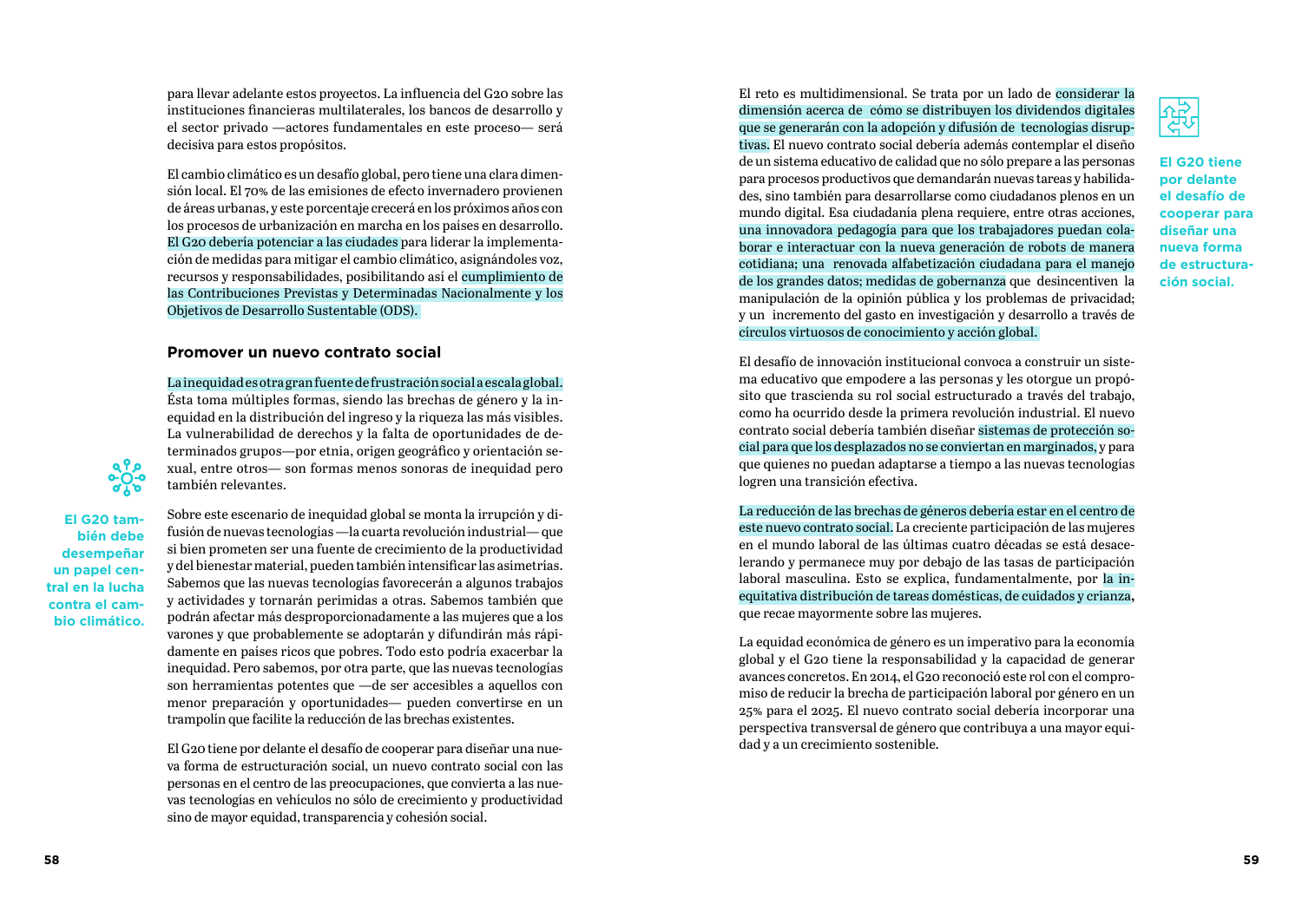para llevar adelante estos proyectos. La influencia del G20 sobre las instituciones financieras multilaterales, los bancos de desarrollo y el sector privado —actores fundamentales en este proceso— será decisiva para estos propósitos.

El cambio climático es un desafío global, pero tiene una clara dimensión local. El 70% de las emisiones de efecto invernadero provienen de áreas urbanas, y este porcentaje crecerá en los próximos años con los procesos de urbanización en marcha en los países en desarrollo. El G20 debería potenciar a las ciudades para liderar la implementación de medidas para mitigar el cambio climático, asignándoles voz, recursos y responsabilidades, posibilitando así el cumplimiento de las Contribuciones Previstas y Determinadas Nacionalmente y los Objetivos de Desarrollo Sustentable (ODS).

**El G20 también debe desempeñar un papel central en la lucha contra el cambio climático.**

### Promover un nuevo contrato social

La inequidad es otra gran fuente de frustración social a escala global. Ésta toma múltiples formas, siendo las brechas de género y la inequidad en la distribución del ingreso y la riqueza las más visibles. La vulnerabilidad de derechos y la falta de oportunidades de determinados grupos—por etnia, origen geográfico y orientación sexual, entre otros— son formas menos sonoras de inequidad pero también relevantes.

Sobre este escenario de inequidad global se monta la irrupción y difusión de nuevas tecnologías —la cuarta revolución industrial— que si bien prometen ser una fuente de crecimiento de la productividad y del bienestar material, pueden también intensificar las asimetrías. Sabemos que las nuevas tecnologías favorecerán a algunos trabajos y actividades y tornarán perimidas a otras. Sabemos que también podrán afectar más desproporcionadamente a las mujeres que a los varones y que probablemente se adoptarán y difundirán más rápidamente en países ricos que pobres. Todo esto podría exacerbar la inequidad. Pero sabemos, por otra parte, que las nuevas tecnologías son herramientas potentes que —de ser accesibles a aquellos con menor preparación y oportunidades— pueden convertirse en un trampolín que facilite la reducción de las brechas existentes.

El G20 tiene por delante el desafío de cooperar para diseñar una nueva forma de estructuración social, un nuevo contrato social con las personas en el centro de las preocupaciones, que convierta a las nuevas tecnologías en vehículos no sólo de crecimiento y productividad sino de mayor equidad, transparencia y cohesión social.

El reto es multidimensional. Se trata por un lado de considerar la dimensión acerca de cómo se distribuyen los dividendos digitales que se generarán con la adopción y difusión de tecnologías disruptivas. El nuevo contrato social debería además contemplar el diseño de un sistema educativo de calidad que no sólo prepare a las personas para procesos productivos que demandarán nuevas tareas y habilidades, sino también para desarrollarse como ciudadanos plenos en un mundo digital. Esa ciudadanía plena requiere, entre otras acciones, una innovadora pedagogía para que los trabajadores puedan colaborar e interactuar con la nueva generación de robots de manera cotidiana; una renovada alfabetización ciudadana para el manejo de los grandes datos; medidas de gobernanza que desincentiven la manipulación de la opinión pública y los problemas de privacidad; y un incremento del gasto en investigación y desarrollo a través de círculos virtuosos de conocimiento y acción global.

**El G20 tiene por delante el desafío de cooperar para diseñar una nueva forma de estructuración social.**

El desafío de innovación institucional convoca a construir un sistema educativo que empodere a las personas y les otorgue un propósito que trascienda su rol social estructurado a través del trabajo, como ha ocurrido desde la primera revolución industrial. El nuevo contrato social debería también diseñar sistemas de protección social para que los desplazados no se conviertan en marginados, y para que quienes no puedan adaptarse a tiempo a las nuevas tecnologías logren una transición efectiva.

La reducción de las brechas de géneros debería estar en el centro de este nuevo contrato social. La creciente participación de las mujeres en el mundo laboral de las últimas cuatro décadas se está desacelerando y permanece muy por debajo de las tasas de participación laboral masculina. Esto se explica, fundamentalmente, por la inequitativa distribución de tareas domésticas, de cuidados y crianza, que recae mayormente sobre las mujeres.

La equidad económica de género es un imperativo para la economía global y el G20 tiene la responsabilidad y la capacidad de generar avances concretos. En 2014, el G20 reconoció este rol con el compromiso de reducir la brecha de participación laboral por género en un 25% para el 2025. El nuevo contrato social debería incorporar una perspectiva transversal de género que contribuya a una mayor equidad y a un crecimiento sostenible.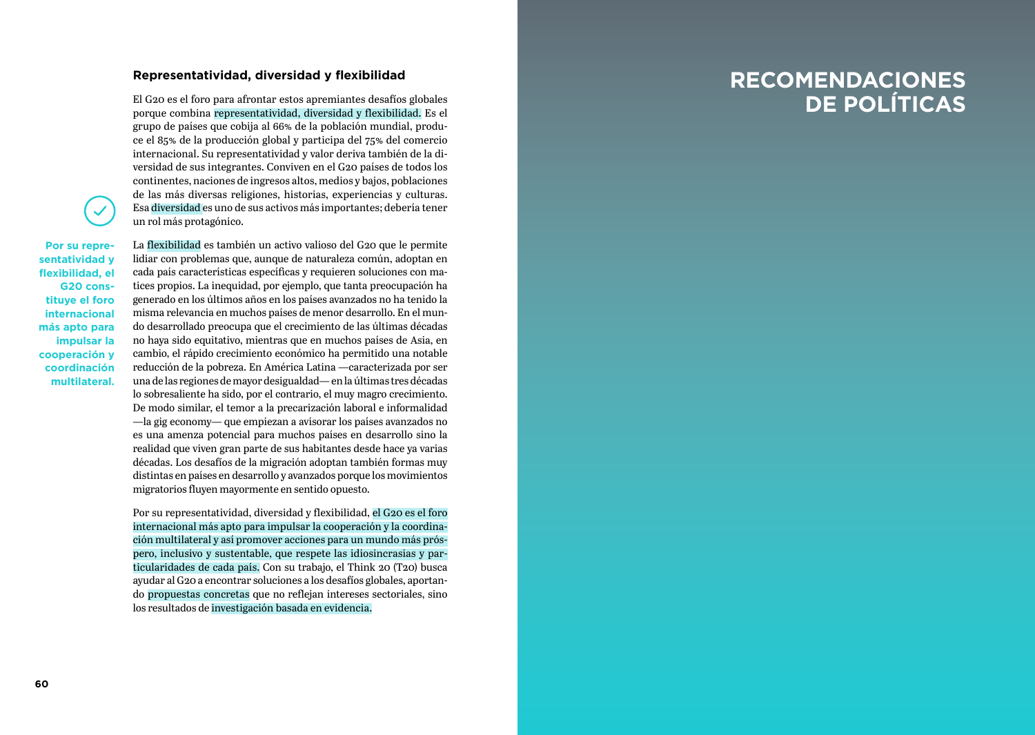### Representatividad, diversidad y flexibilidad

El G20 es el foro para afrontar estos apremiantes desafíos globales porque combina representatividad, diversidad y flexibilidad. Es el grupo de países que cobija al 66% de la población mundial, produce el 85% de la producción global y participa del 75% del comercio internacional. Su representatividad y valor deriva también de la diversidad de sus integrantes. Conviven en el G20 países de todos los continentes, naciones de ingresos altos, medios y bajos, poblaciones de las más diversas religiones, historias, experiencias y culturas. Esa diversidad es uno de sus activos más importantes; debería tener un rol más protagónico.

**Por su representatividad y flexibilidad, el G20 constituye el foro internacional más apto para impulsar la cooperación y coordinación multilateral.**

La flexibilidad es también un activo valioso del G20 que le permite lidiar con problemas que, aunque de naturaleza común, adoptan en cada país características específicas y requieren soluciones con matices propios. La inequidad, por ejemplo, que tanta preocupación ha generado en los últimos años en los países avanzados no ha tenido la misma relevancia en muchos países de menor desarrollo. En el mundo desarrollado preocupa que el crecimiento de las últimas décadas no haya sido equitativo, mientras que en muchos países de Asia, en cambio, el rápido crecimiento económico ha permitido una notable reducción de la pobreza. En América Latina —caracterizada por ser una de las regiones de mayor desigualdad— en la últimas tres décadas lo sobresaliente ha sido, por el contrario, el muy magro crecimiento. De modo similar, el temor a la precarización laboral e informalidad —la gig economy— que empiezan a avisorar los países avanzados no es una amenaza potencial para muchos países en desarrollo sino la realidad que viven gran parte de sus habitantes desde hace ya varias décadas. Los desafíos de la migración adoptan también formas muy distintas en países en desarrollo y avanzados porque los movimientos migratorios fluyen mayormente en sentido opuesto.

Por su representatividad, diversidad y flexibilidad, el G20 es el foro internacional más apto para impulsar la cooperación y la coordinación multilateral y así promover acciones para un mundo más próspero, inclusivo y sustentable, que respete las idiosincrasias y particularidades de cada país. Con su trabajo, el Think 20 (T20) busca ayudar al G20 a encontrar soluciones a los desafíos globales, aportando propuestas concretas que no reflejan intereses sectoriales, sino los resultados de investigación basada en evidencia.

# RECOMENDACIONES DE POLÍTICAS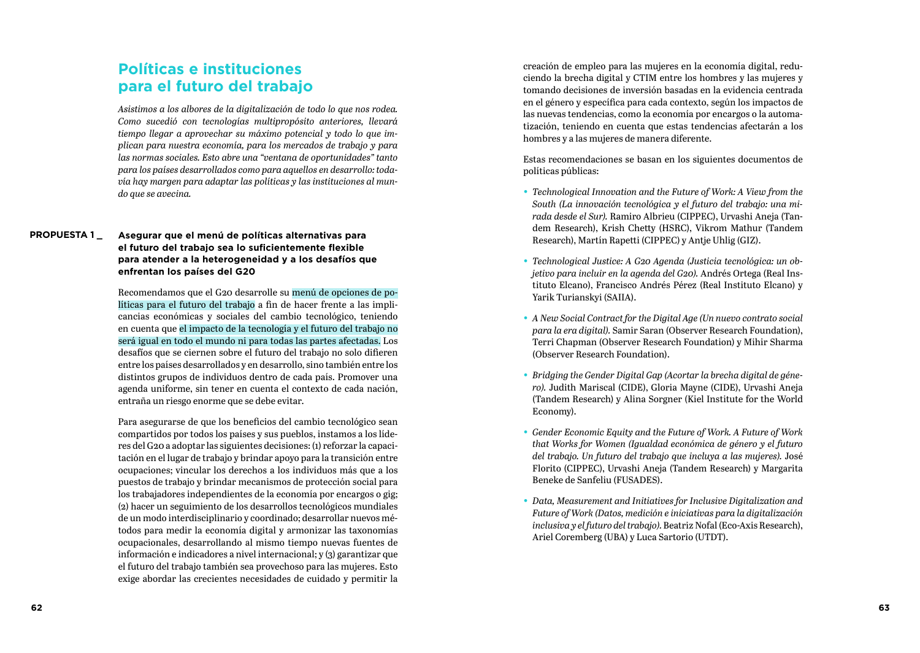## Políticas e instituciones para el futuro del trabajo

*Asistimos a los albores de la digitalización de todo lo que nos rodea. Como sucedió con tecnologías multipropósito anteriores, llevará tiempo llegar a aprovechar su máximo potencial y todo lo que implican para nuestra economía, para los mercados de trabajo y para las normas sociales. Esto abre una "ventana de oportunidades" tanto para los países desarrollados como para aquellos en desarrollo: todavía hay margen para adaptar las políticas y las instituciones al mundo que se avecina.*

### PROPUESTA 1 _ Asegurar que el menú de políticas alternativas para el futuro del trabajo sea lo suficientemente flexible para atender a la heterogeneidad y a los desafíos que enfrentan los países del G20

Recomendamos que el G20 desarrolle su menú de opciones de políticas para el futuro del trabajo a fin de hacer frente a las implicancias económicas y sociales del cambio tecnológico, teniendo en cuenta que el impacto de la tecnología y el futuro del trabajo no será igual en todo el mundo ni para todas las partes afectadas. Los desafíos que se ciernen sobre el futuro del trabajo no solo difieren entre los países desarrollados y en desarrollo, sino también entre los distintos grupos de individuos dentro de cada país. Promover una agenda uniforme, sin tener en cuenta el contexto de cada nación, entraña un riesgo enorme que se debe evitar.

Para asegurarse de que los beneficios del cambio tecnológico sean compartidos por todos los países y sus pueblos, instamos a los líderes del G20 a adoptar las siguientes decisiones: (1) reforzar la capacitación en el lugar de trabajo y brindar apoyo para la transición entre ocupaciones; vincular los derechos a los individuos más que a los puestos de trabajo y brindar mecanismos de protección social para los trabajadores independientes de la economía por encargos o gig; (2) hacer un seguimiento de los desarrollos tecnológicos mundiales de un modo interdisciplinario y coordinado; desarrollar nuevos métodos para medir la economía digital y armonizar las taxonomías ocupacionales, desarrollando al mismo tiempo nuevas fuentes de información e indicadores a nivel internacional; y (3) garantizar que el futuro del trabajo también sea provechoso para las mujeres. Esto exige abordar las crecientes necesidades de cuidado y permitir la creación de empleo para las mujeres en la economía digital, reduciendo la brecha digital y CTIM entre los hombres y las mujeres y tomando decisiones de inversión basadas en la evidencia centrada en el género y específica para cada contexto, según los impactos de las nuevas tendencias, como la economía por encargos o la automatización, teniendo en cuenta que estas tendencias afectarán a los hombres y a las mujeres de manera diferente.

Estas recomendaciones se basan en los siguientes documentos de políticas públicas:

- *Technological Innovation and the Future of Work: A View from the South (La innovación tecnológica y el futuro del trabajo: una mirada desde el Sur).* Ramiro Albrieu (CIPPEC), Urvashi Aneja (Tandem Research), Krish Chetty (HSRC), Vikrom Mathur (Tandem Research), Martín Rapetti (CIPPEC) y Antje Uhlig (GIZ).
- *Technological Justice: A G20 Agenda (Justicia tecnológica: un objetivo para incluir en la agenda del G20).* Andrés Ortega (Real Instituto Elcano), Francisco Andrés Pérez (Real Instituto Elcano) y Yarik Turianskyi (SAIIA).
- *A New Social Contract for the Digital Age (Un nuevo contrato social para la era digital).* Samir Saran (Observer Research Foundation), Terri Chapman (Observer Research Foundation) y Mihir Sharma (Observer Research Foundation).
- *Bridging the Gender Digital Gap (Acortar la brecha digital de género).* Judith Mariscal (CIDE), Gloria Mayne (CIDE), Urvashi Aneja (Tandem Research) y Alina Sorgner (Kiel Institute for the World Economy).
- *Gender Economic Equity and the Future of Work. A Future of Work that Works for Women (Igualdad económica de género y el futuro del trabajo. Un futuro del trabajo que incluya a las mujeres).* José Florito (CIPPEC), Urvashi Aneja (Tandem Research) y Margarita Beneke de Sanfeliu (FUSADES).
- *Data, Measurement and Initiatives for Inclusive Digitalization and Future of Work (Datos, medición e iniciativas para la digitalización inclusiva y el futuro del trabajo).* Beatriz Nofal (Eco-Axis Research), Ariel Coremberg (UBA) y Luca Sartorio (UTDT).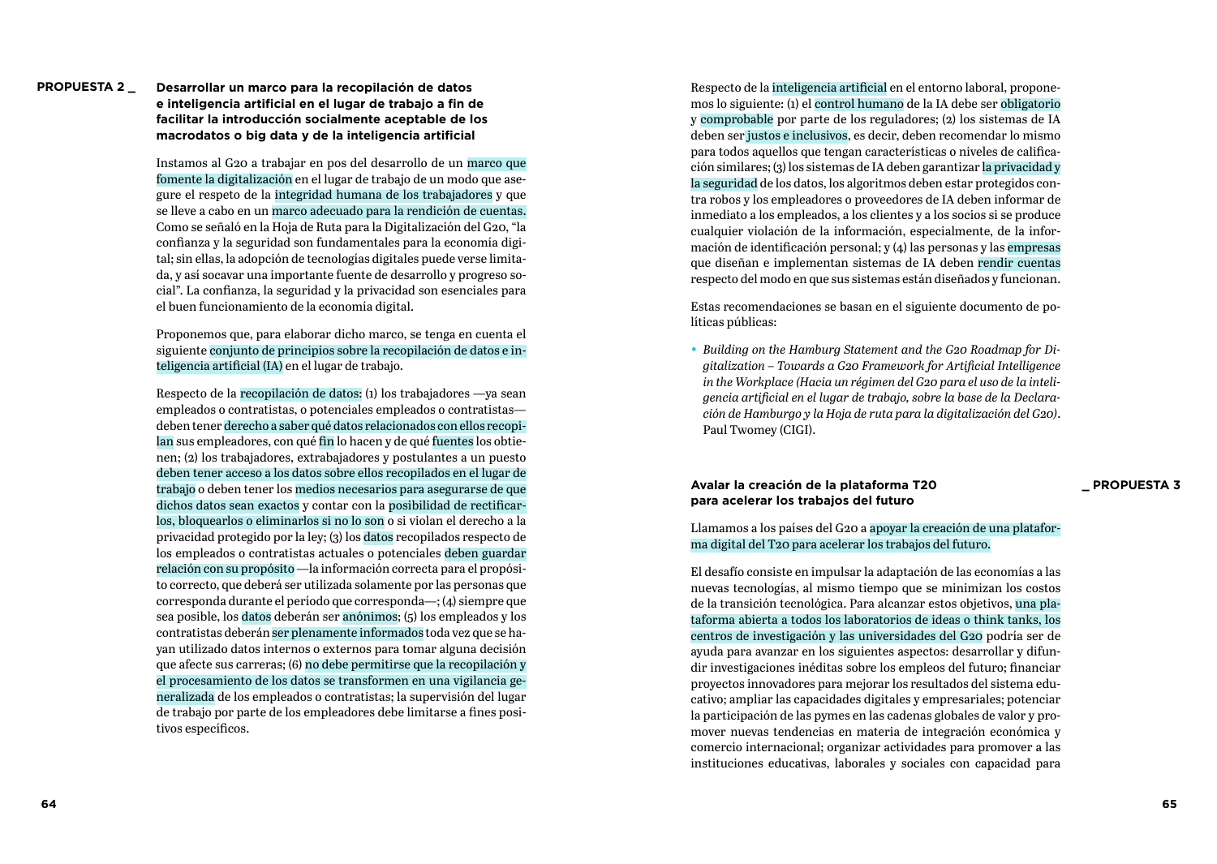## PROPUESTA 2 _ Desarrollar un marco para la recopilación de datos e inteligencia artificial en el lugar de trabajo a fin de facilitar la introducción socialmente aceptable de los macrodatos o big data y de la inteligencia artificial

Instamos al G20 a trabajar en pos del desarrollo de un marco que fomente la digitalización en el lugar de trabajo de un modo que asegure el respeto de la integridad humana de los trabajadores y que se lleve a cabo en un marco adecuado para la rendición de cuentas. Como se señaló en la Hoja de Ruta para la Digitalización del G20, "la confianza y la seguridad son fundamentales para la economía digital; sin ellas, la adopción de tecnologías digitales puede verse limitada, y así socavar una importante fuente de desarrollo y progreso social". La confianza, la seguridad y la privacidad son esenciales para el buen funcionamiento de la economía digital.

Proponemos que, para elaborar dicho marco, se tenga en cuenta el siguiente conjunto de principios sobre la recopilación de datos e inteligencia artificial (IA) en el lugar de trabajo.

Respecto de la recopilación de datos: (1) los trabajadores —ya sean empleados o contratistas, o potenciales empleados o contratistas— deben tener derecho a saber qué datos relacionados con ellos recopilan sus empleadores, con qué fin lo hacen y de qué fuentes los obtienen; (2) los trabajadores, extrabajadores y postulantes a un puesto deben tener acceso a los datos sobre ellos recopilados en el lugar de trabajo o deben tener los medios necesarios para asegurarse de que dichos datos sean exactos y contar con la posibilidad de rectificarlos, bloquearlos o eliminarlos si no lo son o si violan el derecho a la privacidad protegido por la ley; (3) los datos recopilados respecto de los empleados o contratistas actuales o potenciales deben guardar relación con su propósito —la información correcta para el propósito correcto, que deberá ser utilizada solamente por las personas que corresponda durante el período que corresponda—; (4) siempre que sea posible, los datos deberán ser anónimos; (5) los empleados y los contratistas deberán ser plenamente informados toda vez que se hayan utilizado datos internos o externos para tomar alguna decisión que afecte sus carreras; (6) no debe permitirse que la recopilación y el procesamiento de los datos se transformen en una vigilancia generalizada de los empleados o contratistas; la supervisión del lugar de trabajo por parte de los empleadores debe limitarse a fines positivos específicos.

Respecto de la inteligencia artificial en el entorno laboral, proponemos lo siguiente: (1) el control humano de la IA debe ser obligatorio y comprobable por parte de los reguladores; (2) los sistemas de IA deben ser justos e inclusivos, es decir, deben recomendar lo mismo para todos aquellos que tengan características o niveles de calificación similares; (3) los sistemas de IA deben garantizar la privacidad y la seguridad de los datos, los algoritmos deben estar protegidos contra robos y los empleadores o proveedores de IA deben informar de inmediato a los empleados, a los clientes y a los socios si se produce cualquier violación de la información, especialmente, de la información de identificación personal; y (4) las personas y las empresas que diseñan e implementan sistemas de IA deben rendir cuentas respecto del modo en que sus sistemas están diseñados y funcionan.

Estas recomendaciones se basan en el siguiente documento de políticas públicas:

- *Building on the Hamburg Statement and the G20 Roadmap for Digitalization – Towards a G20 Framework for Artificial Intelligence in the Workplace (Hacia un régimen del G20 para el uso de la inteligencia artificial en el lugar de trabajo, sobre la base de la Declaración de Hamburgo y la Hoja de ruta para la digitalización del G20)*. Paul Twomey (CIGI).

## _ PROPUESTA 3 Avalar la creación de la plataforma T20 para acelerar los trabajos del futuro

Llamamos a los países del G20 a apoyar la creación de una plataforma digital del T20 para acelerar los trabajos del futuro.

El desafío consiste en impulsar la adaptación de las economías a las nuevas tecnologías, al mismo tiempo que se minimizan los costos de la transición tecnológica. Para alcanzar estos objetivos, una plataforma abierta a todos los laboratorios de ideas o think tanks, los centros de investigación y las universidades del G20 podría ser de ayuda para avanzar en los siguientes aspectos: desarrollar y difundir investigaciones inéditas sobre los empleos del futuro; financiar proyectos innovadores para mejorar los resultados del sistema educativo; ampliar las capacidades digitales y empresariales; potenciar la participación de las pymes en las cadenas globales de valor y promover nuevas tendencias en materia de integración económica y comercio internacional; organizar actividades para promover a las instituciones educativas, laborales y sociales con capacidad para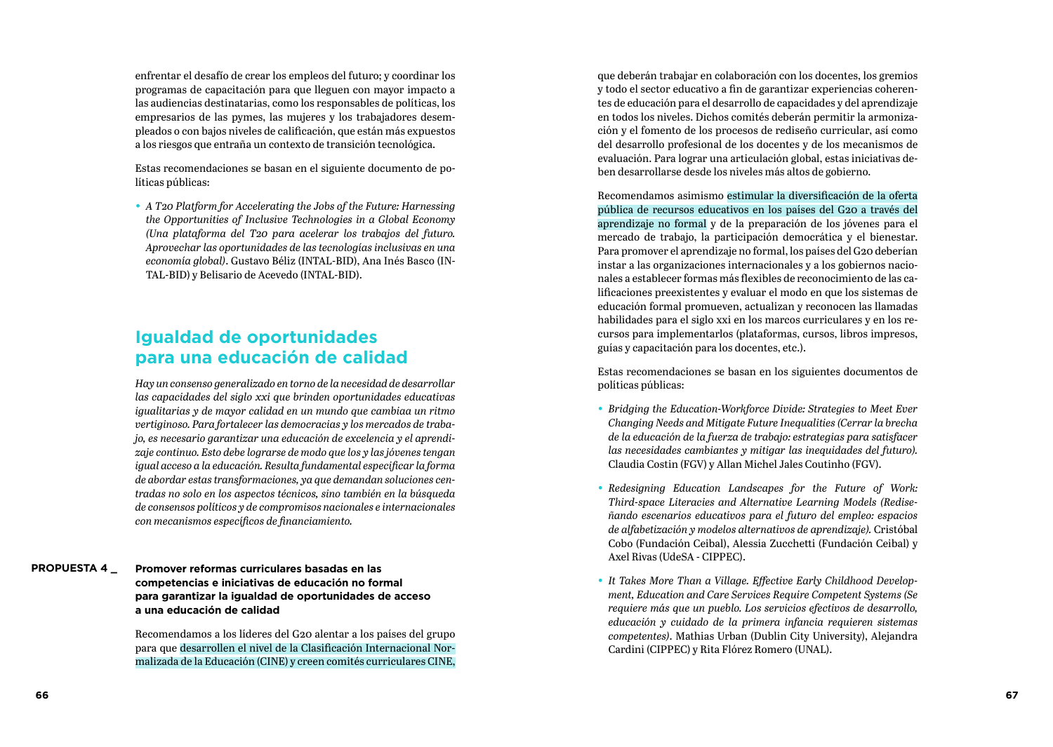enfrentar el desafío de crear los empleos del futuro; y coordinar los programas de capacitación para que lleguen con mayor impacto a las audiencias destinatarias, como los responsables de políticas, los empresarios de las pymes, las mujeres y los trabajadores desempleados o con bajos niveles de calificación, que están más expuestos a los riesgos que entraña un contexto de transición tecnológica.

Estas recomendaciones se basan en el siguiente documento de políticas públicas:

- *A T20 Platform for Accelerating the Jobs of the Future: Harnessing the Opportunities of Inclusive Technologies in a Global Economy (Una plataforma del T20 para acelerar los trabajos del futuro. Aprovechar las oportunidades de las tecnologías inclusivas en una economía global)*. Gustavo Béliz (INTAL-BID), Ana Inés Basco (INTAL-BID) y Belisario de Acevedo (INTAL-BID).

## Igualdad de oportunidades para una educación de calidad

*Hay un consenso generalizado en torno de la necesidad de desarrollar las capacidades del siglo xxi que brinden oportunidades educativas igualitarias y de mayor calidad en un mundo que cambiaa un ritmo vertiginoso. Para fortalecer las democracias y los mercados de trabajo, es necesario garantizar una educación de excelencia y el aprendizaje continuo. Esto debe lograrse de modo que los y las jóvenes tengan igual acceso a la educación. Resulta fundamental especificar la forma de abordar estas transformaciones, ya que demandan soluciones centradas no solo en los aspectos técnicos, sino también en la búsqueda de consensos políticos y de compromisos nacionales e internacionales con mecanismos específicos de financiamiento.*

**PROPUESTA 4 _ Promover reformas curriculares basadas en las competencias e iniciativas de educación no formal para garantizar la igualdad de oportunidades de acceso a una educación de calidad**

Recomendamos a los líderes del G20 alentar a los países del grupo para que desarrollen el nivel de la Clasificación Internacional Normalizada de la Educación (CINE) y creen comités curriculares CINE, que deberán trabajar en colaboración con los docentes, los gremios y todo el sector educativo a fin de garantizar experiencias coherentes de educación para el desarrollo de capacidades y del aprendizaje en todos los niveles. Dichos comités deberán permitir la armonización y el fomento de los procesos de rediseño curricular, así como del desarrollo profesional de los docentes y de los mecanismos de evaluación. Para lograr una articulación global, estas iniciativas deben desarrollarse desde los niveles más altos de gobierno.

Recomendamos asimismo estimular la diversificación de la oferta pública de recursos educativos en los países del G20 a través del aprendizaje no formal y de la preparación de los jóvenes para el mercado de trabajo, la participación democrática y el bienestar. Para promover el aprendizaje no formal, los países del G20 deberían instar a las organizaciones internacionales y a los gobiernos nacionales a establecer formas más flexibles de reconocimiento de las calificaciones preexistentes y evaluar el modo en que los sistemas de educación formal promueven, actualizan y reconocen las llamadas habilidades para el siglo xxi en los marcos curriculares y en los recursos para implementarlos (plataformas, cursos, libros impresos, guías y capacitación para los docentes, etc.).

Estas recomendaciones se basan en los siguientes documentos de políticas públicas:

- *Bridging the Education-Workforce Divide: Strategies to Meet Ever Changing Needs and Mitigate Future Inequalities (Cerrar la brecha de la educación de la fuerza de trabajo: estrategias para satisfacer las necesidades cambiantes y mitigar las inequidades del futuro).* Claudia Costin (FGV) y Allan Michel Jales Coutinho (FGV).
- *Redesigning Education Landscapes for the Future of Work: Third-space Literacies and Alternative Learning Models (Rediseñando escenarios educativos para el futuro del empleo: espacios de alfabetización y modelos alternativos de aprendizaje).* Cristóbal Cobo (Fundación Ceibal), Alessia Zucchetti (Fundación Ceibal) y Axel Rivas (UdeSA - CIPPEC).
- *It Takes More Than a Village. Effective Early Childhood Development, Education and Care Services Require Competent Systems (Se requiere más que un pueblo. Los servicios efectivos de desarrollo, educación y cuidado de la primera infancia requieren sistemas competentes).* Mathias Urban (Dublin City University), Alejandra Cardini (CIPPEC) y Rita Flórez Romero (UNAL).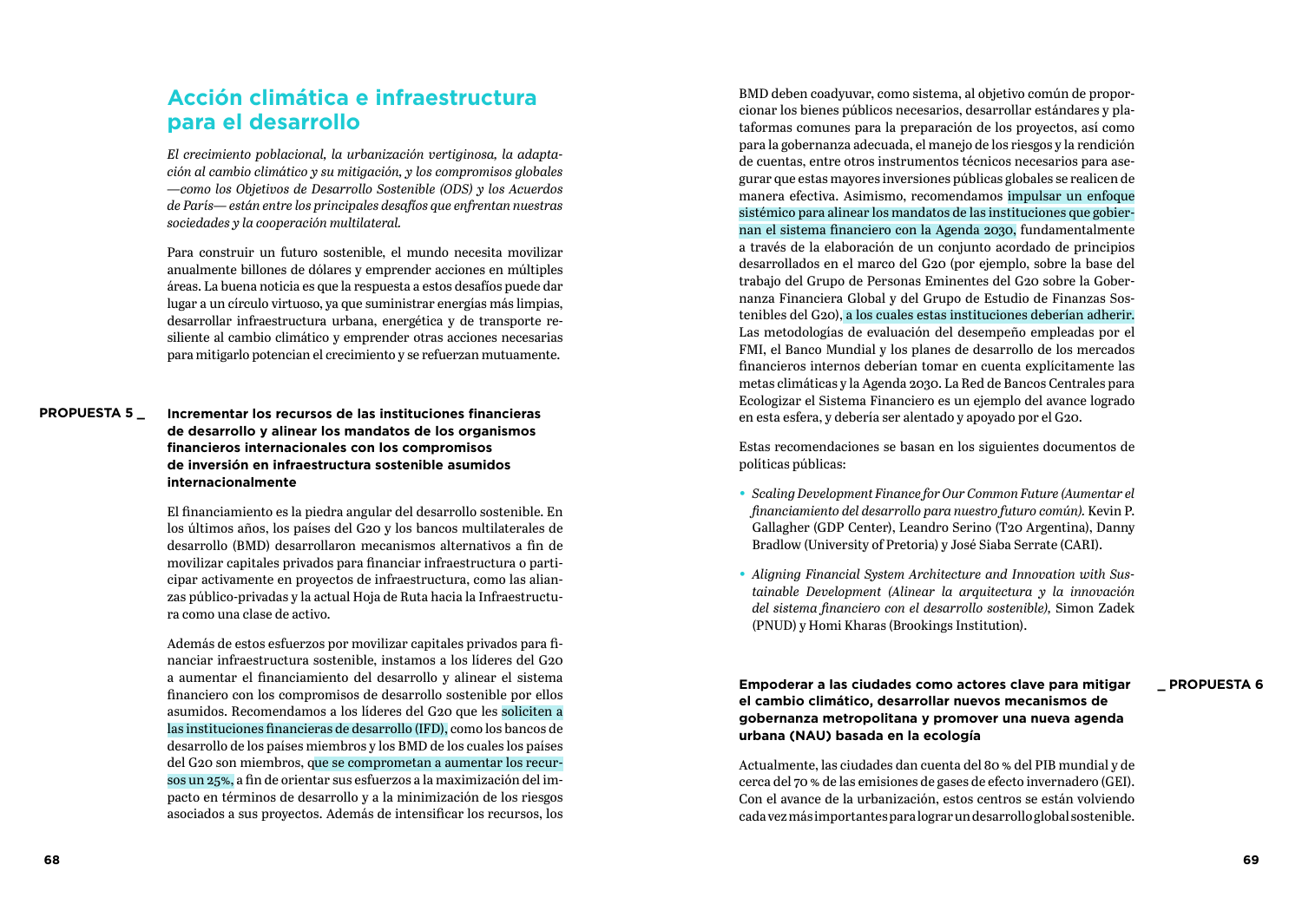## Acción climática e infraestructura para el desarrollo

*El crecimiento poblacional, la urbanización vertiginosa, la adaptación al cambio climático y su mitigación, y los compromisos globales —como los Objetivos de Desarrollo Sostenible (ODS) y los Acuerdos de París— están entre los principales desafíos que enfrentan nuestras sociedades y la cooperación multilateral.*

Para construir un futuro sostenible, el mundo necesita movilizar anualmente billones de dólares y emprender acciones en múltiples áreas. La buena noticia es que la respuesta a estos desafíos puede dar lugar a un círculo virtuoso, ya que suministrar energías más limpias, desarrollar infraestructura urbana, energética y de transporte resiliente al cambio climático y emprender otras acciones necesarias para mitigarlo potencian el crecimiento y se refuerzan mutuamente.

### PROPUESTA 5 _ Incrementar los recursos de las instituciones financieras de desarrollo y alinear los mandatos de los organismos financieros internacionales con los compromisos de inversión en infraestructura sostenible asumidos internacionalmente

El financiamiento es la piedra angular del desarrollo sostenible. En los últimos años, los países del G20 y los bancos multilaterales de desarrollo (BMD) desarrollaron mecanismos alternativos a fin de movilizar capitales privados para financiar infraestructura o participar activamente en proyectos de infraestructura, como las alianzas público-privadas y la actual Hoja de Ruta hacia la Infraestructura como una clase de activo.

Además de estos esfuerzos por movilizar capitales privados para financiar infraestructura sostenible, instamos a los líderes del G20 a aumentar el financiamiento del desarrollo y alinear el sistema financiero con los compromisos de desarrollo sostenible por ellos asumidos. Recomendamos a los líderes del G20 que les soliciten a las instituciones financieras de desarrollo (IFD), como los bancos de desarrollo de los países miembros y los BMD de los cuales los países del G20 son miembros, que se comprometan a aumentar los recursos un 25%, a fin de orientar sus esfuerzos a la maximización del impacto en términos de desarrollo y a la minimización de los riesgos asociados a sus proyectos. Además de intensificar los recursos, los BMD deben coadyuvar, como sistema, al objetivo común de proporcionar los bienes públicos necesarios, desarrollar estándares y plataformas comunes para la preparación de los proyectos, así como para la gobernanza adecuada, el manejo de los riesgos y la rendición de cuentas, entre otros instrumentos técnicos necesarios para asegurar que estas mayores inversiones públicas globales se realicen de manera efectiva. Asimismo, recomendamos impulsar un enfoque sistémico para alinear los mandatos de las instituciones que gobiernan el sistema financiero con la Agenda 2030, fundamentalmente a través de la elaboración de un conjunto acordado de principios desarrollados en el marco del G20 (por ejemplo, sobre la base del trabajo del Grupo de Personas Eminentes del G20 sobre la Gobernanza Financiera Global y del Grupo de Estudio de Finanzas Sostenibles del G20), a los cuales estas instituciones deberían adherir. Las metodologías de evaluación del desempeño empleadas por el FMI, el Banco Mundial y los planes de desarrollo de los mercados financieros internos deberían tomar en cuenta explícitamente las metas climáticas y la Agenda 2030. La Red de Bancos Centrales para Ecologizar el Sistema Financiero es un ejemplo del avance logrado en esta esfera, y debería ser alentado y apoyado por el G20.

Estas recomendaciones se basan en los siguientes documentos de políticas públicas:

- *Scaling Development Finance for Our Common Future (Aumentar el financiamiento del desarrollo para nuestro futuro común).* Kevin P. Gallagher (GDP Center), Leandro Serino (T20 Argentina), Danny Bradlow (University of Pretoria) y José Siaba Serrate (CARI).
- *Aligning Financial System Architecture and Innovation with Sustainable Development (Alinear la arquitectura y la innovación del sistema financiero con el desarrollo sostenible),* Simon Zadek (PNUD) y Homi Kharas (Brookings Institution).

### PROPUESTA 6 _ Empoderar a las ciudades como actores clave para mitigar el cambio climático, desarrollar nuevos mecanismos de gobernanza metropolitana y promover una nueva agenda urbana (NAU) basada en la ecología

Actualmente, las ciudades dan cuenta del 80 % del PIB mundial y de cerca del 70 % de las emisiones de gases de efecto invernadero (GEI). Con el avance de la urbanización, estos centros se están volviendo cada vez más importantes para lograr un desarrollo global sostenible.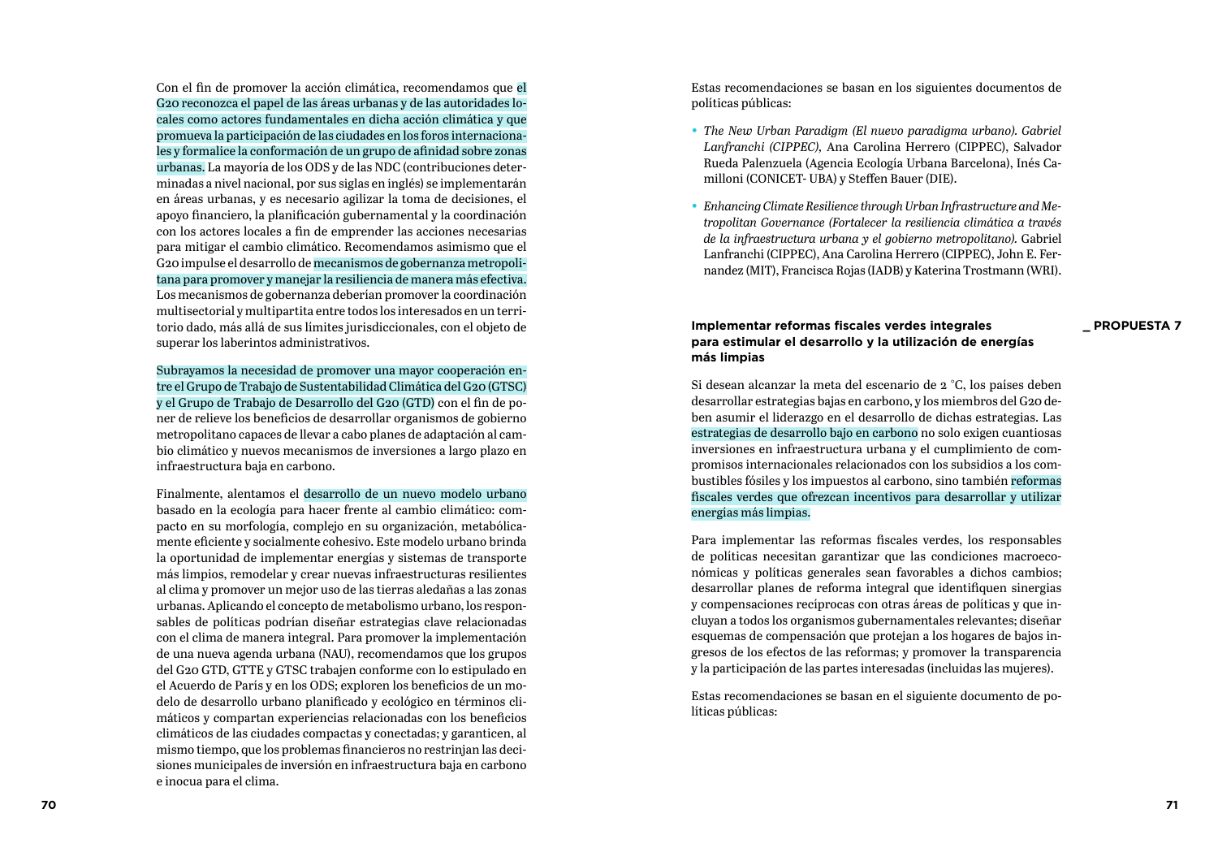Con el fin de promover la acción climática, recomendamos que el G20 reconozca el papel de las áreas urbanas y de las autoridades locales como actores fundamentales en dicha acción climática y que promueva la participación de las ciudades en los foros internacionales y formalice la conformación de un grupo de afinidad sobre zonas urbanas. La mayoría de los ODS y de las NDC (contribuciones determinadas a nivel nacional, por sus siglas en inglés) se implementarán en áreas urbanas, y es necesario agilizar la toma de decisiones, el apoyo financiero, la planificación gubernamental y la coordinación con los actores locales a fin de emprender las acciones necesarias para mitigar el cambio climático. Recomendamos asimismo que el G20 impulse el desarrollo de mecanismos de gobernanza metropolitana para promover y manejar la resiliencia de manera más efectiva. Los mecanismos de gobernanza deberían promover la coordinación multisectorial y multipartita entre todos los interesados en un territorio dado, más allá de sus límites jurisdiccionales, con el objeto de superar los laberintos administrativos.

Subrayamos la necesidad de promover una mayor cooperación entre el Grupo de Trabajo de Sustentabilidad Climática del G20 (GTSC) y el Grupo de Trabajo de Desarrollo del G20 (GTD) con el fin de poner de relieve los beneficios de desarrollar organismos de gobierno metropolitano capaces de llevar a cabo planes de adaptación al cambio climático y nuevos mecanismos de inversiones a largo plazo en infraestructura baja en carbono.

Finalmente, alentamos el desarrollo de un nuevo modelo urbano basado en la ecología para hacer frente al cambio climático: compacto en su morfología, complejo en su organización, metabólicamente eficiente y socialmente cohesivo. Este modelo urbano brinda la oportunidad de implementar energías y sistemas de transporte más limpios, remodelar y crear nuevas infraestructuras resilientes al clima y promover un mejor uso de las tierras aledañas a las zonas urbanas. Aplicando el concepto de metabolismo urbano, los responsables de políticas podrían diseñar estrategias clave relacionadas con el clima de manera integral. Para promover la implementación de una nueva agenda urbana (NAU), recomendamos que los grupos del G20 GTD, GTTE y GTSC trabajen conforme con lo estipulado en el Acuerdo de París y en los ODS; exploren los beneficios de un modelo de desarrollo urbano planificado y ecológico en términos climáticos y compartan experiencias relacionadas con los beneficios climáticos de las ciudades compactas y conectadas; y garanticen, al mismo tiempo, que los problemas financieros no restrinjan las decisiones municipales de inversión en infraestructura baja en carbono e inocua para el clima.

Estas recomendaciones se basan en los siguientes documentos de políticas públicas:

- *The New Urban Paradigm (El nuevo paradigma urbano). Gabriel Lanfranchi (CIPPEC),* Ana Carolina Herrero (CIPPEC), Salvador Rueda Palenzuela (Agencia Ecología Urbana Barcelona), Inés Camilloni (CONICET- UBA) y Steffen Bauer (DIE).
- *Enhancing Climate Resilience through Urban Infrastructure and Metropolitan Governance (Fortalecer la resiliencia climática a través de la infraestructura urbana y el gobierno metropolitano).* Gabriel Lanfranchi (CIPPEC), Ana Carolina Herrero (CIPPEC), John E. Fernandez (MIT), Francisca Rojas (IADB) y Katerina Trostmann (WRI).

### _ PROPUESTA 7

**Implementar reformas fiscales verdes integrales para estimular el desarrollo y la utilización de energías más limpias**

Si desean alcanzar la meta del escenario de 2 °C, los países deben desarrollar estrategias bajas en carbono, y los miembros del G20 deben asumir el liderazgo en el desarrollo de dichas estrategias. Las estrategias de desarrollo bajo en carbono no solo exigen cuantiosas inversiones en infraestructura urbana y el cumplimiento de compromisos internacionales relacionados con los subsidios a los combustibles fósiles y los impuestos al carbono, sino también reformas fiscales verdes que ofrezcan incentivos para desarrollar y utilizar energías más limpias.

Para implementar las reformas fiscales verdes, los responsables de políticas necesitan garantizar que las condiciones macroeconómicas y políticas generales sean favorables a dichos cambios; desarrollar planes de reforma integral que identifiquen sinergias y compensaciones recíprocas con otras áreas de políticas y que incluyan a todos los organismos gubernamentales relevantes; diseñar esquemas de compensación que protejan a los hogares de bajos ingresos de los efectos de las reformas; y promover la transparencia y la participación de las partes interesadas (incluidas las mujeres).

Estas recomendaciones se basan en el siguiente documento de políticas públicas: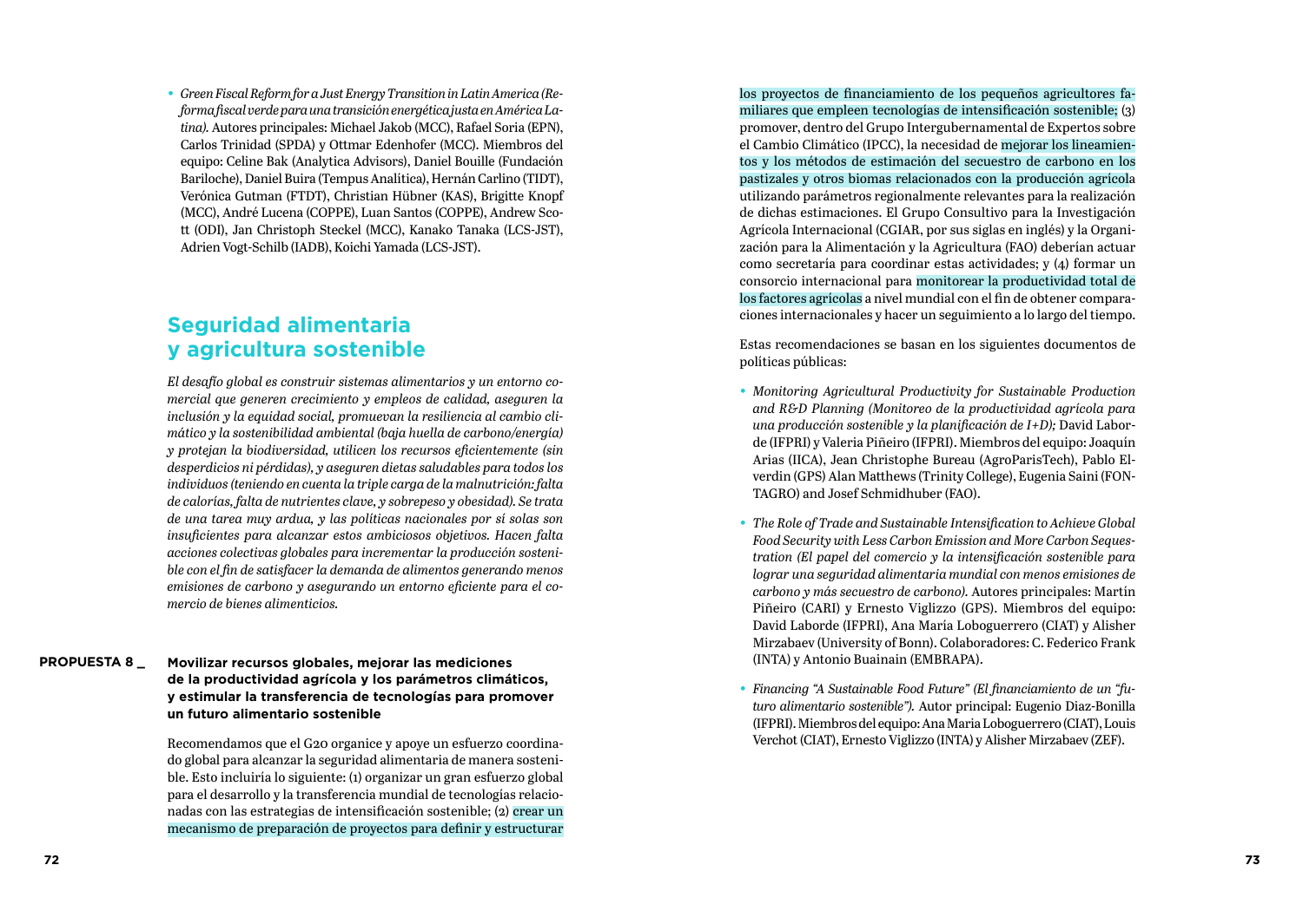- *Green Fiscal Reform for a Just Energy Transition in Latin America (Reforma fiscal verde para una transición energética justa en América Latina).* Autores principales: Michael Jakob (MCC), Rafael Soria (EPN), Carlos Trinidad (SPDA) y Ottmar Edenhofer (MCC). Miembros del equipo: Celine Bak (Analytica Advisors), Daniel Bouille (Fundación Bariloche), Daniel Buira (Tempus Analítica), Hernán Carlino (TIDT), Verónica Gutman (FTDT), Christian Hübner (KAS), Brigitte Knopf (MCC), André Lucena (COPPE), Luan Santos (COPPE), Andrew Scott (ODI), Jan Christoph Steckel (MCC), Kanako Tanaka (LCS-JST), Adrien Vogt-Schilb (IADB), Koichi Yamada (LCS-JST).

## Seguridad alimentaria y agricultura sostenible

*El desafío global es construir sistemas alimentarios y un entorno comercial que generen crecimiento y empleos de calidad, aseguren la inclusión y la equidad social, promuevan la resiliencia al cambio climático y la sostenibilidad ambiental (baja huella de carbono/energía) y protejan la biodiversidad, utilicen los recursos eficientemente (sin desperdicios ni pérdidas), y aseguren dietas saludables para todos los individuos (teniendo en cuenta la triple carga de la malnutrición: falta de calorías, falta de nutrientes clave, y sobrepeso y obesidad). Se trata de una tarea muy ardua, y las políticas nacionales por sí solas son insuficientes para alcanzar estos ambiciosos objetivos. Hacen falta acciones colectivas globales para incrementar la producción sostenible con el fin de satisfacer la demanda de alimentos generando menos emisiones de carbono y asegurando un entorno eficiente para el comercio de bienes alimenticios.*

### PROPUESTA 8 _ Movilizar recursos globales, mejorar las mediciones de la productividad agrícola y los parámetros climáticos, y estimular la transferencia de tecnologías para promover un futuro alimentario sostenible

Recomendamos que el G20 organice y apoye un esfuerzo coordinado global para alcanzar la seguridad alimentaria de manera sostenible. Esto incluiría lo siguiente: (1) organizar un gran esfuerzo global para el desarrollo y la transferencia mundial de tecnologías relacionadas con las estrategias de intensificación sostenible; (2) crear un mecanismo de preparación de proyectos para definir y estructurar los proyectos de financiamiento de los pequeños agricultores familiares que empleen tecnologías de intensificación sostenible; (3) promover, dentro del Grupo Intergubernamental de Expertos sobre el Cambio Climático (IPCC), la necesidad de mejorar los lineamientos y los métodos de estimación del secuestro de carbono en los pastizales y otros biomas relacionados con la producción agrícola utilizando parámetros regionalmente relevantes para la realización de dichas estimaciones. El Grupo Consultivo para la Investigación Agrícola Internacional (CGIAR, por sus siglas en inglés) y la Organización para la Alimentación y la Agricultura (FAO) deberían actuar como secretaría para coordinar estas actividades; y (4) formar un consorcio internacional para monitorear la productividad total de los factores agrícolas a nivel mundial con el fin de obtener comparaciones internacionales y hacer un seguimiento a lo largo del tiempo.

Estas recomendaciones se basan en los siguientes documentos de políticas públicas:

- *Monitoring Agricultural Productivity for Sustainable Production and R&D Planning (Monitoreo de la productividad agrícola para una producción sostenible y la planificación de I+D);* David Laborde (IFPRI) y Valeria Piñeiro (IFPRI). Miembros del equipo: Joaquín Arias (IICA), Jean Christophe Bureau (AgroParisTech), Pablo Elverdin (GPS) Alan Matthews (Trinity College), Eugenia Saini (FONTAGRO) and Josef Schmidhuber (FAO).
- *The Role of Trade and Sustainable Intensification to Achieve Global Food Security with Less Carbon Emission and More Carbon Sequestration (El papel del comercio y la intensificación sostenible para lograr una seguridad alimentaria mundial con menos emisiones de carbono y más secuestro de carbono).* Autores principales: Martín Piñeiro (CARI) y Ernesto Viglizzo (GPS). Miembros del equipo: David Laborde (IFPRI), Ana María Loboguerrero (CIAT) y Alisher Mirzabaev (University of Bonn). Colaboradores: C. Federico Frank (INTA) y Antonio Buainain (EMBRAPA).
- *Financing "A Sustainable Food Future" (El financiamiento de un "futuro alimentario sostenible").* Autor principal: Eugenio Diaz-Bonilla (IFPRI). Miembros del equipo: Ana Maria Loboguerrero (CIAT), Louis Verchot (CIAT), Ernesto Viglizzo (INTA) y Alisher Mirzabaev (ZEF).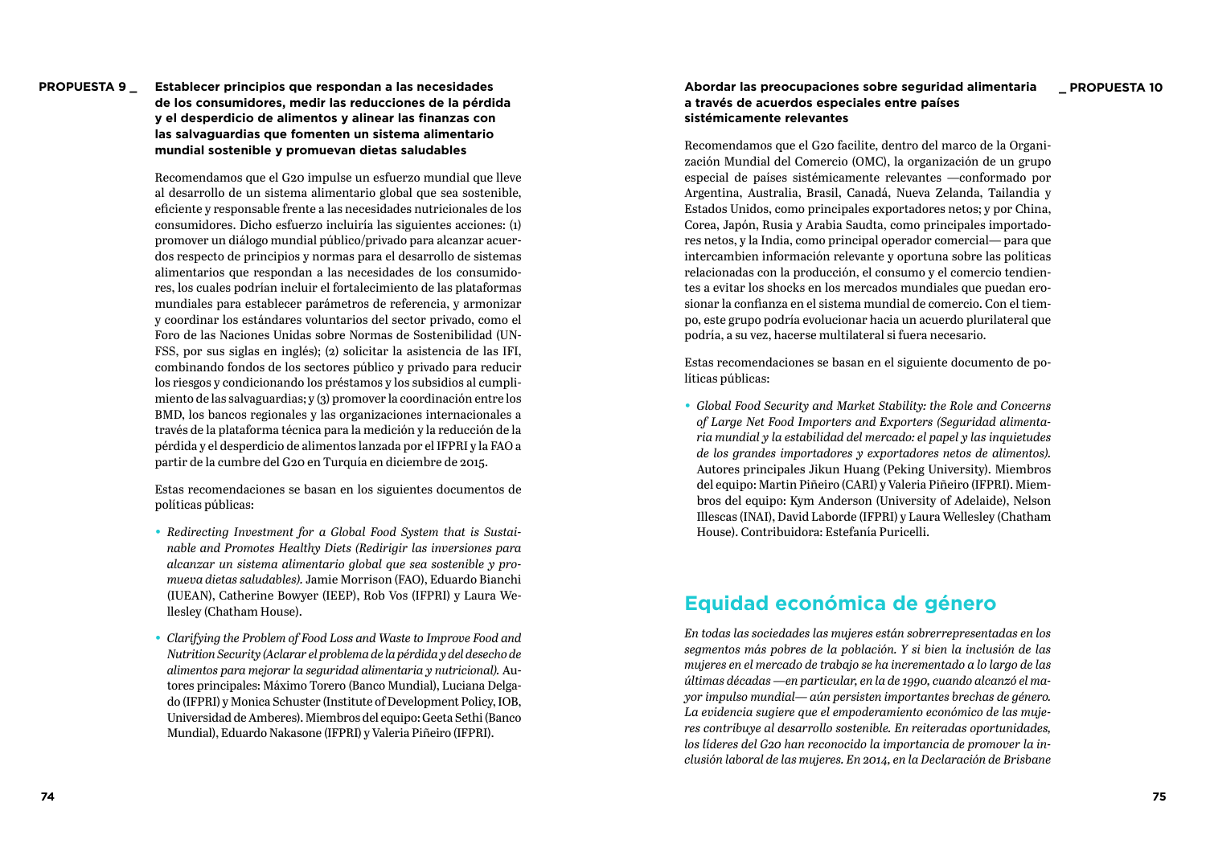## PROPUESTA 9 _ Establecer principios que respondan a las necesidades de los consumidores, medir las reducciones de la pérdida y el desperdicio de alimentos y alinear las finanzas con las salvaguardias que fomenten un sistema alimentario mundial sostenible y promuevan dietas saludables

Recomendamos que el G20 impulse un esfuerzo mundial que lleve al desarrollo de un sistema alimentario global que sea sostenible, eficiente y responsable frente a las necesidades nutricionales de los consumidores. Dicho esfuerzo incluiría las siguientes acciones: (1) promover un diálogo mundial público/privado para alcanzar acuerdos respecto de principios y normas para el desarrollo de sistemas alimentarios que respondan a las necesidades de los consumidores, los cuales podrían incluir el fortalecimiento de las plataformas mundiales para establecer parámetros de referencia, y armonizar y coordinar los estándares voluntarios del sector privado, como el Foro de las Naciones Unidas sobre Normas de Sostenibilidad (UNFSS, por sus siglas en inglés); (2) solicitar la asistencia de las IFI, combinando fondos de los sectores público y privado para reducir los riesgos y condicionando los préstamos y los subsidios al cumplimiento de las salvaguardias; y (3) promover la coordinación entre los BMD, los bancos regionales y las organizaciones internacionales a través de la plataforma técnica para la medición y la reducción de la pérdida y el desperdicio de alimentos lanzada por el IFPRI y la FAO a partir de la cumbre del G20 en Turquía en diciembre de 2015.

Estas recomendaciones se basan en los siguientes documentos de políticas públicas:

- *Redirecting Investment for a Global Food System that is Sustainable and Promotes Healthy Diets (Redirigir las inversiones para alcanzar un sistema alimentario global que sea sostenible y promueva dietas saludables).* Jamie Morrison (FAO), Eduardo Bianchi (IUEAN), Catherine Bowyer (IEEP), Rob Vos (IFPRI) y Laura Wellesley (Chatham House).
- *Clarifying the Problem of Food Loss and Waste to Improve Food and Nutrition Security (Aclarar el problema de la pérdida y del desecho de alimentos para mejorar la seguridad alimentaria y nutricional).* Autores principales: Máximo Torero (Banco Mundial), Luciana Delgado (IFPRI) y Monica Schuster (Institute of Development Policy, IOB, Universidad de Amberes). Miembros del equipo: Geeta Sethi (Banco Mundial), Eduardo Nakasone (IFPRI) y Valeria Piñeiro (IFPRI).

## Abordar las preocupaciones sobre seguridad alimentaria a través de acuerdos especiales entre países sistémicamente relevantes _ PROPUESTA 10

Recomendamos que el G20 facilite, dentro del marco de la Organización Mundial del Comercio (OMC), la organización de un grupo especial de países sistémicamente relevantes —conformado por Argentina, Australia, Brasil, Canadá, Nueva Zelanda, Tailandia y Estados Unidos, como principales exportadores netos; y por China, Corea, Japón, Rusia y Arabia Saudta, como principales importadores netos, y la India, como principal operador comercial— para que intercambien información relevante y oportuna sobre las políticas relacionadas con la producción, el consumo y el comercio tendientes a evitar los shocks en los mercados mundiales que puedan erosionar la confianza en el sistema mundial de comercio. Con el tiempo, este grupo podría evolucionar hacia un acuerdo plurilateral que podría, a su vez, hacerse multilateral si fuera necesario.

Estas recomendaciones se basan en el siguiente documento de políticas públicas:

- *Global Food Security and Market Stability: the Role and Concerns of Large Net Food Importers and Exporters (Seguridad alimentaria mundial y la estabilidad del mercado: el papel y las inquietudes de los grandes importadores y exportadores netos de alimentos).* Autores principales Jikun Huang (Peking University). Miembros del equipo: Martin Piñeiro (CARI) y Valeria Piñeiro (IFPRI). Miembros del equipo: Kym Anderson (University of Adelaide), Nelson Illescas (INAI), David Laborde (IFPRI) y Laura Wellesley (Chatham House). Contribuidora: Estefanía Puricelli.

# Equidad económica de género

*En todas las sociedades las mujeres están sobrerrepresentadas en los segmentos más pobres de la población. Y si bien la inclusión de las mujeres en el mercado de trabajo se ha incrementado a lo largo de las últimas décadas —en particular, en la de 1990, cuando alcanzó el mayor impulso mundial— aún persisten importantes brechas de género. La evidencia sugiere que el empoderamiento económico de las mujeres contribuye al desarrollo sostenible. En reiteradas oportunidades, los líderes del G20 han reconocido la importancia de promover la inclusión laboral de las mujeres. En 2014, en la Declaración de Brisbane*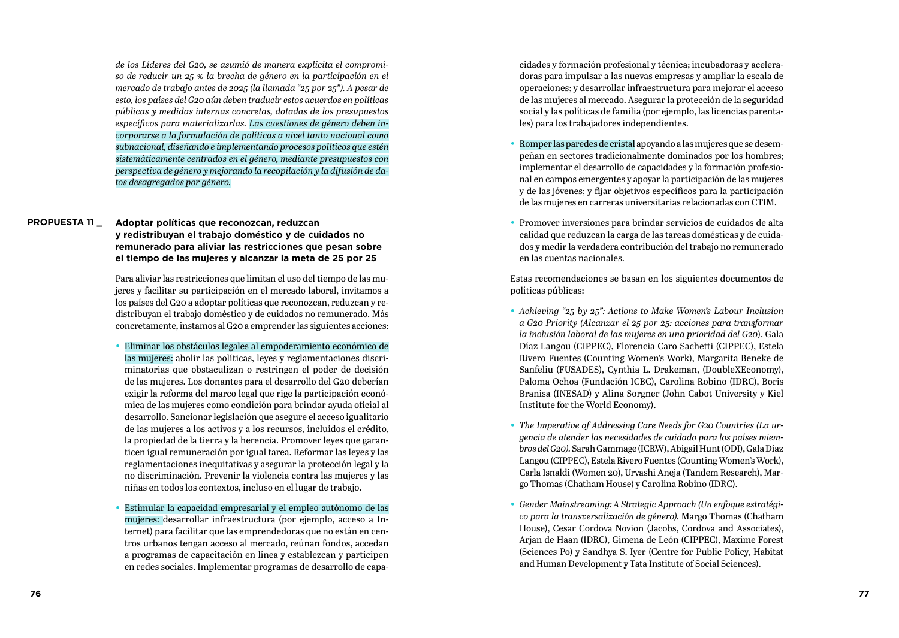*de los Líderes del G20, se asumió de manera explícita el compromiso de reducir un 25 % la brecha de género en la participación en el mercado de trabajo antes de 2025 (la llamada "25 por 25"). A pesar de esto, los países del G20 aún deben traducir estos acuerdos en políticas públicas y medidas internas concretas, dotadas de los presupuestos específicos para materializarlas. Las cuestiones de género deben incorporarse a la formulación de políticas a nivel tanto nacional como subnacional, diseñando e implementando procesos políticos que estén sistemáticamente centrados en el género, mediante presupuestos con perspectiva de género y mejorando la recopilación y la difusión de datos desagregados por género.*

## PROPUESTA 11 _ Adoptar políticas que reconozcan, reduzcan y redistribuyan el trabajo doméstico y de cuidados no remunerado para aliviar las restricciones que pesan sobre el tiempo de las mujeres y alcanzar la meta de 25 por 25

Para aliviar las restricciones que limitan el uso del tiempo de las mujeres y facilitar su participación en el mercado laboral, invitamos a los países del G20 a adoptar políticas que reconozcan, reduzcan y redistribuyan el trabajo doméstico y de cuidados no remunerado. Más concretamente, instamos al G20 a emprender las siguientes acciones:

- Eliminar los obstáculos legales al empoderamiento económico de las mujeres: abolir las políticas, leyes y reglamentaciones discriminatorias que obstaculizan o restringen el poder de decisión de las mujeres. Los donantes para el desarrollo del G20 deberían exigir la reforma del marco legal que rige la participación económica de las mujeres como condición para brindar ayuda oficial al desarrollo. Sancionar legislación que asegure el acceso igualitario de las mujeres a los activos y a los recursos, incluidos el crédito, la propiedad de la tierra y la herencia. Promover leyes que garanticen igual remuneración por igual tarea. Reformar las leyes y las reglamentaciones inequitativas y asegurar la protección legal y la no discriminación. Prevenir la violencia contra las mujeres y las niñas en todos los contextos, incluso en el lugar de trabajo.
- Estimular la capacidad empresarial y el empleo autónomo de las mujeres: desarrollar infraestructura (por ejemplo, acceso a Internet) para facilitar que las emprendedoras que no están en centros urbanos tengan acceso al mercado, reúnan fondos, accedan a programas de capacitación en línea y establezcan y participen en redes sociales. Implementar programas de desarrollo de capacidades y formación profesional y técnica; incubadoras y aceleradoras para impulsar a las nuevas empresas y ampliar la escala de operaciones; y desarrollar infraestructura para mejorar el acceso de las mujeres al mercado. Asegurar la protección de la seguridad social y las políticas de familia (por ejemplo, las licencias parentales) para los trabajadores independientes.
- Romper las paredes de cristal apoyando a las mujeres que se desempeñan en sectores tradicionalmente dominados por los hombres; implementar el desarrollo de capacidades y la formación profesional en campos emergentes y apoyar la participación de las mujeres y de las jóvenes; y fijar objetivos específicos para la participación de las mujeres en carreras universitarias relacionadas con CTIM.
- Promover inversiones para brindar servicios de cuidados de alta calidad que reduzcan la carga de las tareas domésticas y de cuidados y medir la verdadera contribución del trabajo no remunerado en las cuentas nacionales.

Estas recomendaciones se basan en los siguientes documentos de políticas públicas:

- *Achieving "25 by 25": Actions to Make Women's Labour Inclusion a G20 Priority (Alcanzar el 25 por 25: acciones para transformar la inclusión laboral de las mujeres en una prioridad del G20)*. Gala Díaz Langou (CIPPEC), Florencia Caro Sachetti (CIPPEC), Estela Rivero Fuentes (Counting Women's Work), Margarita Beneke de Sanfeliu (FUSADES), Cynthia L. Drakeman, (DoubleXEconomy), Paloma Ochoa (Fundación ICBC), Carolina Robino (IDRC), Boris Branisa (INESAD) y Alina Sorgner (John Cabot University y Kiel Institute for the World Economy).
- *The Imperative of Addressing Care Needs for G20 Countries (La urgencia de atender las necesidades de cuidado para los países miembros del G20).* Sarah Gammage (ICRW), Abigail Hunt (ODI), Gala Díaz Langou (CIPPEC), Estela Rivero Fuentes (Counting Women's Work), Carla Isnaldi (Women 20), Urvashi Aneja (Tandem Research), Margo Thomas (Chatham House) y Carolina Robino (IDRC).
- *Gender Mainstreaming: A Strategic Approach (Un enfoque estratégico para la transversalización de género).* Margo Thomas (Chatham House), Cesar Cordova Novion (Jacobs, Cordova and Associates), Arjan de Haan (IDRC), Gimena de León (CIPPEC), Maxime Forest (Sciences Po) y Sandhya S. Iyer (Centre for Public Policy, Habitat and Human Development y Tata Institute of Social Sciences).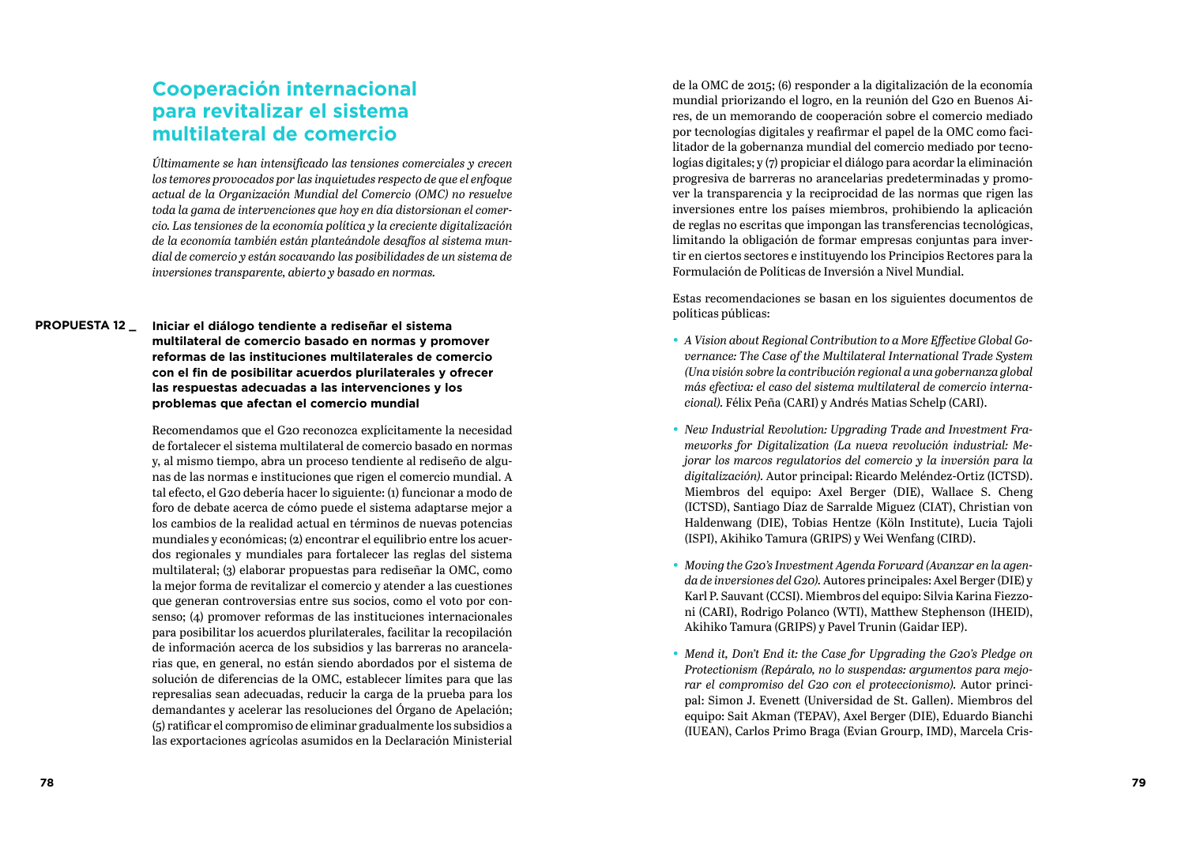## Cooperación internacional para revitalizar el sistema multilateral de comercio

*Últimamente se han intensificado las tensiones comerciales y crecen los temores provocados por las inquietudes respecto de que el enfoque actual de la Organización Mundial del Comercio (OMC) no resuelve toda la gama de intervenciones que hoy en día distorsionan el comercio. Las tensiones de la economía política y la creciente digitalización de la economía también están planteándole desafíos al sistema mundial de comercio y están socavando las posibilidades de un sistema de inversiones transparente, abierto y basado en normas.*

**PROPUESTA 12 _ Iniciar el diálogo tendiente a rediseñar el sistema multilateral de comercio basado en normas y promover reformas de las instituciones multilaterales de comercio con el fin de posibilitar acuerdos plurilaterales y ofrecer las respuestas adecuadas a las intervenciones y los problemas que afectan el comercio mundial**

Recomendamos que el G20 reconozca explícitamente la necesidad de fortalecer el sistema multilateral de comercio basado en normas y, al mismo tiempo, abra un proceso tendiente al rediseño de algunas de las normas e instituciones que rigen el comercio mundial. A tal efecto, el G20 debería hacer lo siguiente: (1) funcionar a modo de foro de debate acerca de cómo puede el sistema adaptarse mejor a los cambios de la realidad actual en términos de nuevas potencias mundiales y económicas; (2) encontrar el equilibrio entre los acuerdos regionales y mundiales para fortalecer las reglas del sistema multilateral; (3) elaborar propuestas para rediseñar la OMC, como la mejor forma de revitalizar el comercio y atender a las cuestiones que generan controversias entre sus socios, como el voto por consenso; (4) promover reformas de las instituciones internacionales para posibilitar los acuerdos plurilaterales, facilitar la recopilación de información acerca de los subsidios y las barreras no arancelarias que, en general, no están siendo abordados por el sistema de solución de diferencias de la OMC, establecer límites para que las represalias sean adecuadas, reducir la carga de la prueba para los demandantes y acelerar las resoluciones del Órgano de Apelación; (5) ratificar el compromiso de eliminar gradualmente los subsidios a las exportaciones agrícolas asumidos en la Declaración Ministerial de la OMC de 2015; (6) responder a la digitalización de la economía mundial priorizando el logro, en la reunión del G20 en Buenos Aires, de un memorando de cooperación sobre el comercio mediado por tecnologías digitales y reafirmar el papel de la OMC como facilitador de la gobernanza mundial del comercio mediado por tecnologías digitales; y (7) propiciar el diálogo para acordar la eliminación progresiva de barreras no arancelarias predeterminadas y promover la transparencia y la reciprocidad de las normas que rigen las inversiones entre los países miembros, prohibiendo la aplicación de reglas no escritas que impongan las transferencias tecnológicas, limitando la obligación de formar empresas conjuntas para invertir en ciertos sectores e instituyendo los Principios Rectores para la Formulación de Políticas de Inversión a Nivel Mundial.

Estas recomendaciones se basan en los siguientes documentos de políticas públicas:

- *A Vision about Regional Contribution to a More Effective Global Governance: The Case of the Multilateral International Trade System (Una visión sobre la contribución regional a una gobernanza global más efectiva: el caso del sistema multilateral de comercio internacional).* Félix Peña (CARI) y Andrés Matias Schelp (CARI).
- *New Industrial Revolution: Upgrading Trade and Investment Frameworks for Digitalization (La nueva revolución industrial: Mejorar los marcos regulatorios del comercio y la inversión para la digitalización).* Autor principal: Ricardo Meléndez-Ortiz (ICTSD). Miembros del equipo: Axel Berger (DIE), Wallace S. Cheng (ICTSD), Santiago Díaz de Sarralde Miguez (CIAT), Christian von Haldenwang (DIE), Tobias Hentze (Köln Institute), Lucia Tajoli (ISPI), Akihiko Tamura (GRIPS) y Wei Wenfang (CIRD).
- *Moving the G20's Investment Agenda Forward (Avanzar en la agenda de inversiones del G20).* Autores principales: Axel Berger (DIE) y Karl P. Sauvant (CCSI). Miembros del equipo: Silvia Karina Fiezzoni (CARI), Rodrigo Polanco (WTI), Matthew Stephenson (IHEID), Akihiko Tamura (GRIPS) y Pavel Trunin (Gaidar IEP).
- *Mend it, Don't End it: the Case for Upgrading the G20's Pledge on Protectionism (Repáralo, no lo suspendas: argumentos para mejorar el compromiso del G20 con el proteccionismo).* Autor principal: Simon J. Evenett (Universidad de St. Gallen). Miembros del equipo: Sait Akman (TEPAV), Axel Berger (DIE), Eduardo Bianchi (IUEAN), Carlos Primo Braga (Evian Grourp, IMD), Marcela Cris-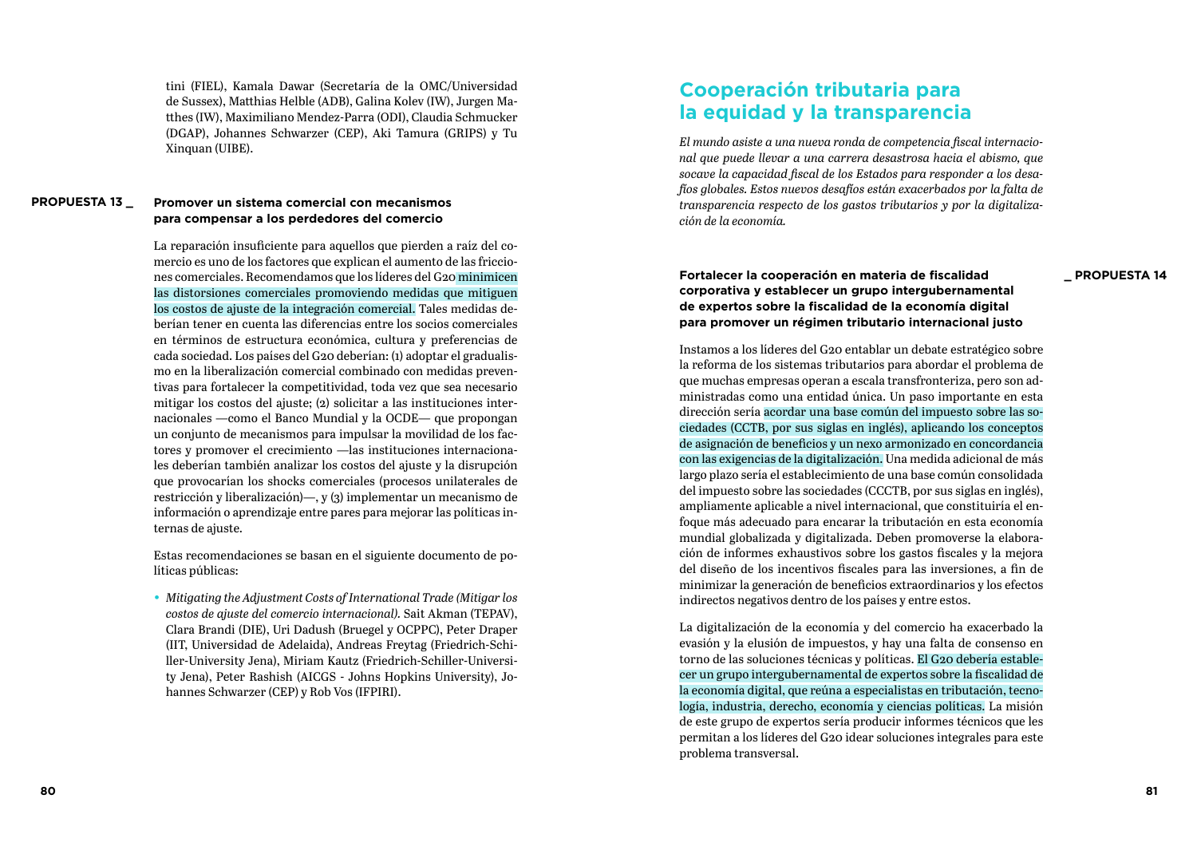tini (FIEL), Kamala Dawar (Secretaría de la OMC/Universidad de Sussex), Matthias Helble (ADB), Galina Kolev (IW), Jurgen Matthes (IW), Maximiliano Mendez-Parra (ODI), Claudia Schmucker (DGAP), Johannes Schwarzer (CEP), Aki Tamura (GRIPS) y Tu Xinquan (UIBE).

### PROPUESTA 13 _ Promover un sistema comercial con mecanismos para compensar a los perdedores del comercio

La reparación insuficiente para aquellos que pierden a raíz del comercio es uno de los factores que explican el aumento de las fricciones comerciales. Recomendamos que los líderes del G20 minimicen las distorsiones comerciales promoviendo medidas que mitiguen los costos de ajuste de la integración comercial. Tales medidas deberían tener en cuenta las diferencias entre los socios comerciales en términos de estructura económica, cultura y preferencias de cada sociedad. Los países del G20 deberían: (1) adoptar el gradualismo en la liberalización comercial combinado con medidas preventivas para fortalecer la competitividad, toda vez que sea necesario mitigar los costos del ajuste; (2) solicitar a las instituciones internacionales —como el Banco Mundial y la OCDE— que propongan un conjunto de mecanismos para impulsar la movilidad de los factores y promover el crecimiento —las instituciones internacionales deberían también analizar los costos del ajuste y la disrupción que provocarían los shocks comerciales (procesos unilaterales de restricción y liberalización)—, y (3) implementar un mecanismo de información o aprendizaje entre pares para mejorar las políticas internas de ajuste.

Estas recomendaciones se basan en el siguiente documento de políticas públicas:

- *Mitigating the Adjustment Costs of International Trade (Mitigar los costos de ajuste del comercio internacional).* Sait Akman (TEPAV), Clara Brandi (DIE), Uri Dadush (Bruegel y OCPPC), Peter Draper (IIT, Universidad de Adelaida), Andreas Freytag (Friedrich-Schiller-University Jena), Miriam Kautz (Friedrich-Schiller-University Jena), Peter Rashish (AICGS - Johns Hopkins University), Johannes Schwarzer (CEP) y Rob Vos (IFPIRI).

## Cooperación tributaria para la equidad y la transparencia

*El mundo asiste a una nueva ronda de competencia fiscal internacional que puede llevar a una carrera desastrosa hacia el abismo, que socave la capacidad fiscal de los Estados para responder a los desafíos globales. Estos nuevos desafíos están exacerbados por la falta de transparencia respecto de los gastos tributarios y por la digitalización de la economía.*

### _ PROPUESTA 14 Fortalecer la cooperación en materia de fiscalidad corporativa y establecer un grupo intergubernamental de expertos sobre la fiscalidad de la economía digital para promover un régimen tributario internacional justo

Instamos a los líderes del G20 entablar un debate estratégico sobre la reforma de los sistemas tributarios para abordar el problema de que muchas empresas operan a escala transfronteriza, pero son administradas como una entidad única. Un paso importante en esta dirección sería acordar una base común del impuesto sobre las sociedades (CCTB, por sus siglas en inglés), aplicando los conceptos de asignación de beneficios y un nexo armonizado en concordancia con las exigencias de la digitalización. Una medida adicional de más largo plazo sería el establecimiento de una base común consolidada del impuesto sobre las sociedades (CCCTB, por sus siglas en inglés), ampliamente aplicable a nivel internacional, que constituiría el enfoque más adecuado para encarar la tributación en esta economía mundial globalizada y digitalizada. Deben promoverse la elaboración de informes exhaustivos sobre los gastos fiscales y la mejora del diseño de los incentivos fiscales para las inversiones, a fin de minimizar la generación de beneficios extraordinarios y los efectos indirectos negativos dentro de los países y entre estos.

La digitalización de la economía y del comercio ha exacerbado la evasión y la elusión de impuestos, y hay una falta de consenso en torno de las soluciones técnicas y políticas. El G20 debería establecer un grupo intergubernamental de expertos sobre la fiscalidad de la economía digital, que reúna a especialistas en tributación, tecnología, industria, derecho, economía y ciencias políticas. La misión de este grupo de expertos sería producir informes técnicos que les permitan a los líderes del G20 idear soluciones integrales para este problema transversal.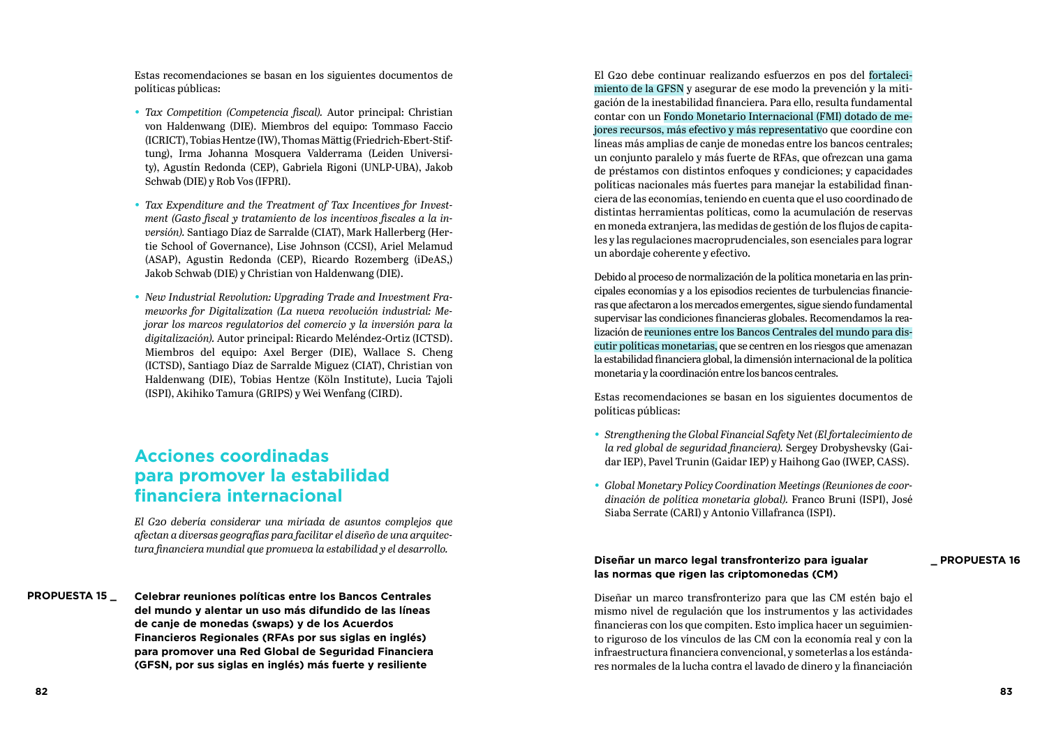Estas recomendaciones se basan en los siguientes documentos de políticas públicas:

- *Tax Competition (Competencia fiscal).* Autor principal: Christian von Haldenwang (DIE). Miembros del equipo: Tommaso Faccio (ICRICT), Tobias Hentze (IW), Thomas Mättig (Friedrich-Ebert-Stiftung), Irma Johanna Mosquera Valderrama (Leiden University), Agustín Redonda (CEP), Gabriela Rigoni (UNLP-UBA), Jakob Schwab (DIE) y Rob Vos (IFPRI).
- *Tax Expenditure and the Treatment of Tax Incentives for Investment (Gasto fiscal y tratamiento de los incentivos fiscales a la inversión).* Santiago Díaz de Sarralde (CIAT), Mark Hallerberg (Hertie School of Governance), Lise Johnson (CCSI), Ariel Melamud (ASAP), Agustin Redonda (CEP), Ricardo Rozemberg (iDeAS,) Jakob Schwab (DIE) y Christian von Haldenwang (DIE).
- *New Industrial Revolution: Upgrading Trade and Investment Frameworks for Digitalization (La nueva revolución industrial: Mejorar los marcos regulatorios del comercio y la inversión para la digitalización).* Autor principal: Ricardo Meléndez-Ortiz (ICTSD). Miembros del equipo: Axel Berger (DIE), Wallace S. Cheng (ICTSD), Santiago Díaz de Sarralde Miguez (CIAT), Christian von Haldenwang (DIE), Tobias Hentze (Köln Institute), Lucia Tajoli (ISPI), Akihiko Tamura (GRIPS) y Wei Wenfang (CIRD).

## Acciones coordinadas para promover la estabilidad financiera internacional

*El G20 debería considerar una miríada de asuntos complejos que afectan a diversas geografías para facilitar el diseño de una arquitectura financiera mundial que promueva la estabilidad y el desarrollo.*

**PROPUESTA 15 _ Celebrar reuniones políticas entre los Bancos Centrales del mundo y alentar un uso más difundido de las líneas de canje de monedas (swaps) y de los Acuerdos Financieros Regionales (RFAs por sus siglas en inglés) para promover una Red Global de Seguridad Financiera (GFSN, por sus siglas en inglés) más fuerte y resiliente**

El G20 debe continuar realizando esfuerzos en pos del fortalecimiento de la GFSN y asegurar de ese modo la prevención y la mitigación de la inestabilidad financiera. Para ello, resulta fundamental contar con un Fondo Monetario Internacional (FMI) dotado de mejores recursos, más efectivo y más representativo que coordine con líneas más amplias de canje de monedas entre los bancos centrales; un conjunto paralelo y más fuerte de RFAs, que ofrezcan una gama de préstamos con distintos enfoques y condiciones; y capacidades políticas nacionales más fuertes para manejar la estabilidad financiera de las economías, teniendo en cuenta que el uso coordinado de distintas herramientas políticas, como la acumulación de reservas en moneda extranjera, las medidas de gestión de los flujos de capitales y las regulaciones macroprudenciales, son esenciales para lograr un abordaje coherente y efectivo.

Debido al proceso de normalización de la política monetaria en las principales economías y a los episodios recientes de turbulencias financieras que afectaron a los mercados emergentes, sigue siendo fundamental supervisar las condiciones financieras globales. Recomendamos la realización de reuniones entre los Bancos Centrales del mundo para discutir políticas monetarias, que se centren en los riesgos que amenazan la estabilidad financiera global, la dimensión internacional de la política monetaria y la coordinación entre los bancos centrales.

Estas recomendaciones se basan en los siguientes documentos de políticas públicas:

- *Strengthening the Global Financial Safety Net (El fortalecimiento de la red global de seguridad financiera).* Sergey Drobyshevsky (Gaidar IEP), Pavel Trunin (Gaidar IEP) y Haihong Gao (IWEP, CASS).
- *Global Monetary Policy Coordination Meetings (Reuniones de coordinación de política monetaria global).* Franco Bruni (ISPI), José Siaba Serrate (CARI) y Antonio Villafranca (ISPI).

**Diseñar un marco legal transfronterizo para igualar las normas que rigen las criptomonedas (CM) _ PROPUESTA 16**

Diseñar un marco transfronterizo para que las CM estén bajo el mismo nivel de regulación que los instrumentos y las actividades financieras con los que compiten. Esto implica hacer un seguimiento riguroso de los vínculos de las CM con la economía real y con la infraestructura financiera convencional, y someterlas a los estándares normales de la lucha contra el lavado de dinero y la financiación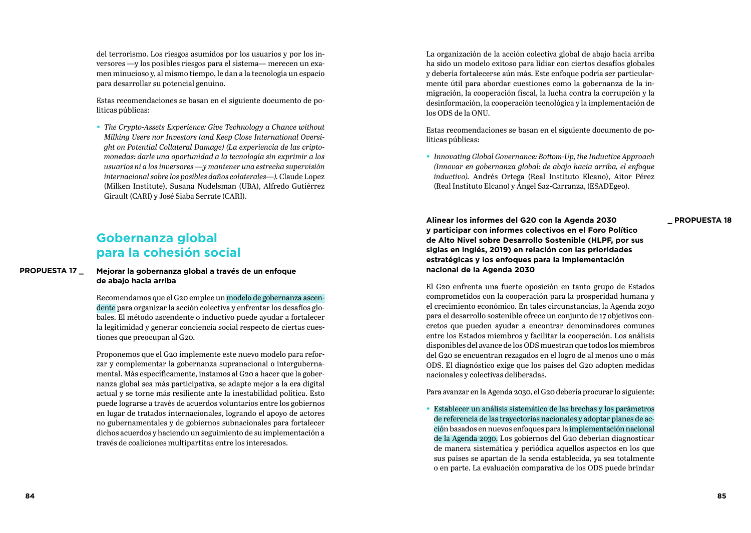del terrorismo. Los riesgos asumidos por los usuarios y por los inversores —y los posibles riesgos para el sistema— merecen un examen minucioso y, al mismo tiempo, le dan a la tecnología un espacio para desarrollar su potencial genuino.

Estas recomendaciones se basan en el siguiente documento de políticas públicas:

- *The Crypto-Assets Experience: Give Technology a Chance without Milking Users nor Investors (and Keep Close International Oversight on Potential Collateral Damage) (La experiencia de las criptomonedas: darle una oportunidad a la tecnología sin exprimir a los usuarios ni a los inversores —y mantener una estrecha supervisión internacional sobre los posibles daños colaterales—).* Claude Lopez (Milken Institute), Susana Nudelsman (UBA), Alfredo Gutiérrez Girault (CARI) y José Siaba Serrate (CARI).

## Gobernanza global para la cohesión social

**PROPUESTA 17 _ Mejorar la gobernanza global a través de un enfoque de abajo hacia arriba**

Recomendamos que el G20 emplee un modelo de gobernanza ascendente para organizar la acción colectiva y enfrentar los desafíos globales. El método ascendente o inductivo puede ayudar a fortalecer la legitimidad y generar conciencia social respecto de ciertas cuestiones que preocupan al G20.

Proponemos que el G20 implemente este nuevo modelo para reforzar y complementar la gobernanza supranacional o intergubernamental. Más específicamente, instamos al G20 a hacer que la gobernanza global sea más participativa, se adapte mejor a la era digital actual y se torne más resiliente ante la inestabilidad política. Esto puede lograrse a través de acuerdos voluntarios entre los gobiernos en lugar de tratados internacionales, logrando el apoyo de actores no gubernamentales y de gobiernos subnacionales para fortalecer dichos acuerdos y haciendo un seguimiento de su implementación a través de coaliciones multipartitas entre los interesados.

La organización de la acción colectiva global de abajo hacia arriba ha sido un modelo exitoso para lidiar con ciertos desafíos globales y debería fortalecerse aún más. Este enfoque podría ser particularmente útil para abordar cuestiones como la gobernanza de la inmigración, la cooperación fiscal, la lucha contra la corrupción y la desinformación, la cooperación tecnológica y la implementación de los ODS de la ONU.

Estas recomendaciones se basan en el siguiente documento de políticas públicas:

- *Innovating Global Governance: Bottom-Up, the Inductive Approach (Innovar en gobernanza global: de abajo hacia arriba, el enfoque inductivo).* Andrés Ortega (Real Instituto Elcano), Aitor Pérez (Real Instituto Elcano) y Ángel Saz-Carranza, (ESADEgeo).

**_ PROPUESTA 18 Alinear los informes del G20 con la Agenda 2030 y participar con informes colectivos en el Foro Político de Alto Nivel sobre Desarrollo Sostenible (HLPF, por sus siglas en inglés, 2019) en relación con las prioridades estratégicas y los enfoques para la implementación nacional de la Agenda 2030**

El G20 enfrenta una fuerte oposición en tanto grupo de Estados comprometidos con la cooperación para la prosperidad humana y el crecimiento económico. En tales circunstancias, la Agenda 2030 para el desarrollo sostenible ofrece un conjunto de 17 objetivos concretos que pueden ayudar a encontrar denominadores comunes entre los Estados miembros y facilitar la cooperación. Los análisis disponibles del avance de los ODS muestran que todos los miembros del G20 se encuentran rezagados en el logro de al menos uno o más ODS. El diagnóstico exige que los países del G20 adopten medidas nacionales y colectivas deliberadas.

Para avanzar en la Agenda 2030, el G20 debería procurar lo siguiente:

- Establecer un análisis sistemático de las brechas y los parámetros de referencia de las trayectorias nacionales y adoptar planes de acción basados en nuevos enfoques para la implementación nacional de la Agenda 2030. Los gobiernos del G20 deberían diagnosticar de manera sistemática y periódica aquellos aspectos en los que sus países se apartan de la senda establecida, ya sea totalmente o en parte. La evaluación comparativa de los ODS puede brindar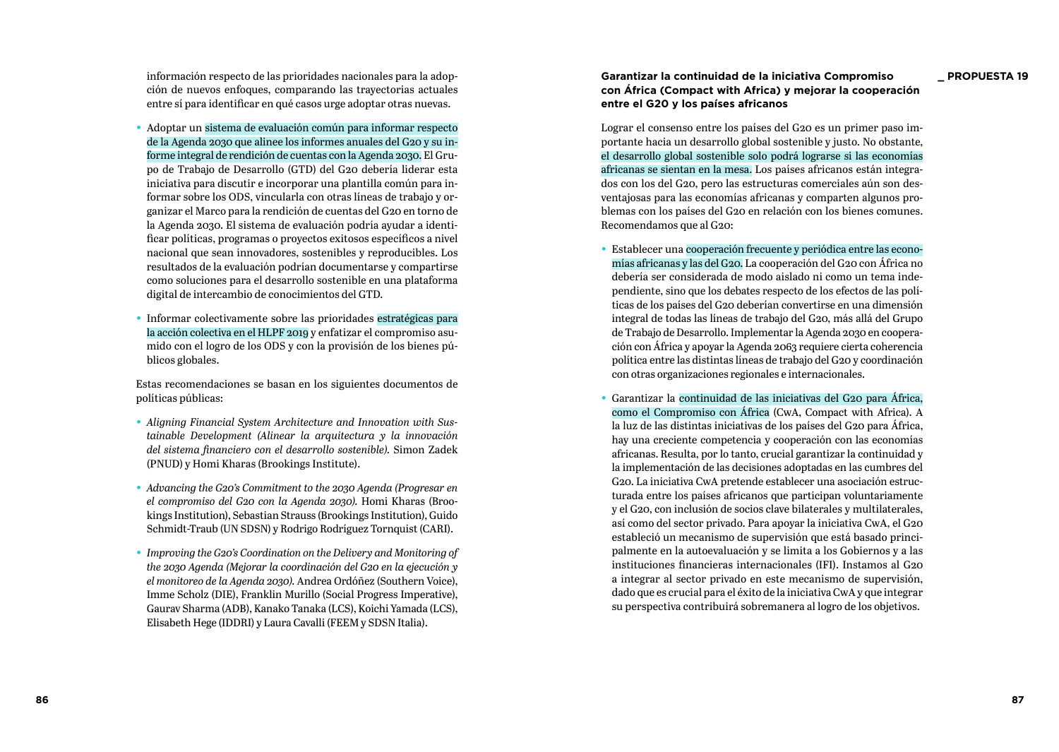información respecto de las prioridades nacionales para la adopción de nuevos enfoques, comparando las trayectorias actuales entre sí para identificar en qué casos urge adoptar otras nuevas.

- Adoptar un sistema de evaluación común para informar respecto de la Agenda 2030 que alinee los informes anuales del G20 y su informe integral de rendición de cuentas con la Agenda 2030. El Grupo de Trabajo de Desarrollo (GTD) del G20 debería liderar esta iniciativa para discutir e incorporar una plantilla común para informar sobre los ODS, vincularla con otras líneas de trabajo y organizar el Marco para la rendición de cuentas del G20 en torno de la Agenda 2030. El sistema de evaluación podría ayudar a identificar políticas, programas o proyectos exitosos específicos a nivel nacional que sean innovadores, sostenibles y reproducibles. Los resultados de la evaluación podrían documentarse y compartirse como soluciones para el desarrollo sostenible en una plataforma digital de intercambio de conocimientos del GTD.

- Informar colectivamente sobre las prioridades estratégicas para la acción colectiva en el HLPF 2019 y enfatizar el compromiso asumido con el logro de los ODS y con la provisión de los bienes públicos globales.

Estas recomendaciones se basan en los siguientes documentos de políticas públicas:

- *Aligning Financial System Architecture and Innovation with Sustainable Development (Alinear la arquitectura y la innovación del sistema financiero con el desarrollo sostenible).* Simon Zadek (PNUD) y Homi Kharas (Brookings Institute).

- *Advancing the G20's Commitment to the 2030 Agenda (Progresar en el compromiso del G20 con la Agenda 2030).* Homi Kharas (Brookings Institution), Sebastian Strauss (Brookings Institution), Guido Schmidt-Traub (UN SDSN) y Rodrigo Rodríguez Tornquist (CARI).

- *Improving the G20's Coordination on the Delivery and Monitoring of the 2030 Agenda (Mejorar la coordinación del G20 en la ejecución y el monitoreo de la Agenda 2030).* Andrea Ordóñez (Southern Voice), Imme Scholz (DIE), Franklin Murillo (Social Progress Imperative), Gaurav Sharma (ADB), Kanako Tanaka (LCS), Koichi Yamada (LCS), Elisabeth Hege (IDDRI) y Laura Cavalli (FEEM y SDSN Italia).

## _ PROPUESTA 19

### Garantizar la continuidad de la iniciativa Compromiso con África (Compact with Africa) y mejorar la cooperación entre el G20 y los países africanos

Lograr el consenso entre los países del G20 es un primer paso importante hacia un desarrollo global sostenible y justo. No obstante, el desarrollo global sostenible solo podrá lograrse si las economías africanas se sientan en la mesa. Los países africanos están integrados con los del G20, pero las estructuras comerciales aún son desventajosas para las economías africanas y comparten algunos problemas con los países del G20 en relación con los bienes comunes. Recomendamos que al G20:

- Establecer una cooperación frecuente y periódica entre las economías africanas y las del G20. La cooperación del G20 con África no debería ser considerada de modo aislado ni como un tema independiente, sino que los debates respecto de los efectos de las políticas de los países del G20 deberían convertirse en una dimensión integral de todas las líneas de trabajo del G20, más allá del Grupo de Trabajo de Desarrollo. Implementar la Agenda 2030 en cooperación con África y apoyar la Agenda 2063 requiere cierta coherencia política entre las distintas líneas de trabajo del G20 y coordinación con otras organizaciones regionales e internacionales.

- Garantizar la continuidad de las iniciativas del G20 para África, como el Compromiso con África (CwA, Compact with Africa). A la luz de las distintas iniciativas de los países del G20 para África, hay una creciente competencia y cooperación con las economías africanas. Resulta, por lo tanto, crucial garantizar la continuidad y la implementación de las decisiones adoptadas en las cumbres del G20. La iniciativa CwA pretende establecer una asociación estructurada entre los países africanos que participan voluntariamente y el G20, con inclusión de socios clave bilaterales y multilaterales, así como del sector privado. Para apoyar la iniciativa CwA, el G20 estableció un mecanismo de supervisión que está basado principalmente en la autoevaluación y se limita a los Gobiernos y a las instituciones financieras internacionales (IFI). Instamos al G20 a integrar al sector privado en este mecanismo de supervisión, dado que es crucial para el éxito de la iniciativa CwA y que integrar su perspectiva contribuirá sobremanera al logro de los objetivos.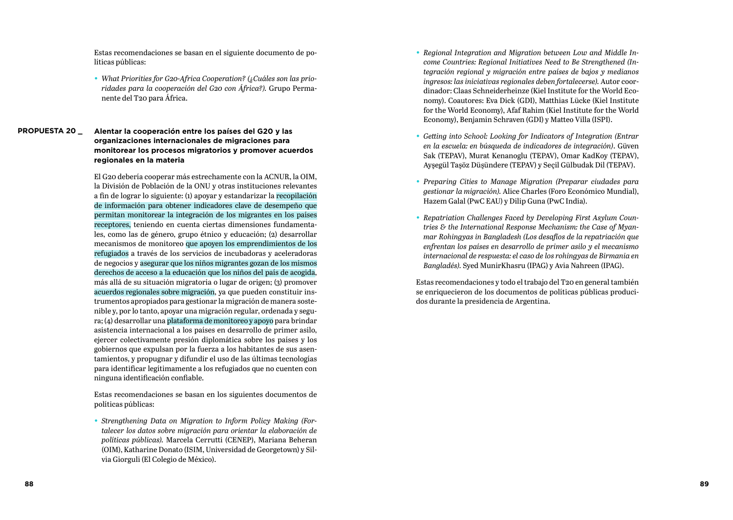Estas recomendaciones se basan en el siguiente documento de políticas públicas:

- *What Priorities for G20-Africa Cooperation? (¿Cuáles son las prioridades para la cooperación del G20 con África?).* Grupo Permanente del T20 para África.

## PROPUESTA 20 _ Alentar la cooperación entre los países del G20 y las organizaciones internacionales de migraciones para monitorear los procesos migratorios y promover acuerdos regionales en la materia

El G20 debería cooperar más estrechamente con la ACNUR, la OIM, la División de Población de la ONU y otras instituciones relevantes a fin de lograr lo siguiente: (1) apoyar y estandarizar la recopilación de información para obtener indicadores clave de desempeño que permitan monitorear la integración de los migrantes en los países receptores, teniendo en cuenta ciertas dimensiones fundamentales, como las de género, grupo étnico y educación; (2) desarrollar mecanismos de monitoreo que apoyen los emprendimientos de los refugiados a través de los servicios de incubadoras y aceleradoras de negocios y asegurar que los niños migrantes gozan de los mismos derechos de acceso a la educación que los niños del país de acogida, más allá de su situación migratoria o lugar de origen; (3) promover acuerdos regionales sobre migración, ya que pueden constituir instrumentos apropiados para gestionar la migración de manera sostenible y, por lo tanto, apoyar una migración regular, ordenada y segura; (4) desarrollar una plataforma de monitoreo y apoyo para brindar asistencia internacional a los países en desarrollo de primer asilo, ejercer colectivamente presión diplomática sobre los países y los gobiernos que expulsan por la fuerza a los habitantes de sus asentamientos, y propugnar y difundir el uso de las últimas tecnologías para identificar legítimamente a los refugiados que no cuenten con ninguna identificación confiable.

Estas recomendaciones se basan en los siguientes documentos de políticas públicas:

- *Strengthening Data on Migration to Inform Policy Making (Fortalecer los datos sobre migración para orientar la elaboración de políticas públicas).* Marcela Cerrutti (CENEP), Mariana Beheran (OIM), Katharine Donato (ISIM, Universidad de Georgetown) y Silvia Giorguli (El Colegio de México).
- *Regional Integration and Migration between Low and Middle Income Countries: Regional Initiatives Need to Be Strengthened (Integración regional y migración entre países de bajos y medianos ingresos: las iniciativas regionales deben fortalecerse).* Autor coordinador: Claas Schneiderheinze (Kiel Institute for the World Economy). Coautores: Eva Dick (GDI), Matthias Lücke (Kiel Institute for the World Economy), Afaf Rahim (Kiel Institute for the World Economy), Benjamin Schraven (GDI) y Matteo Villa (ISPI).
- *Getting into School: Looking for Indicators of Integration (Entrar en la escuela: en búsqueda de indicadores de integración).* Güven Sak (TEPAV), Murat Kenanoglu (TEPAV), Omar KadKoy (TEPAV), Ayşegül Taşöz Düşündere (TEPAV) y Seçil Gülbudak Dil (TEPAV).
- *Preparing Cities to Manage Migration (Preparar ciudades para gestionar la migración).* Alice Charles (Foro Económico Mundial), Hazem Galal (PwC EAU) y Dilip Guna (PwC India).
- *Repatriation Challenges Faced by Developing First Asylum Countries & the International Response Mechanism: the Case of Myanmar Rohingyas in Bangladesh (Los desafíos de la repatriación que enfrentan los países en desarrollo de primer asilo y el mecanismo internacional de respuesta: el caso de los rohingyas de Birmania en Bangladés).* Syed MunirKhasru (IPAG) y Avia Nahreen (IPAG).

Estas recomendaciones y todo el trabajo del T20 en general también se enriquecieron de los documentos de políticas públicas producidos durante la presidencia de Argentina.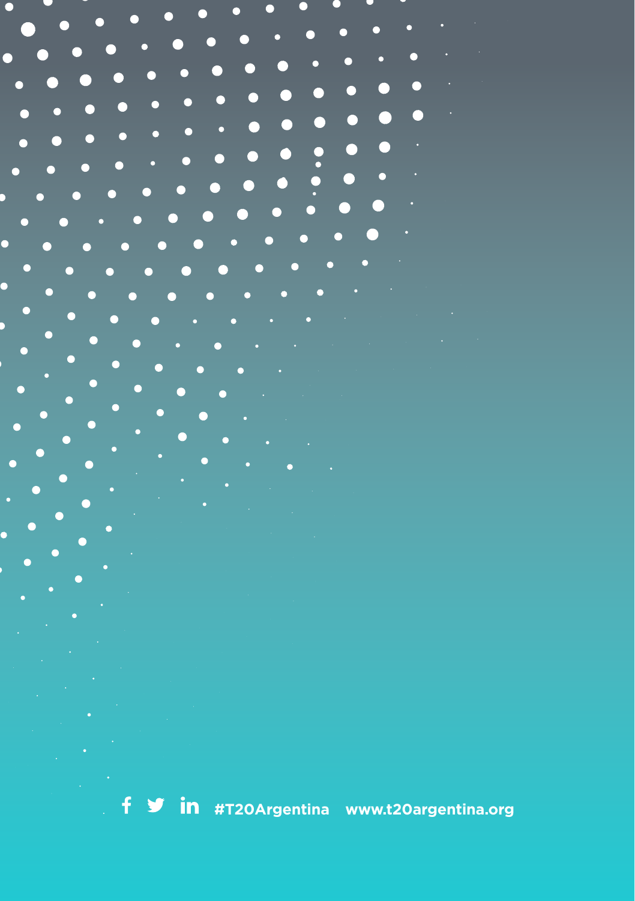#T20Argentina www.t20argentina.org